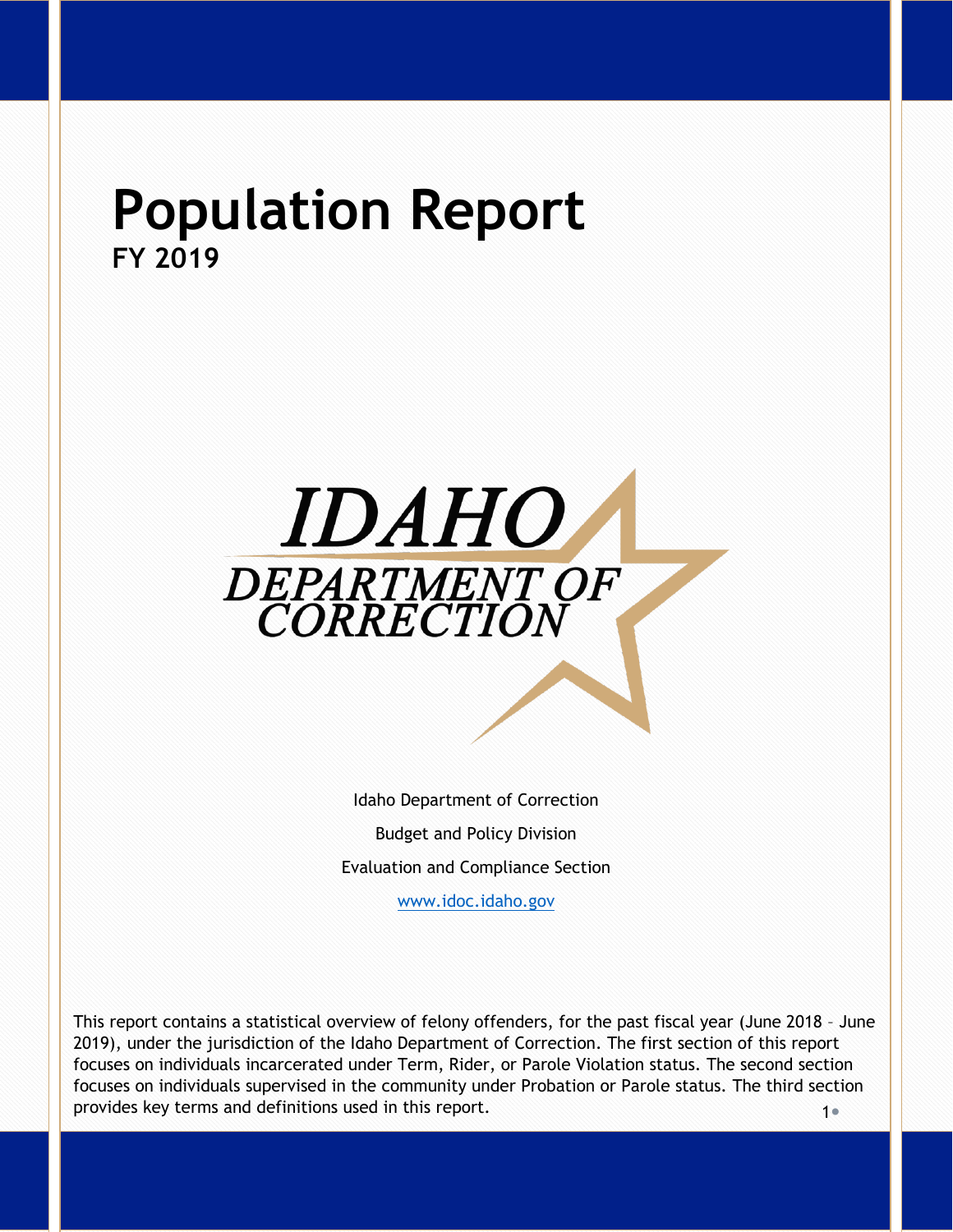# Population Report

**FY 2019**

IDAHO DEPARTMENT OF CORRECTION

Idaho Department of Correction

Budget and Policy Division

Evaluation and Compliance Section

www.idoc.idaho.gov

This report contains a statistical overview of felony offenders, for the past fiscal year (June 2018 – June 2019), under the jurisdiction of the Idaho Department of Correction. The first section of this report focuses on individuals incarcerated under Term, Rider, or Parole Violation status. The second section focuses on individuals supervised in the community under Probation or Parole status. The third section provides key terms and definitions used in this report.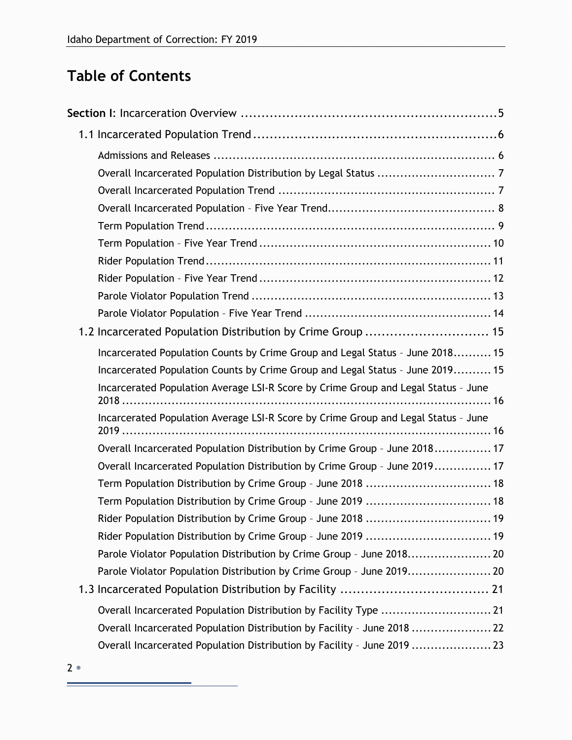# Table of Contents

**Section I**: Incarceration Overview ............................................................... 5

- 1.1 Incarcerated Population Trend ........................................................... 6
  - Admissions and Releases ........................................................................ 6
  - Overall Incarcerated Population Distribution by Legal Status ............................. 7
  - Overall Incarcerated Population Trend ........................................................ 7
  - Overall Incarcerated Population – Five Year Trend.......................................... 8
  - Term Population Trend ........................................................................... 9
  - Term Population – Five Year Trend ........................................................... 10
  - Rider Population Trend .......................................................................... 11
  - Rider Population – Five Year Trend ........................................................... 12
  - Parole Violator Population Trend .............................................................. 13
  - Parole Violator Population – Five Year Trend ................................................ 14
- 1.2 Incarcerated Population Distribution by Crime Group ............................. 15
  - Incarcerated Population Counts by Crime Group and Legal Status – June 2018.......... 15
  - Incarcerated Population Counts by Crime Group and Legal Status – June 2019.......... 15
  - Incarcerated Population Average LSI-R Score by Crime Group and Legal Status – June 2018 ......................................................................................... 16
  - Incarcerated Population Average LSI-R Score by Crime Group and Legal Status – June 2019 ......................................................................................... 16
  - Overall Incarcerated Population Distribution by Crime Group – June 2018............... 17
  - Overall Incarcerated Population Distribution by Crime Group – June 2019............... 17
  - Term Population Distribution by Crime Group – June 2018 ................................ 18
  - Term Population Distribution by Crime Group – June 2019 ................................ 18
  - Rider Population Distribution by Crime Group – June 2018 ................................ 19
  - Rider Population Distribution by Crime Group – June 2019 ................................ 19
  - Parole Violator Population Distribution by Crime Group – June 2018...................... 20
  - Parole Violator Population Distribution by Crime Group – June 2019...................... 20
- 1.3 Incarcerated Population Distribution by Facility .................................... 21
  - Overall Incarcerated Population Distribution by Facility Type ............................ 21
  - Overall Incarcerated Population Distribution by Facility – June 2018 ..................... 22
  - Overall Incarcerated Population Distribution by Facility – June 2019 ..................... 23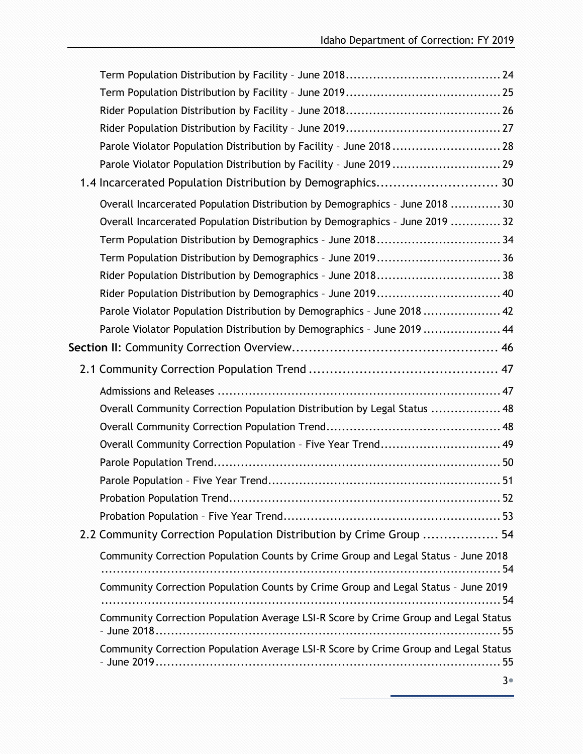Term Population Distribution by Facility – June 2018 ........................................ 24
Term Population Distribution by Facility – June 2019 ........................................ 25
Rider Population Distribution by Facility – June 2018 ........................................ 26
Rider Population Distribution by Facility – June 2019 ........................................ 27
Parole Violator Population Distribution by Facility – June 2018 ............................ 28
Parole Violator Population Distribution by Facility – June 2019 ............................ 29

1.4 Incarcerated Population Distribution by Demographics ............................. 30

Overall Incarcerated Population Distribution by Demographics – June 2018 ............. 30
Overall Incarcerated Population Distribution by Demographics – June 2019 ............. 32
Term Population Distribution by Demographics – June 2018 ................................ 34
Term Population Distribution by Demographics – June 2019 ................................ 36
Rider Population Distribution by Demographics – June 2018 ................................ 38
Rider Population Distribution by Demographics – June 2019 ................................ 40
Parole Violator Population Distribution by Demographics – June 2018 .................... 42
Parole Violator Population Distribution by Demographics – June 2019 .................... 44

**Section II**: Community Correction Overview ................................................. 46

2.1 Community Correction Population Trend ............................................. 47

Admissions and Releases ........................................................................ 47
Overall Community Correction Population Distribution by Legal Status .................. 48
Overall Community Correction Population Trend ............................................ 48
Overall Community Correction Population – Five Year Trend .............................. 49
Parole Population Trend ......................................................................... 50
Parole Population – Five Year Trend ........................................................... 51
Probation Population Trend ..................................................................... 52
Probation Population – Five Year Trend ....................................................... 53

2.2 Community Correction Population Distribution by Crime Group .................. 54

Community Correction Population Counts by Crime Group and Legal Status – June 2018 ........................................................................................... 54
Community Correction Population Counts by Crime Group and Legal Status – June 2019 ........................................................................................... 54
Community Correction Population Average LSI-R Score by Crime Group and Legal Status – June 2018 ........................................................................... 55
Community Correction Population Average LSI-R Score by Crime Group and Legal Status – June 2019 ........................................................................... 55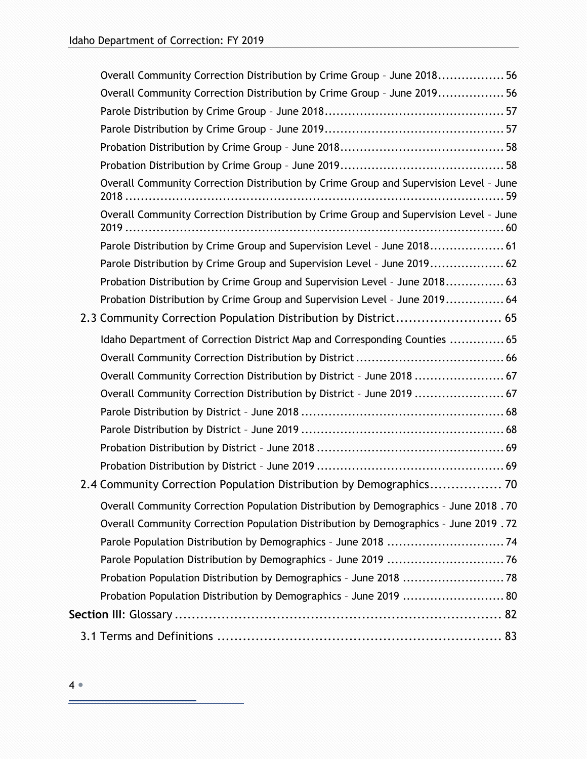Overall Community Correction Distribution by Crime Group – June 2018 ................. 56

Overall Community Correction Distribution by Crime Group – June 2019 ................. 56

Parole Distribution by Crime Group – June 2018 ............................................. 57

Parole Distribution by Crime Group – June 2019 ............................................. 57

Probation Distribution by Crime Group – June 2018 ......................................... 58

Probation Distribution by Crime Group – June 2019 ......................................... 58

Overall Community Correction Distribution by Crime Group and Supervision Level – June 2018 ............................................................................................ 59

Overall Community Correction Distribution by Crime Group and Supervision Level – June 2019 ............................................................................................ 60

Parole Distribution by Crime Group and Supervision Level – June 2018 ................... 61

Parole Distribution by Crime Group and Supervision Level – June 2019 ................... 62

Probation Distribution by Crime Group and Supervision Level – June 2018 ............... 63

Probation Distribution by Crime Group and Supervision Level – June 2019 ............... 64

2.3 Community Correction Population Distribution by District ......................... 65

Idaho Department of Correction District Map and Corresponding Counties ............. 65

Overall Community Correction Distribution by District ..................................... 66

Overall Community Correction Distribution by District – June 2018 ....................... 67

Overall Community Correction Distribution by District – June 2019 ....................... 67

Parole Distribution by District – June 2018 .................................................... 68

Parole Distribution by District – June 2019 .................................................... 68

Probation Distribution by District – June 2018 ................................................ 69

Probation Distribution by District – June 2019 ................................................ 69

2.4 Community Correction Population Distribution by Demographics ................. 70

Overall Community Correction Population Distribution by Demographics – June 2018 . 70

Overall Community Correction Population Distribution by Demographics – June 2019 . 72

Parole Population Distribution by Demographics – June 2018 ............................. 74

Parole Population Distribution by Demographics – June 2019 ............................. 76

Probation Population Distribution by Demographics – June 2018 ......................... 78

Probation Population Distribution by Demographics – June 2019 ......................... 80

**Section III**: Glossary ........................................................................... 82

3.1 Terms and Definitions ................................................................. 83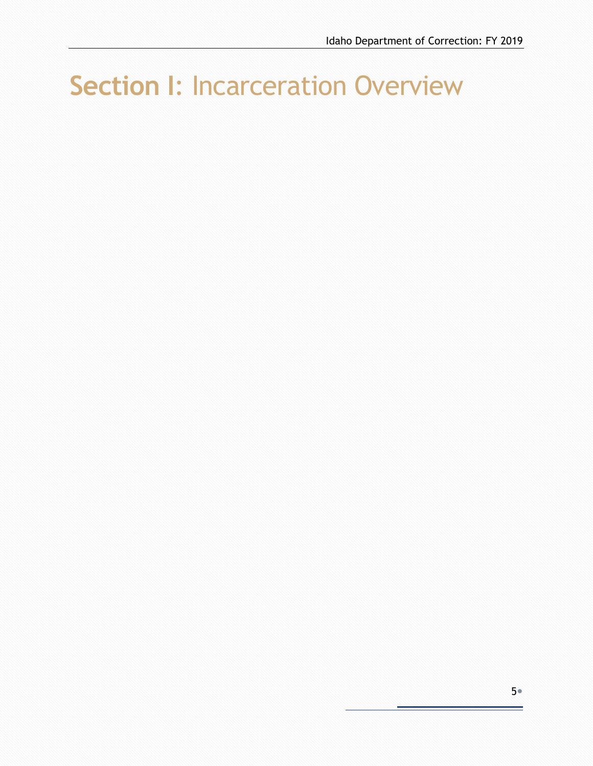# Section I: Incarceration Overview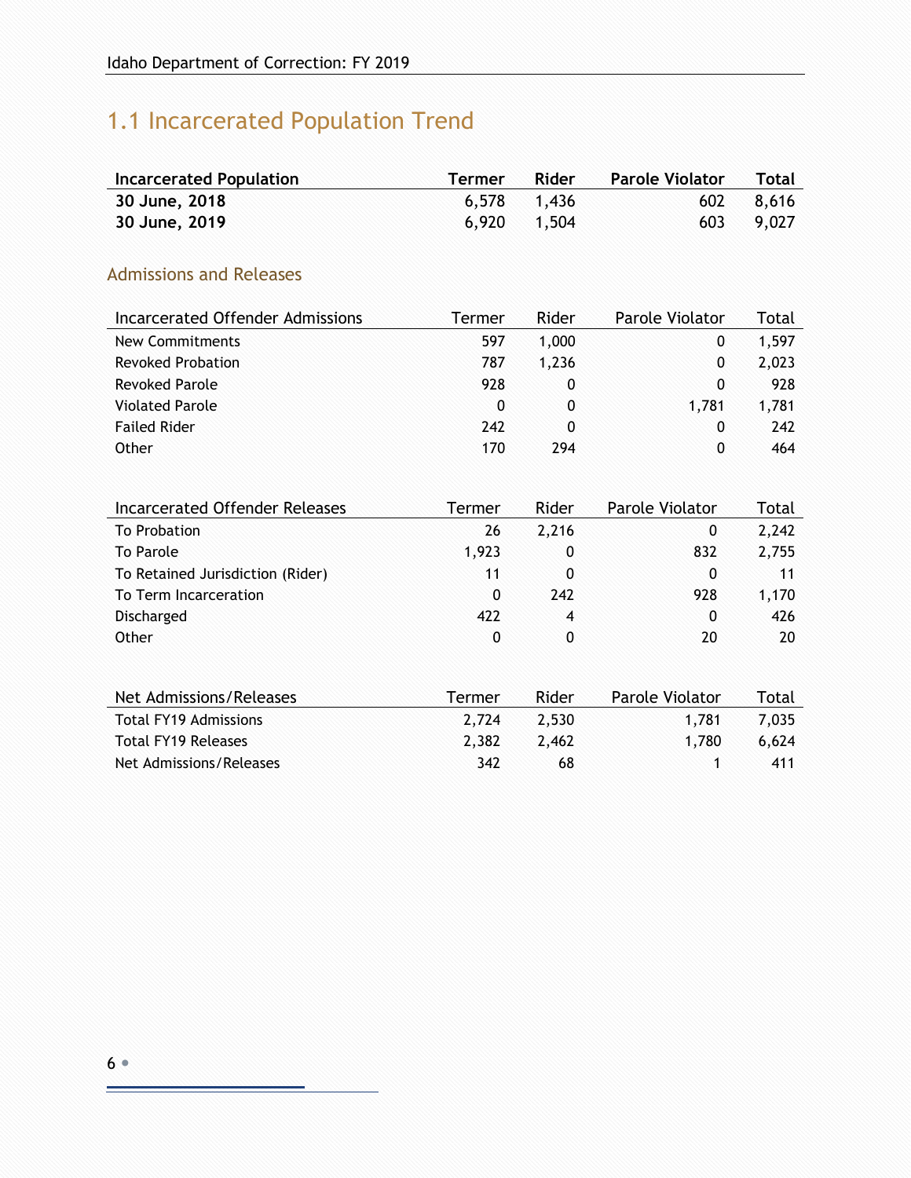## 1.1 Incarcerated Population Trend

| **Incarcerated Population** | **Termer** | **Rider** | **Parole Violator** | **Total** |
|---|---|---|---|---|
| **30 June, 2018** | 6,578 | 1,436 | 602 | 8,616 |
| **30 June, 2019** | 6,920 | 1,504 | 603 | 9,027 |

### Admissions and Releases

| Incarcerated Offender Admissions | Termer | Rider | Parole Violator | Total |
|---|---|---|---|---|
| New Commitments | 597 | 1,000 | 0 | 1,597 |
| Revoked Probation | 787 | 1,236 | 0 | 2,023 |
| Revoked Parole | 928 | 0 | 0 | 928 |
| Violated Parole | 0 | 0 | 1,781 | 1,781 |
| Failed Rider | 242 | 0 | 0 | 242 |
| Other | 170 | 294 | 0 | 464 |

| Incarcerated Offender Releases | Termer | Rider | Parole Violator | Total |
|---|---|---|---|---|
| To Probation | 26 | 2,216 | 0 | 2,242 |
| To Parole | 1,923 | 0 | 832 | 2,755 |
| To Retained Jurisdiction (Rider) | 11 | 0 | 0 | 11 |
| To Term Incarceration | 0 | 242 | 928 | 1,170 |
| Discharged | 422 | 4 | 0 | 426 |
| Other | 0 | 0 | 20 | 20 |

| Net Admissions/Releases | Termer | Rider | Parole Violator | Total |
|---|---|---|---|---|
| Total FY19 Admissions | 2,724 | 2,530 | 1,781 | 7,035 |
| Total FY19 Releases | 2,382 | 2,462 | 1,780 | 6,624 |
| Net Admissions/Releases | 342 | 68 | 1 | 411 |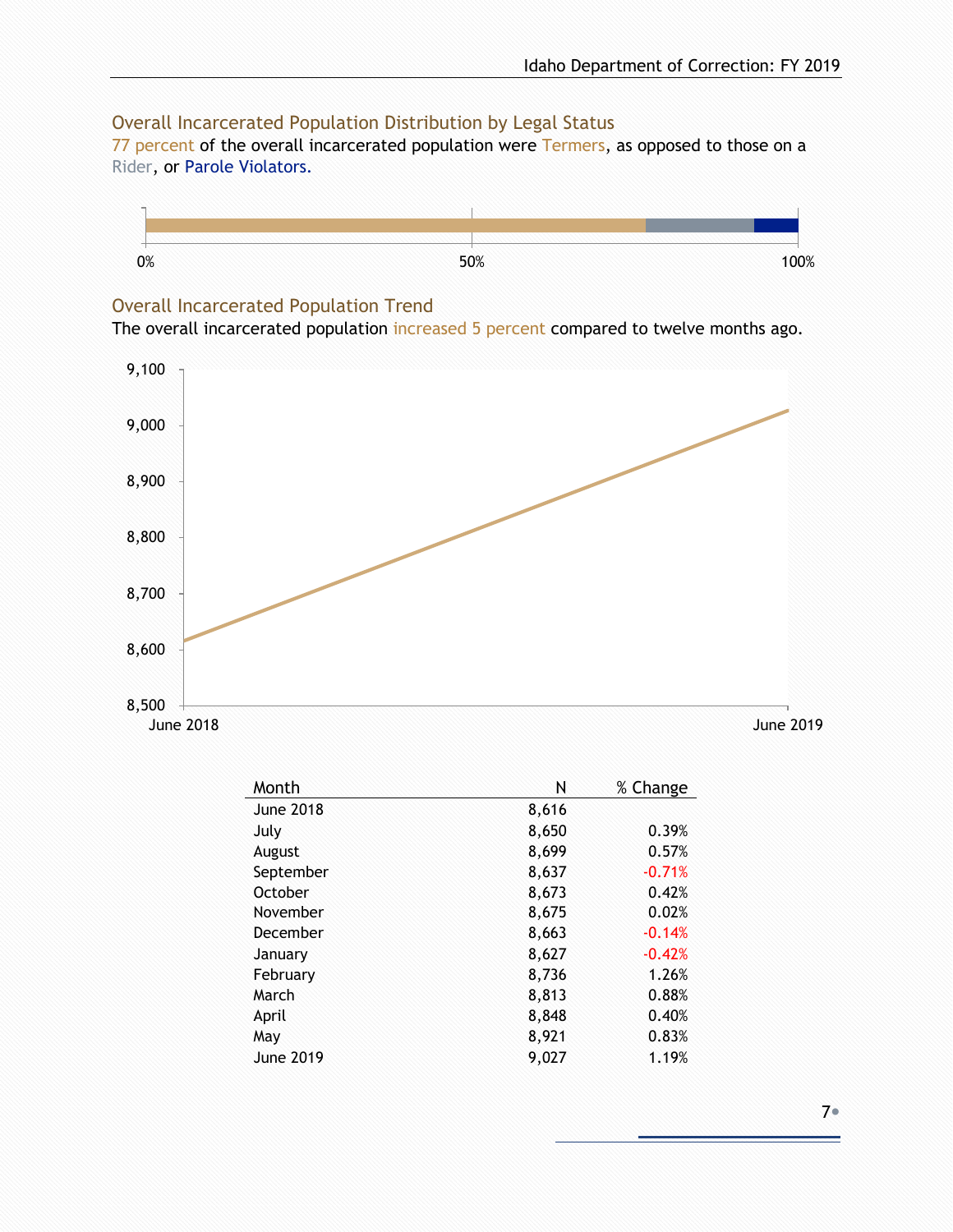## Overall Incarcerated Population Distribution by Legal Status

77 percent of the overall incarcerated population were Termers, as opposed to those on a Rider, or Parole Violators.

## Overall Incarcerated Population Trend

The overall incarcerated population increased 5 percent compared to twelve months ago.

| Month | N | % Change |
|---|---|---|
| June 2018 | 8,616 | |
| July | 8,650 | 0.39% |
| August | 8,699 | 0.57% |
| September | 8,637 | -0.71% |
| October | 8,673 | 0.42% |
| November | 8,675 | 0.02% |
| December | 8,663 | -0.14% |
| January | 8,627 | -0.42% |
| February | 8,736 | 1.26% |
| March | 8,813 | 0.88% |
| April | 8,848 | 0.40% |
| May | 8,921 | 0.83% |
| June 2019 | 9,027 | 1.19% |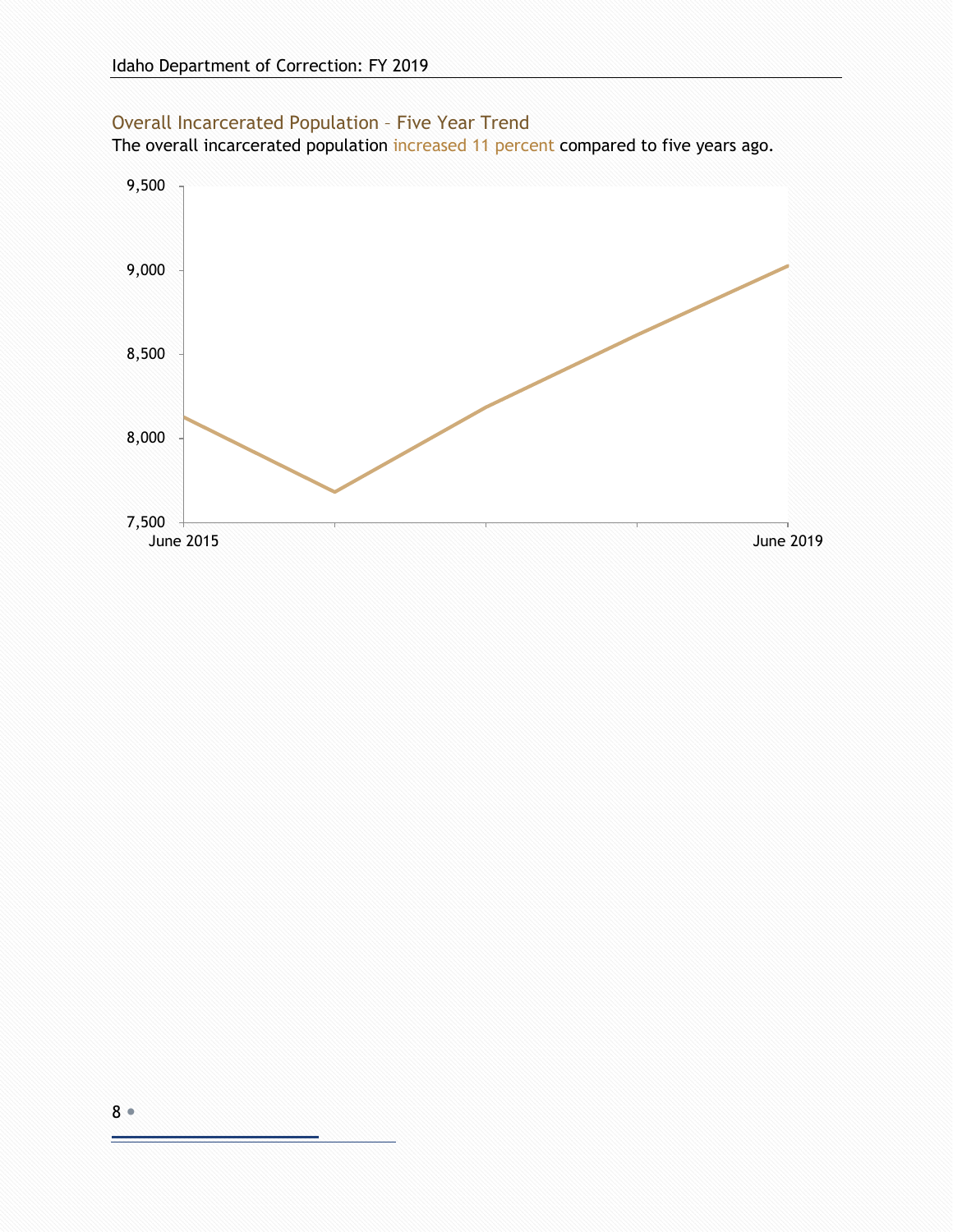## Overall Incarcerated Population – Five Year Trend

The overall incarcerated population increased 11 percent compared to five years ago.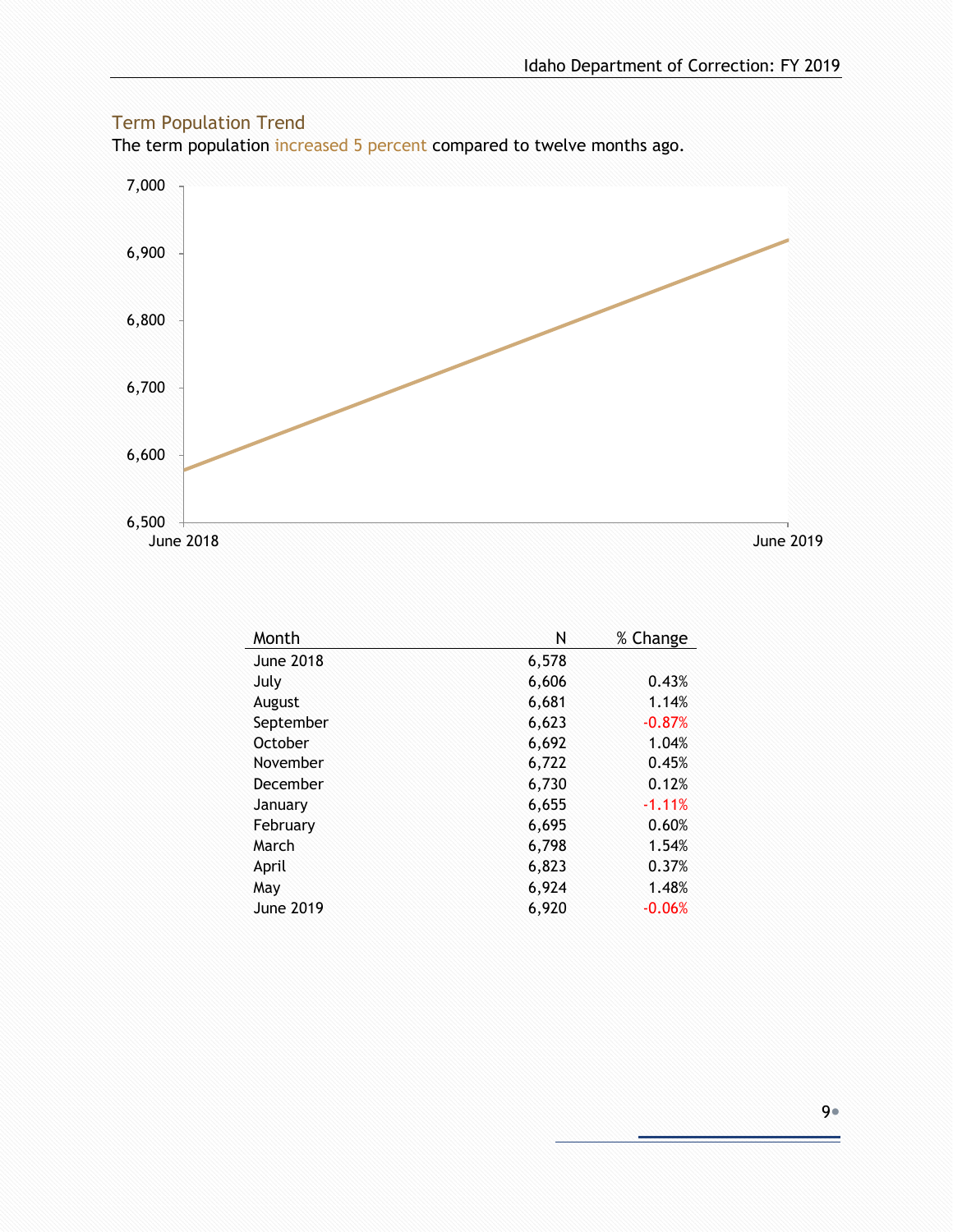## Term Population Trend

The term population increased 5 percent compared to twelve months ago.

| Month | N | % Change |
|---|---|---|
| June 2018 | 6,578 | |
| July | 6,606 | 0.43% |
| August | 6,681 | 1.14% |
| September | 6,623 | -0.87% |
| October | 6,692 | 1.04% |
| November | 6,722 | 0.45% |
| December | 6,730 | 0.12% |
| January | 6,655 | -1.11% |
| February | 6,695 | 0.60% |
| March | 6,798 | 1.54% |
| April | 6,823 | 0.37% |
| May | 6,924 | 1.48% |
| June 2019 | 6,920 | -0.06% |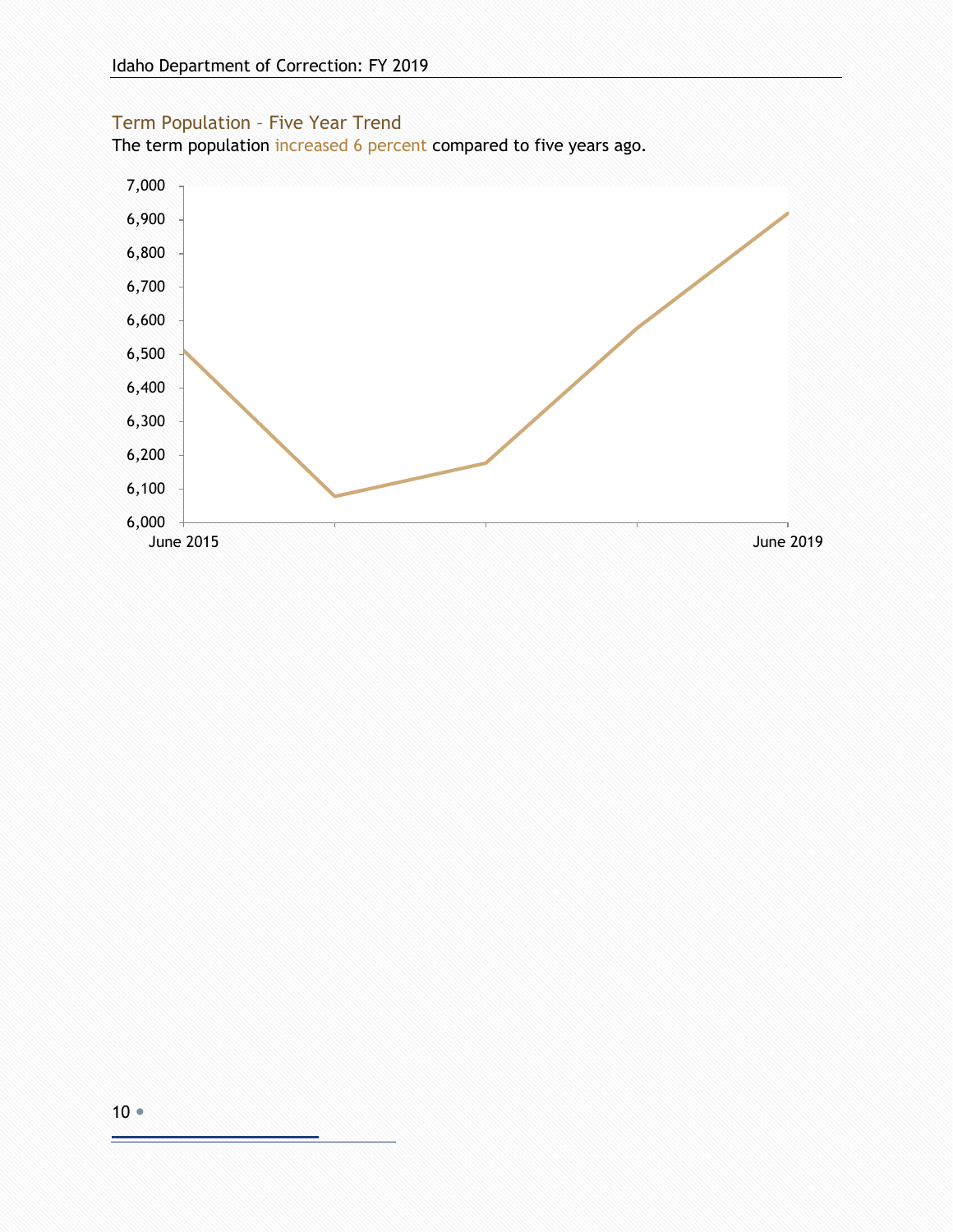## Term Population – Five Year Trend

The term population increased 6 percent compared to five years ago.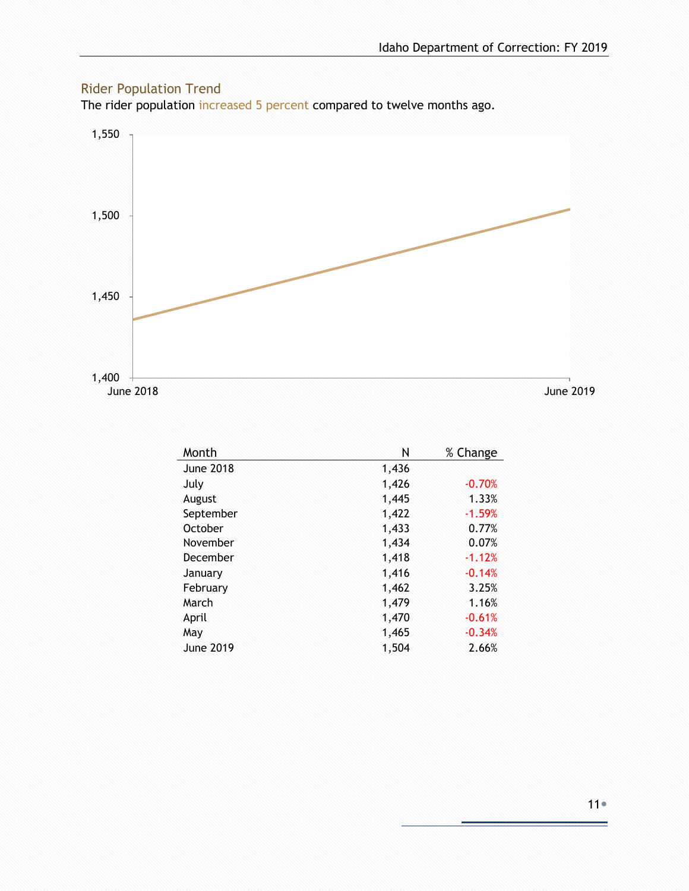## Rider Population Trend

The rider population increased 5 percent compared to twelve months ago.

| Month | N | % Change |
|---|---|---|
| June 2018 | 1,436 | |
| July | 1,426 | -0.70% |
| August | 1,445 | 1.33% |
| September | 1,422 | -1.59% |
| October | 1,433 | 0.77% |
| November | 1,434 | 0.07% |
| December | 1,418 | -1.12% |
| January | 1,416 | -0.14% |
| February | 1,462 | 3.25% |
| March | 1,479 | 1.16% |
| April | 1,470 | -0.61% |
| May | 1,465 | -0.34% |
| June 2019 | 1,504 | 2.66% |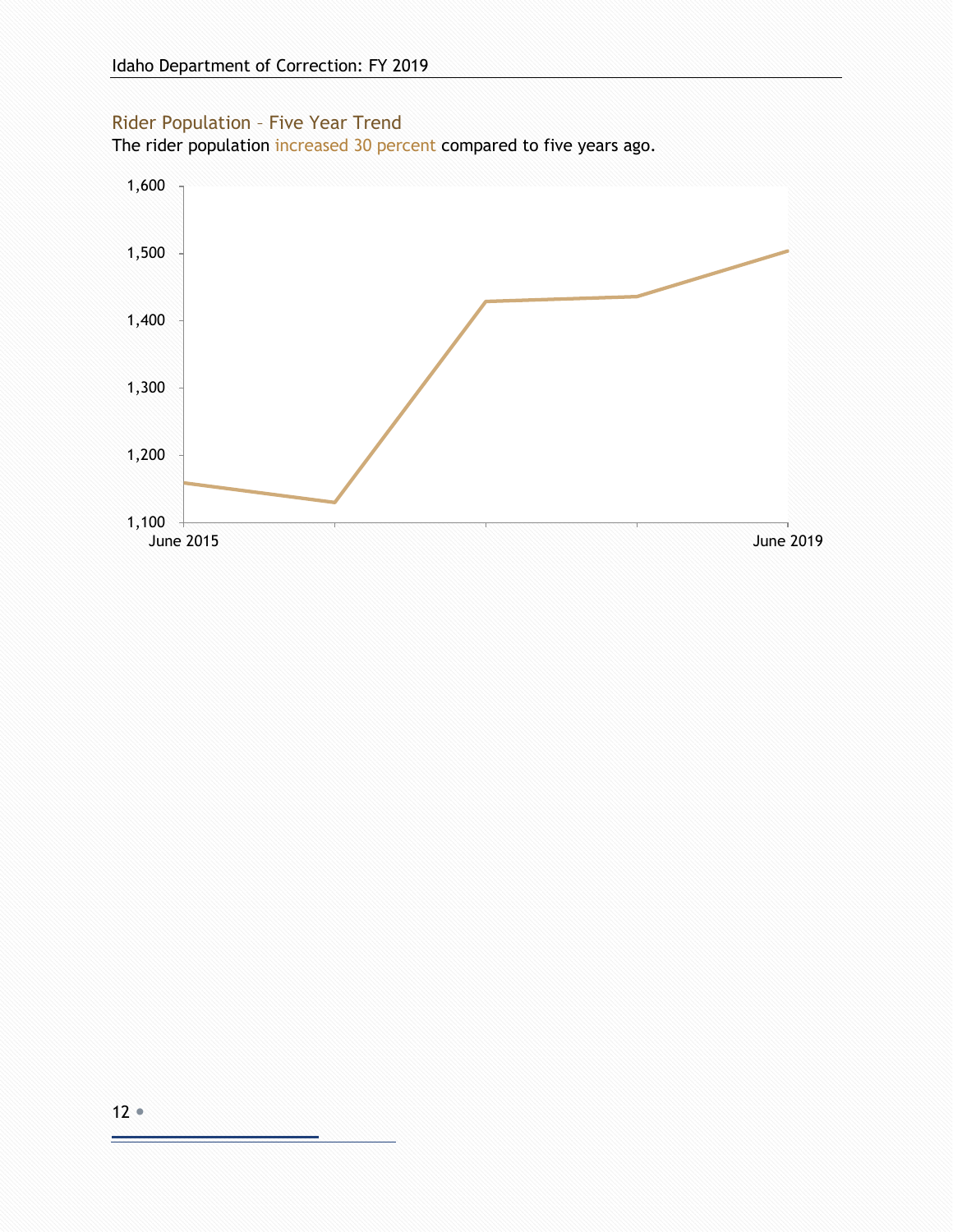## Rider Population – Five Year Trend

The rider population increased 30 percent compared to five years ago.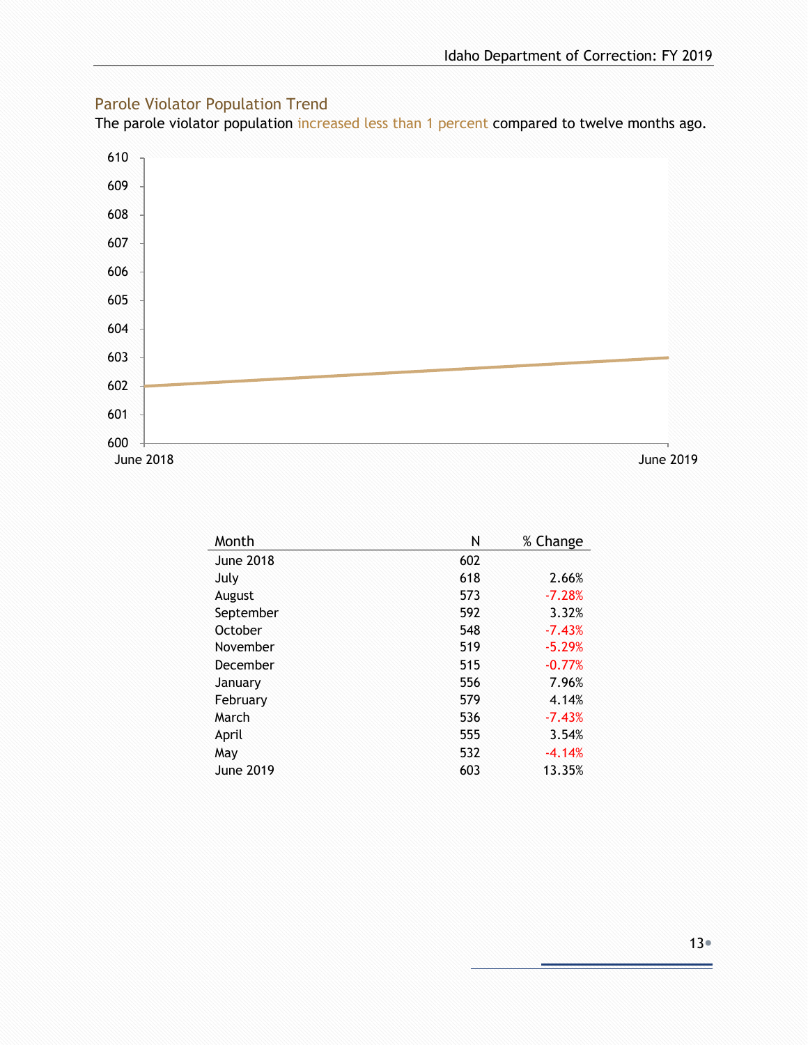## Parole Violator Population Trend

The parole violator population increased less than 1 percent compared to twelve months ago.

| Month | N | % Change |
|---|---|---|
| June 2018 | 602 | |
| July | 618 | 2.66% |
| August | 573 | -7.28% |
| September | 592 | 3.32% |
| October | 548 | -7.43% |
| November | 519 | -5.29% |
| December | 515 | -0.77% |
| January | 556 | 7.96% |
| February | 579 | 4.14% |
| March | 536 | -7.43% |
| April | 555 | 3.54% |
| May | 532 | -4.14% |
| June 2019 | 603 | 13.35% |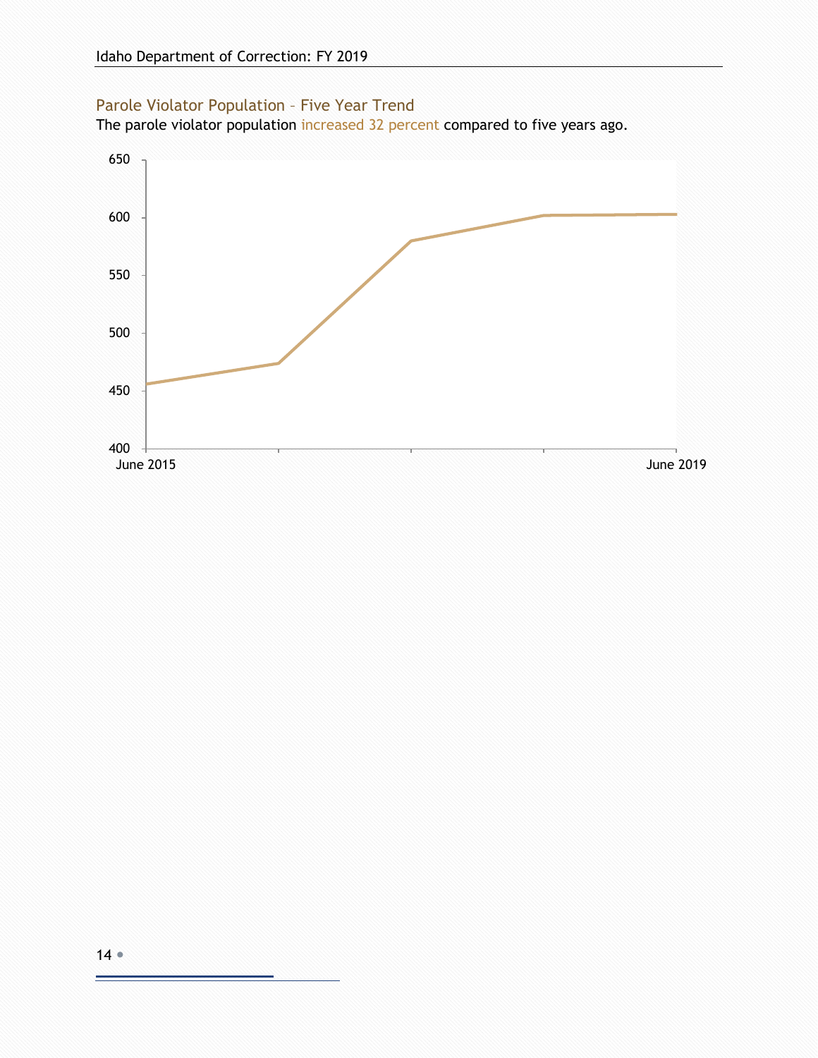## Parole Violator Population – Five Year Trend

The parole violator population increased 32 percent compared to five years ago.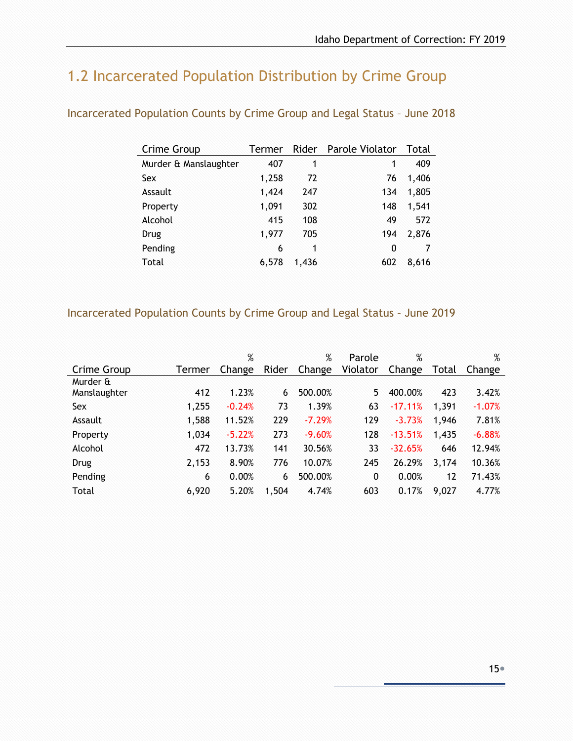## 1.2 Incarcerated Population Distribution by Crime Group

### Incarcerated Population Counts by Crime Group and Legal Status – June 2018

| Crime Group | Termer | Rider | Parole Violator | Total |
|---|---|---|---|---|
| Murder & Manslaughter | 407 | 1 | 1 | 409 |
| Sex | 1,258 | 72 | 76 | 1,406 |
| Assault | 1,424 | 247 | 134 | 1,805 |
| Property | 1,091 | 302 | 148 | 1,541 |
| Alcohol | 415 | 108 | 49 | 572 |
| Drug | 1,977 | 705 | 194 | 2,876 |
| Pending | 6 | 1 | 0 | 7 |
| Total | 6,578 | 1,436 | 602 | 8,616 |

### Incarcerated Population Counts by Crime Group and Legal Status – June 2019

| Crime Group | Termer | % Change | Rider | % Change | Parole Violator | % Change | Total | % Change |
|---|---|---|---|---|---|---|---|---|
| Murder & Manslaughter | 412 | 1.23% | 6 | 500.00% | 5 | 400.00% | 423 | 3.42% |
| Sex | 1,255 | -0.24% | 73 | 1.39% | 63 | -17.11% | 1,391 | -1.07% |
| Assault | 1,588 | 11.52% | 229 | -7.29% | 129 | -3.73% | 1,946 | 7.81% |
| Property | 1,034 | -5.22% | 273 | -9.60% | 128 | -13.51% | 1,435 | -6.88% |
| Alcohol | 472 | 13.73% | 141 | 30.56% | 33 | -32.65% | 646 | 12.94% |
| Drug | 2,153 | 8.90% | 776 | 10.07% | 245 | 26.29% | 3,174 | 10.36% |
| Pending | 6 | 0.00% | 6 | 500.00% | 0 | 0.00% | 12 | 71.43% |
| Total | 6,920 | 5.20% | 1,504 | 4.74% | 603 | 0.17% | 9,027 | 4.77% |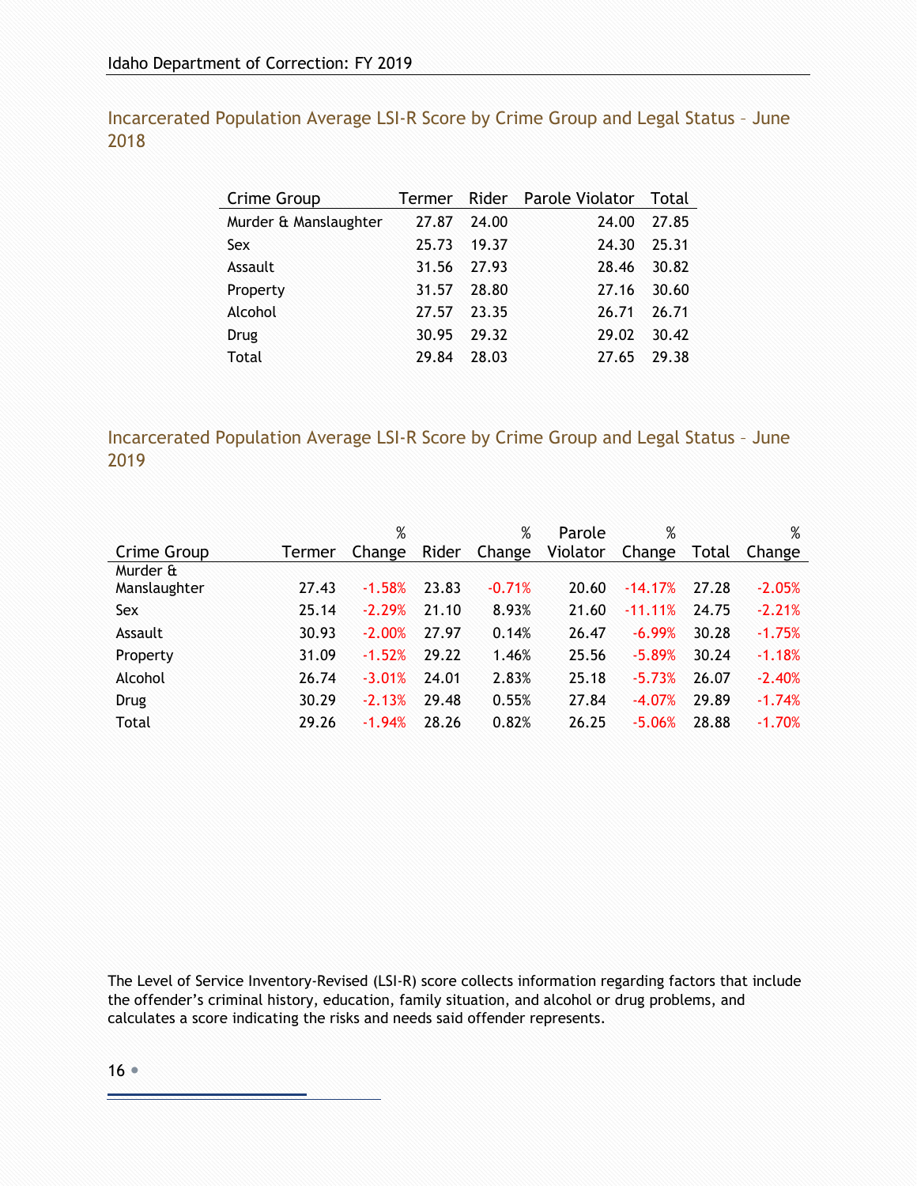## Incarcerated Population Average LSI-R Score by Crime Group and Legal Status – June 2018

| Crime Group | Termer | Rider | Parole Violator | Total |
|---|---|---|---|---|
| Murder & Manslaughter | 27.87 | 24.00 | 24.00 | 27.85 |
| Sex | 25.73 | 19.37 | 24.30 | 25.31 |
| Assault | 31.56 | 27.93 | 28.46 | 30.82 |
| Property | 31.57 | 28.80 | 27.16 | 30.60 |
| Alcohol | 27.57 | 23.35 | 26.71 | 26.71 |
| Drug | 30.95 | 29.32 | 29.02 | 30.42 |
| Total | 29.84 | 28.03 | 27.65 | 29.38 |

## Incarcerated Population Average LSI-R Score by Crime Group and Legal Status – June 2019

| Crime Group | Termer | % Change | Rider | % Change | Parole Violator | % Change | Total | % Change |
|---|---|---|---|---|---|---|---|---|
| Murder & Manslaughter | 27.43 | -1.58% | 23.83 | -0.71% | 20.60 | -14.17% | 27.28 | -2.05% |
| Sex | 25.14 | -2.29% | 21.10 | 8.93% | 21.60 | -11.11% | 24.75 | -2.21% |
| Assault | 30.93 | -2.00% | 27.97 | 0.14% | 26.47 | -6.99% | 30.28 | -1.75% |
| Property | 31.09 | -1.52% | 29.22 | 1.46% | 25.56 | -5.89% | 30.24 | -1.18% |
| Alcohol | 26.74 | -3.01% | 24.01 | 2.83% | 25.18 | -5.73% | 26.07 | -2.40% |
| Drug | 30.29 | -2.13% | 29.48 | 0.55% | 27.84 | -4.07% | 29.89 | -1.74% |
| Total | 29.26 | -1.94% | 28.26 | 0.82% | 26.25 | -5.06% | 28.88 | -1.70% |

The Level of Service Inventory-Revised (LSI-R) score collects information regarding factors that include the offender's criminal history, education, family situation, and alcohol or drug problems, and calculates a score indicating the risks and needs said offender represents.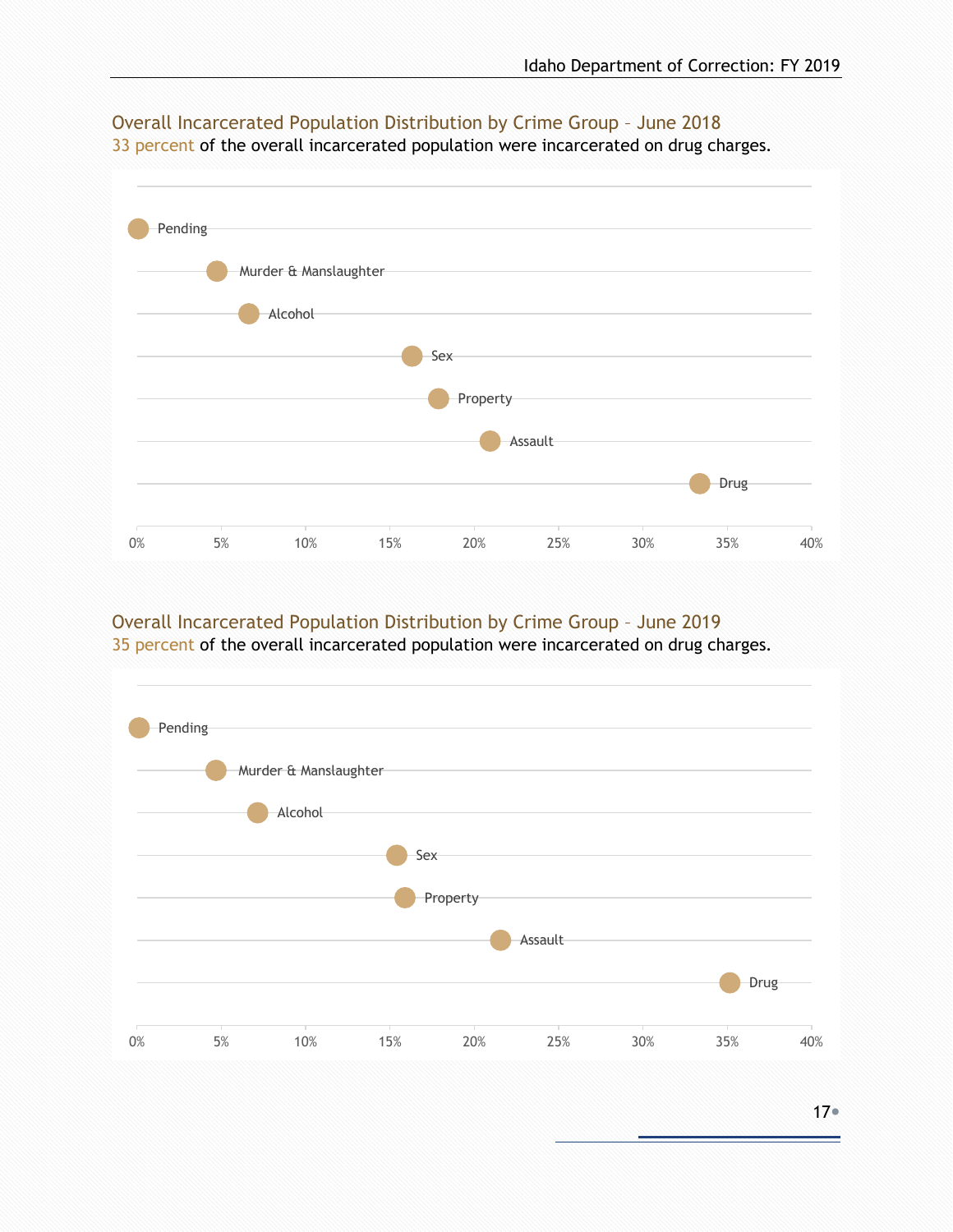## Overall Incarcerated Population Distribution by Crime Group – June 2018

33 percent of the overall incarcerated population were incarcerated on drug charges.

Pending

Murder & Manslaughter

Alcohol

Sex

Property

Assault

Drug

0% 5% 10% 15% 20% 25% 30% 35% 40%

## Overall Incarcerated Population Distribution by Crime Group – June 2019

35 percent of the overall incarcerated population were incarcerated on drug charges.

Pending

Murder & Manslaughter

Alcohol

Sex

Property

Assault

Drug

0% 5% 10% 15% 20% 25% 30% 35% 40%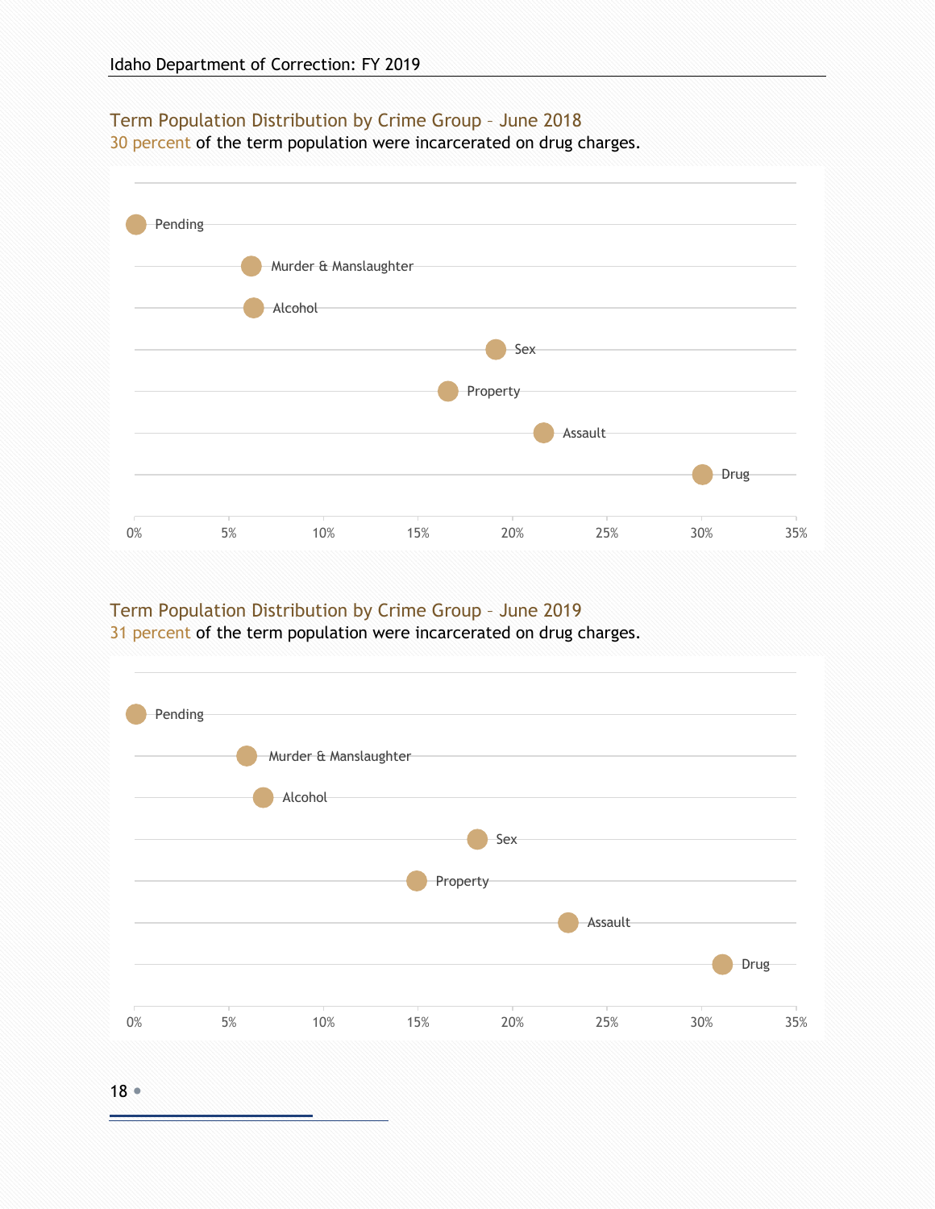## Term Population Distribution by Crime Group – June 2018

30 percent of the term population were incarcerated on drug charges.

| Crime Group |
|---|
| Pending |
| Murder & Manslaughter |
| Alcohol |
| Sex |
| Property |
| Assault |
| Drug |

0% 5% 10% 15% 20% 25% 30% 35%

## Term Population Distribution by Crime Group – June 2019

31 percent of the term population were incarcerated on drug charges.

| Crime Group |
|---|
| Pending |
| Murder & Manslaughter |
| Alcohol |
| Sex |
| Property |
| Assault |
| Drug |

0% 5% 10% 15% 20% 25% 30% 35%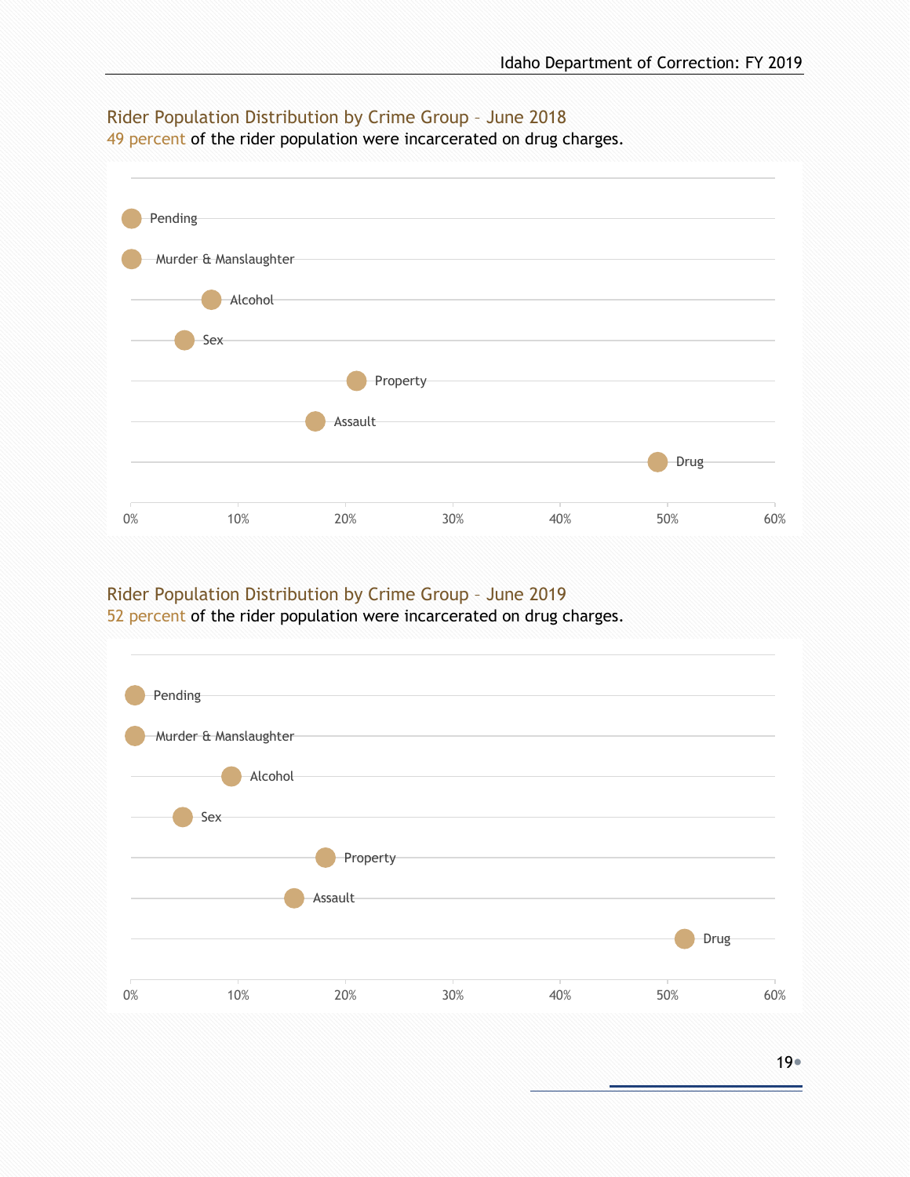## Rider Population Distribution by Crime Group - June 2018

49 percent of the rider population were incarcerated on drug charges.

Pending

Murder & Manslaughter

Alcohol

Sex

Property

Assault

Drug

0% 10% 20% 30% 40% 50% 60%

## Rider Population Distribution by Crime Group - June 2019

52 percent of the rider population were incarcerated on drug charges.

Pending

Murder & Manslaughter

Alcohol

Sex

Property

Assault

Drug

0% 10% 20% 30% 40% 50% 60%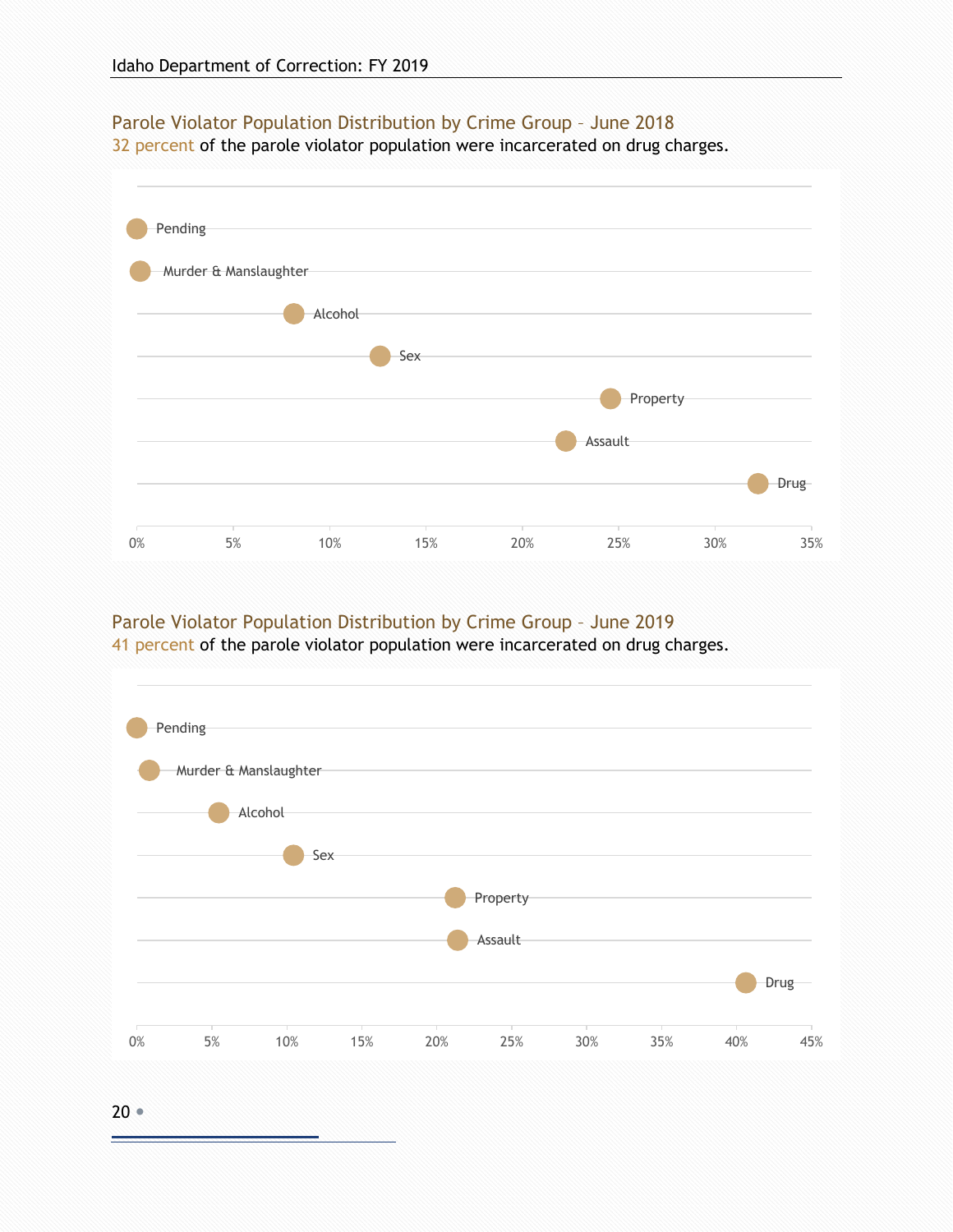## Parole Violator Population Distribution by Crime Group – June 2018

32 percent of the parole violator population were incarcerated on drug charges.

| Crime Group |
|---|
| Pending |
| Murder & Manslaughter |
| Alcohol |
| Sex |
| Property |
| Assault |
| Drug |

0% 5% 10% 15% 20% 25% 30% 35%

## Parole Violator Population Distribution by Crime Group – June 2019

41 percent of the parole violator population were incarcerated on drug charges.

| Crime Group |
|---|
| Pending |
| Murder & Manslaughter |
| Alcohol |
| Sex |
| Property |
| Assault |
| Drug |

0% 5% 10% 15% 20% 25% 30% 35% 40% 45%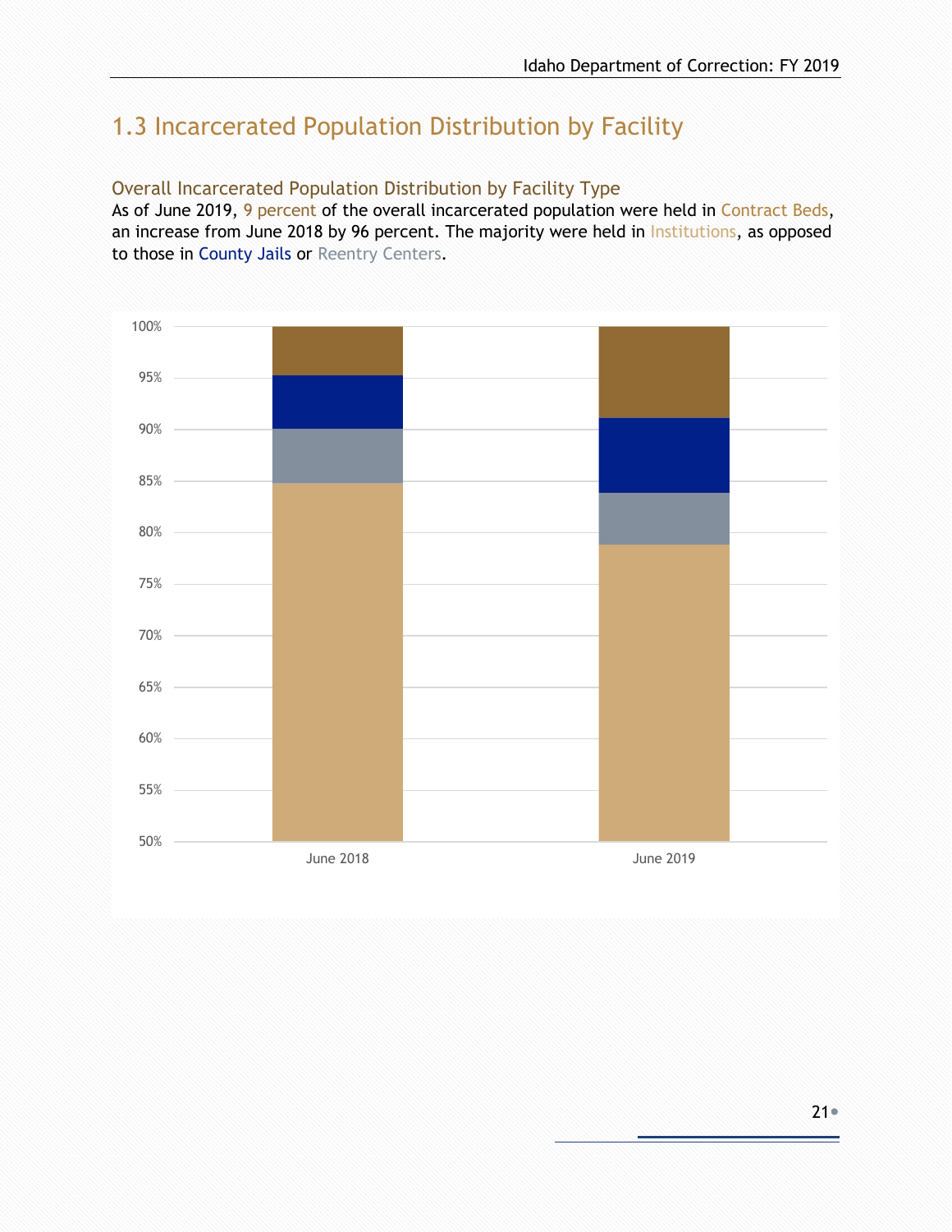# 1.3 Incarcerated Population Distribution by Facility

## Overall Incarcerated Population Distribution by Facility Type

As of June 2019, 9 percent of the overall incarcerated population were held in Contract Beds, an increase from June 2018 by 96 percent. The majority were held in Institutions, as opposed to those in County Jails or Reentry Centers.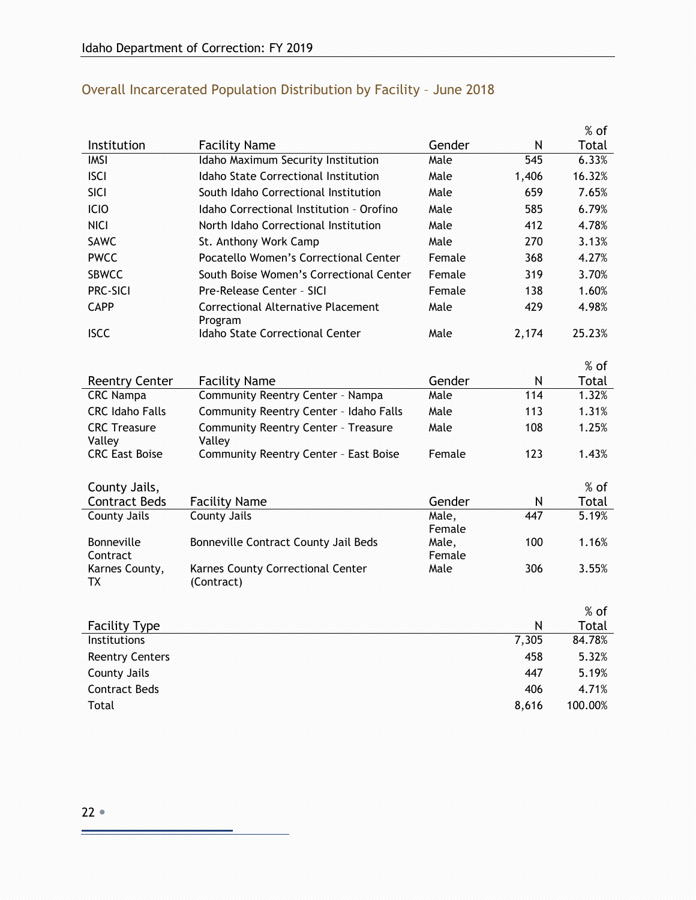## Overall Incarcerated Population Distribution by Facility – June 2018

| Institution | Facility Name | Gender | N | % of Total |
|---|---|---|---|---|
| IMSI | Idaho Maximum Security Institution | Male | 545 | 6.33% |
| ISCI | Idaho State Correctional Institution | Male | 1,406 | 16.32% |
| SICI | South Idaho Correctional Institution | Male | 659 | 7.65% |
| ICIO | Idaho Correctional Institution – Orofino | Male | 585 | 6.79% |
| NICI | North Idaho Correctional Institution | Male | 412 | 4.78% |
| SAWC | St. Anthony Work Camp | Male | 270 | 3.13% |
| PWCC | Pocatello Women's Correctional Center | Female | 368 | 4.27% |
| SBWCC | South Boise Women's Correctional Center | Female | 319 | 3.70% |
| PRC-SICI | Pre-Release Center – SICI | Female | 138 | 1.60% |
| CAPP | Correctional Alternative Placement Program | Male | 429 | 4.98% |
| ISCC | Idaho State Correctional Center | Male | 2,174 | 25.23% |

| Reentry Center | Facility Name | Gender | N | % of Total |
|---|---|---|---|---|
| CRC Nampa | Community Reentry Center – Nampa | Male | 114 | 1.32% |
| CRC Idaho Falls | Community Reentry Center – Idaho Falls | Male | 113 | 1.31% |
| CRC Treasure Valley | Community Reentry Center – Treasure Valley | Male | 108 | 1.25% |
| CRC East Boise | Community Reentry Center – East Boise | Female | 123 | 1.43% |

| County Jails, Contract Beds | Facility Name | Gender | N | % of Total |
|---|---|---|---|---|
| County Jails | County Jails | Male, Female | 447 | 5.19% |
| Bonneville Contract | Bonneville Contract County Jail Beds | Male, Female | 100 | 1.16% |
| Karnes County, TX | Karnes County Correctional Center (Contract) | Male | 306 | 3.55% |

| Facility Type | N | % of Total |
|---|---|---|
| Institutions | 7,305 | 84.78% |
| Reentry Centers | 458 | 5.32% |
| County Jails | 447 | 5.19% |
| Contract Beds | 406 | 4.71% |
| Total | 8,616 | 100.00% |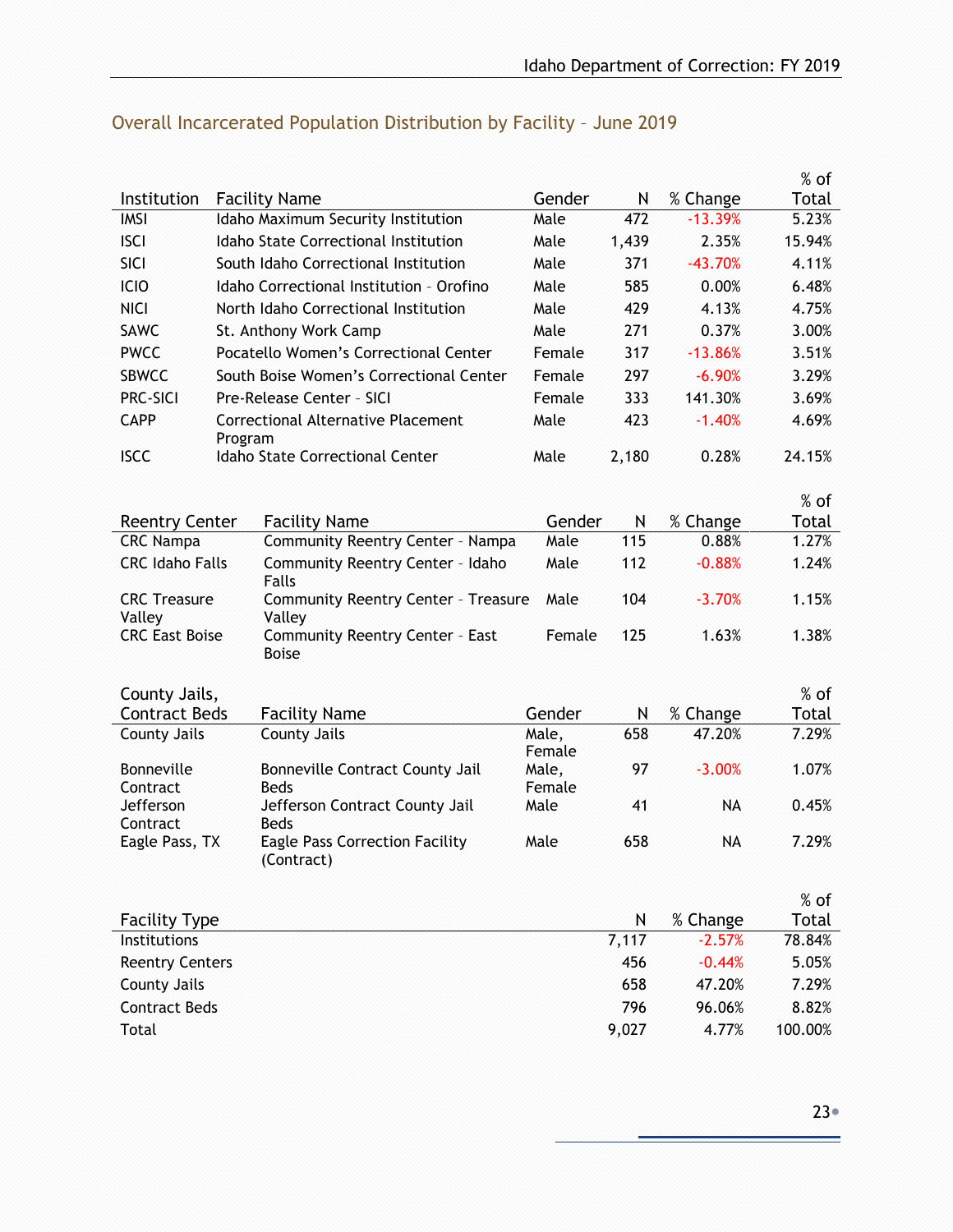## Overall Incarcerated Population Distribution by Facility – June 2019

| Institution | Facility Name | Gender | N | % Change | % of Total |
|---|---|---|---|---|---|
| IMSI | Idaho Maximum Security Institution | Male | 472 | -13.39% | 5.23% |
| ISCI | Idaho State Correctional Institution | Male | 1,439 | 2.35% | 15.94% |
| SICI | South Idaho Correctional Institution | Male | 371 | -43.70% | 4.11% |
| ICIO | Idaho Correctional Institution – Orofino | Male | 585 | 0.00% | 6.48% |
| NICI | North Idaho Correctional Institution | Male | 429 | 4.13% | 4.75% |
| SAWC | St. Anthony Work Camp | Male | 271 | 0.37% | 3.00% |
| PWCC | Pocatello Women's Correctional Center | Female | 317 | -13.86% | 3.51% |
| SBWCC | South Boise Women's Correctional Center | Female | 297 | -6.90% | 3.29% |
| PRC-SICI | Pre-Release Center - SICI | Female | 333 | 141.30% | 3.69% |
| CAPP | Correctional Alternative Placement Program | Male | 423 | -1.40% | 4.69% |
| ISCC | Idaho State Correctional Center | Male | 2,180 | 0.28% | 24.15% |

| Reentry Center | Facility Name | Gender | N | % Change | % of Total |
|---|---|---|---|---|---|
| CRC Nampa | Community Reentry Center - Nampa | Male | 115 | 0.88% | 1.27% |
| CRC Idaho Falls | Community Reentry Center - Idaho Falls | Male | 112 | -0.88% | 1.24% |
| CRC Treasure Valley | Community Reentry Center - Treasure Valley | Male | 104 | -3.70% | 1.15% |
| CRC East Boise | Community Reentry Center - East Boise | Female | 125 | 1.63% | 1.38% |

| County Jails, Contract Beds | Facility Name | Gender | N | % Change | % of Total |
|---|---|---|---|---|---|
| County Jails | County Jails | Male, Female | 658 | 47.20% | 7.29% |
| Bonneville Contract | Bonneville Contract County Jail Beds | Male, Female | 97 | -3.00% | 1.07% |
| Jefferson Contract | Jefferson Contract County Jail Beds | Male | 41 | NA | 0.45% |
| Eagle Pass, TX | Eagle Pass Correction Facility (Contract) | Male | 658 | NA | 7.29% |

| Facility Type | N | % Change | % of Total |
|---|---|---|---|
| Institutions | 7,117 | -2.57% | 78.84% |
| Reentry Centers | 456 | -0.44% | 5.05% |
| County Jails | 658 | 47.20% | 7.29% |
| Contract Beds | 796 | 96.06% | 8.82% |
| Total | 9,027 | 4.77% | 100.00% |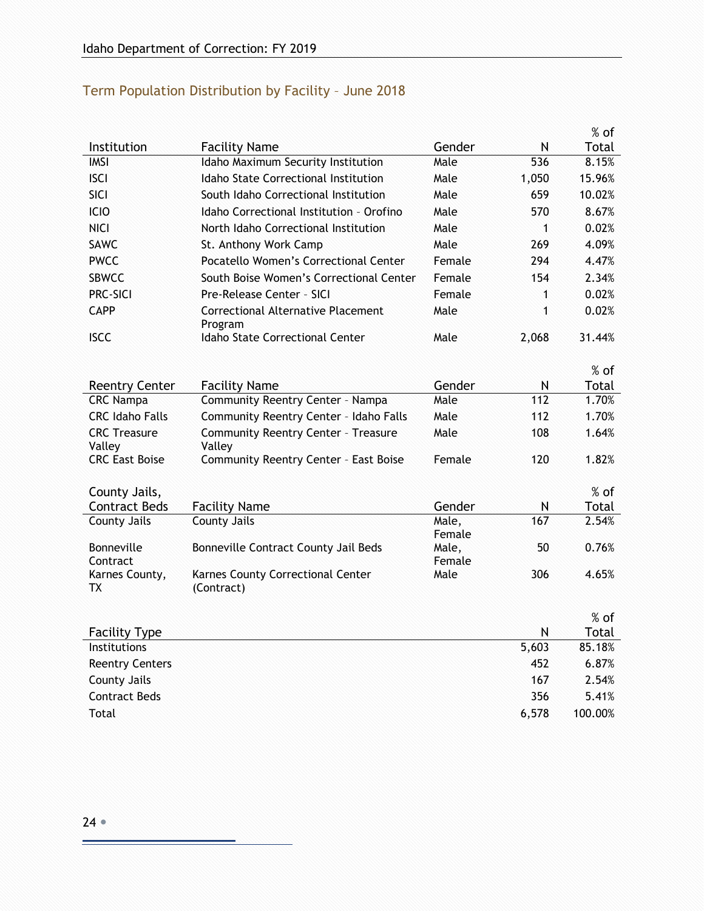## Term Population Distribution by Facility – June 2018

| Institution | Facility Name | Gender | N | % of Total |
|---|---|---|---|---|
| IMSI | Idaho Maximum Security Institution | Male | 536 | 8.15% |
| ISCI | Idaho State Correctional Institution | Male | 1,050 | 15.96% |
| SICI | South Idaho Correctional Institution | Male | 659 | 10.02% |
| ICIO | Idaho Correctional Institution – Orofino | Male | 570 | 8.67% |
| NICI | North Idaho Correctional Institution | Male | 1 | 0.02% |
| SAWC | St. Anthony Work Camp | Male | 269 | 4.09% |
| PWCC | Pocatello Women's Correctional Center | Female | 294 | 4.47% |
| SBWCC | South Boise Women's Correctional Center | Female | 154 | 2.34% |
| PRC-SICI | Pre-Release Center – SICI | Female | 1 | 0.02% |
| CAPP | Correctional Alternative Placement Program | Male | 1 | 0.02% |
| ISCC | Idaho State Correctional Center | Male | 2,068 | 31.44% |

| Reentry Center | Facility Name | Gender | N | % of Total |
|---|---|---|---|---|
| CRC Nampa | Community Reentry Center – Nampa | Male | 112 | 1.70% |
| CRC Idaho Falls | Community Reentry Center – Idaho Falls | Male | 112 | 1.70% |
| CRC Treasure Valley | Community Reentry Center – Treasure Valley | Male | 108 | 1.64% |
| CRC East Boise | Community Reentry Center – East Boise | Female | 120 | 1.82% |

| County Jails, Contract Beds | Facility Name | Gender | N | % of Total |
|---|---|---|---|---|
| County Jails | County Jails | Male, Female | 167 | 2.54% |
| Bonneville Contract | Bonneville Contract County Jail Beds | Male, Female | 50 | 0.76% |
| Karnes County, TX | Karnes County Correctional Center (Contract) | Male | 306 | 4.65% |

| Facility Type | N | % of Total |
|---|---|---|
| Institutions | 5,603 | 85.18% |
| Reentry Centers | 452 | 6.87% |
| County Jails | 167 | 2.54% |
| Contract Beds | 356 | 5.41% |
| Total | 6,578 | 100.00% |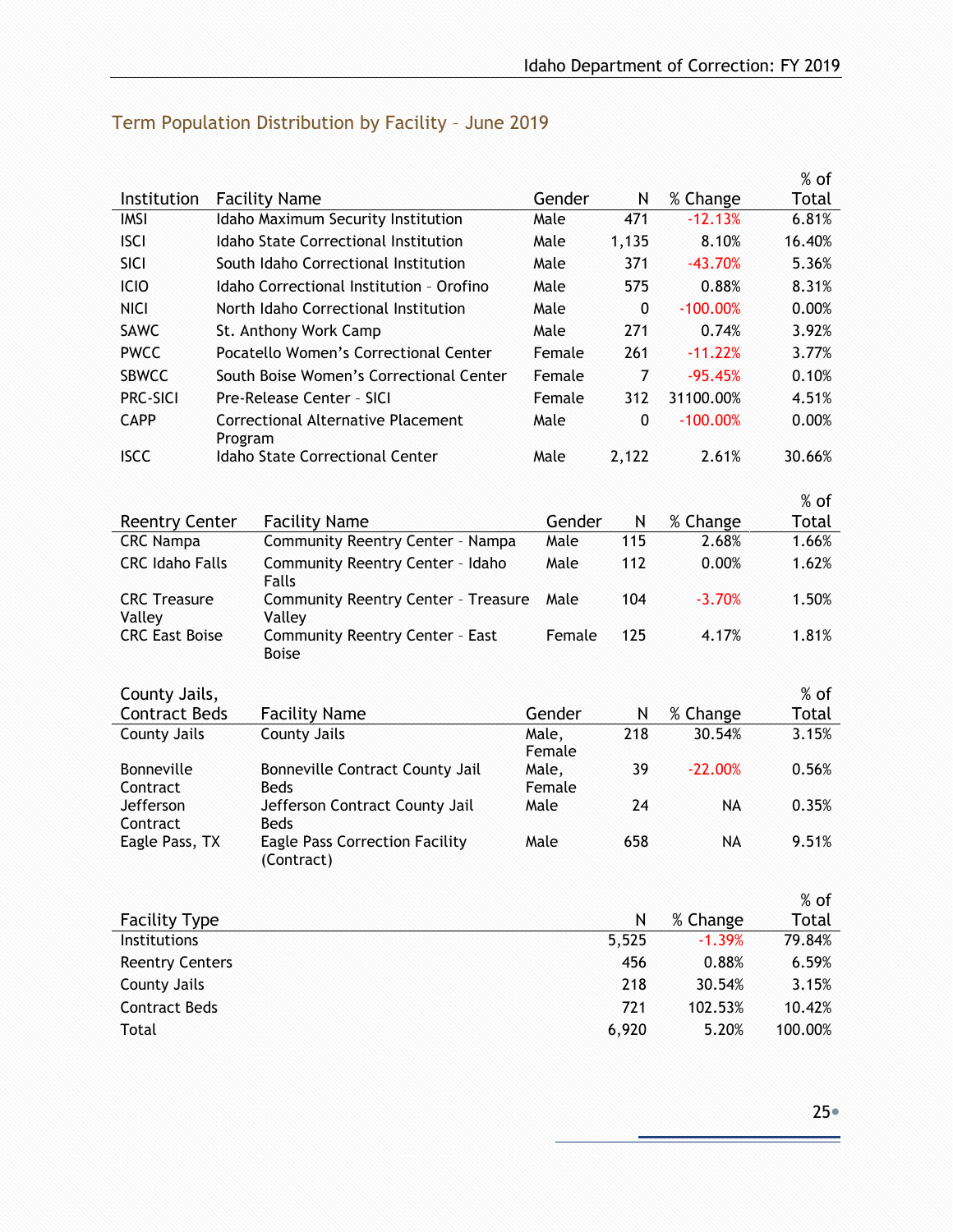## Term Population Distribution by Facility – June 2019

| Institution | Facility Name | Gender | N | % Change | % of Total |
|---|---|---|---|---|---|
| IMSI | Idaho Maximum Security Institution | Male | 471 | -12.13% | 6.81% |
| ISCI | Idaho State Correctional Institution | Male | 1,135 | 8.10% | 16.40% |
| SICI | South Idaho Correctional Institution | Male | 371 | -43.70% | 5.36% |
| ICIO | Idaho Correctional Institution – Orofino | Male | 575 | 0.88% | 8.31% |
| NICI | North Idaho Correctional Institution | Male | 0 | -100.00% | 0.00% |
| SAWC | St. Anthony Work Camp | Male | 271 | 0.74% | 3.92% |
| PWCC | Pocatello Women's Correctional Center | Female | 261 | -11.22% | 3.77% |
| SBWCC | South Boise Women's Correctional Center | Female | 7 | -95.45% | 0.10% |
| PRC-SICI | Pre-Release Center – SICI | Female | 312 | 31100.00% | 4.51% |
| CAPP | Correctional Alternative Placement Program | Male | 0 | -100.00% | 0.00% |
| ISCC | Idaho State Correctional Center | Male | 2,122 | 2.61% | 30.66% |

| Reentry Center | Facility Name | Gender | N | % Change | % of Total |
|---|---|---|---|---|---|
| CRC Nampa | Community Reentry Center - Nampa | Male | 115 | 2.68% | 1.66% |
| CRC Idaho Falls | Community Reentry Center - Idaho Falls | Male | 112 | 0.00% | 1.62% |
| CRC Treasure Valley | Community Reentry Center - Treasure Valley | Male | 104 | -3.70% | 1.50% |
| CRC East Boise | Community Reentry Center - East Boise | Female | 125 | 4.17% | 1.81% |

| County Jails, Contract Beds | Facility Name | Gender | N | % Change | % of Total |
|---|---|---|---|---|---|
| County Jails | County Jails | Male, Female | 218 | 30.54% | 3.15% |
| Bonneville Contract | Bonneville Contract County Jail Beds | Male, Female | 39 | -22.00% | 0.56% |
| Jefferson Contract | Jefferson Contract County Jail Beds | Male | 24 | NA | 0.35% |
| Eagle Pass, TX | Eagle Pass Correction Facility (Contract) | Male | 658 | NA | 9.51% |

| Facility Type | N | % Change | % of Total |
|---|---|---|---|
| Institutions | 5,525 | -1.39% | 79.84% |
| Reentry Centers | 456 | 0.88% | 6.59% |
| County Jails | 218 | 30.54% | 3.15% |
| Contract Beds | 721 | 102.53% | 10.42% |
| Total | 6,920 | 5.20% | 100.00% |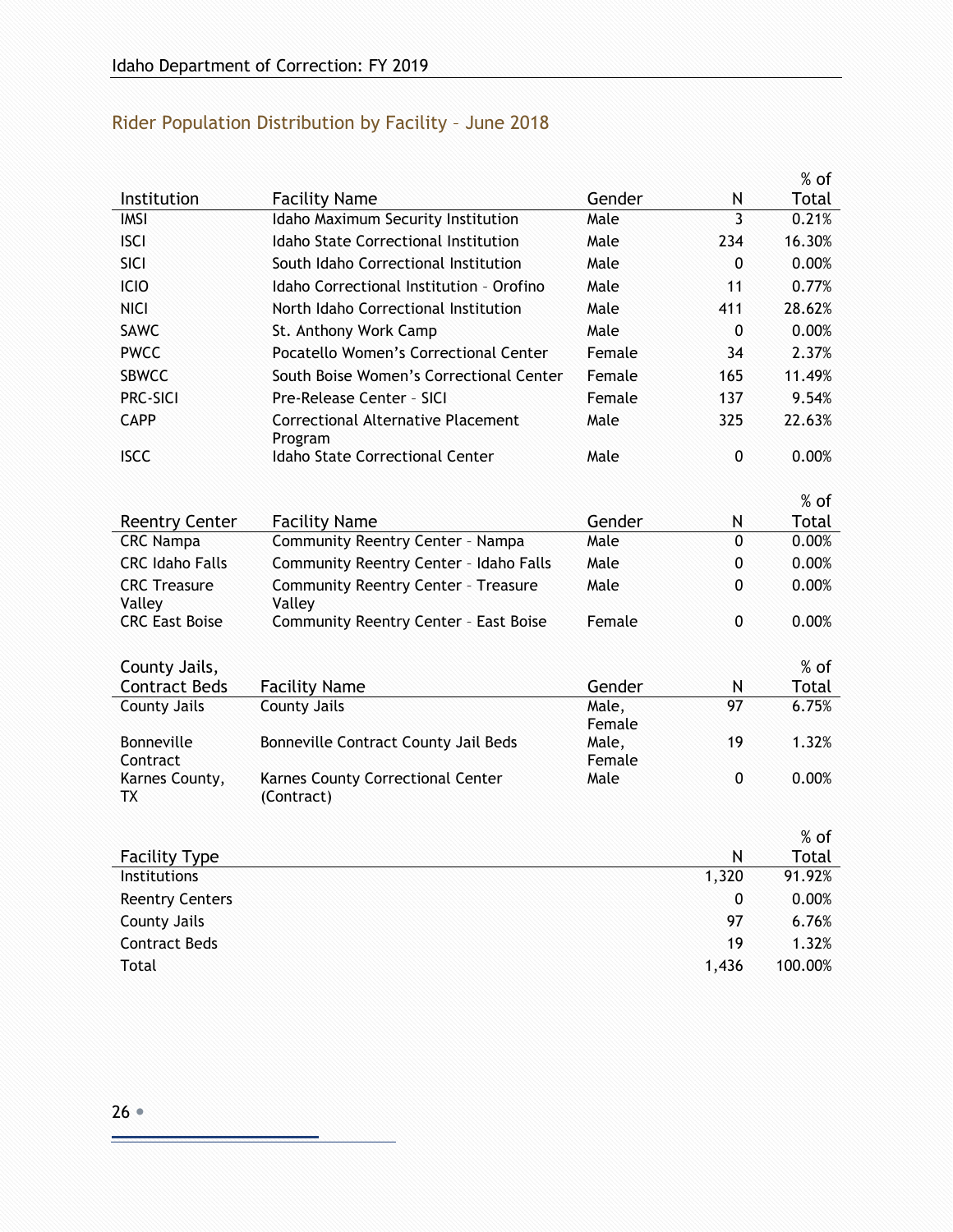## Rider Population Distribution by Facility – June 2018

| Institution | Facility Name | Gender | N | % of Total |
|---|---|---|---|---|
| IMSI | Idaho Maximum Security Institution | Male | 3 | 0.21% |
| ISCI | Idaho State Correctional Institution | Male | 234 | 16.30% |
| SICI | South Idaho Correctional Institution | Male | 0 | 0.00% |
| ICIO | Idaho Correctional Institution – Orofino | Male | 11 | 0.77% |
| NICI | North Idaho Correctional Institution | Male | 411 | 28.62% |
| SAWC | St. Anthony Work Camp | Male | 0 | 0.00% |
| PWCC | Pocatello Women's Correctional Center | Female | 34 | 2.37% |
| SBWCC | South Boise Women's Correctional Center | Female | 165 | 11.49% |
| PRC-SICI | Pre-Release Center – SICI | Female | 137 | 9.54% |
| CAPP | Correctional Alternative Placement Program | Male | 325 | 22.63% |
| ISCC | Idaho State Correctional Center | Male | 0 | 0.00% |

| Reentry Center | Facility Name | Gender | N | % of Total |
|---|---|---|---|---|
| CRC Nampa | Community Reentry Center – Nampa | Male | 0 | 0.00% |
| CRC Idaho Falls | Community Reentry Center – Idaho Falls | Male | 0 | 0.00% |
| CRC Treasure Valley | Community Reentry Center – Treasure Valley | Male | 0 | 0.00% |
| CRC East Boise | Community Reentry Center – East Boise | Female | 0 | 0.00% |

| County Jails, Contract Beds | Facility Name | Gender | N | % of Total |
|---|---|---|---|---|
| County Jails | County Jails | Male, Female | 97 | 6.75% |
| Bonneville Contract | Bonneville Contract County Jail Beds | Male, Female | 19 | 1.32% |
| Karnes County, TX | Karnes County Correctional Center (Contract) | Male | 0 | 0.00% |

| Facility Type | N | % of Total |
|---|---|---|
| Institutions | 1,320 | 91.92% |
| Reentry Centers | 0 | 0.00% |
| County Jails | 97 | 6.76% |
| Contract Beds | 19 | 1.32% |
| Total | 1,436 | 100.00% |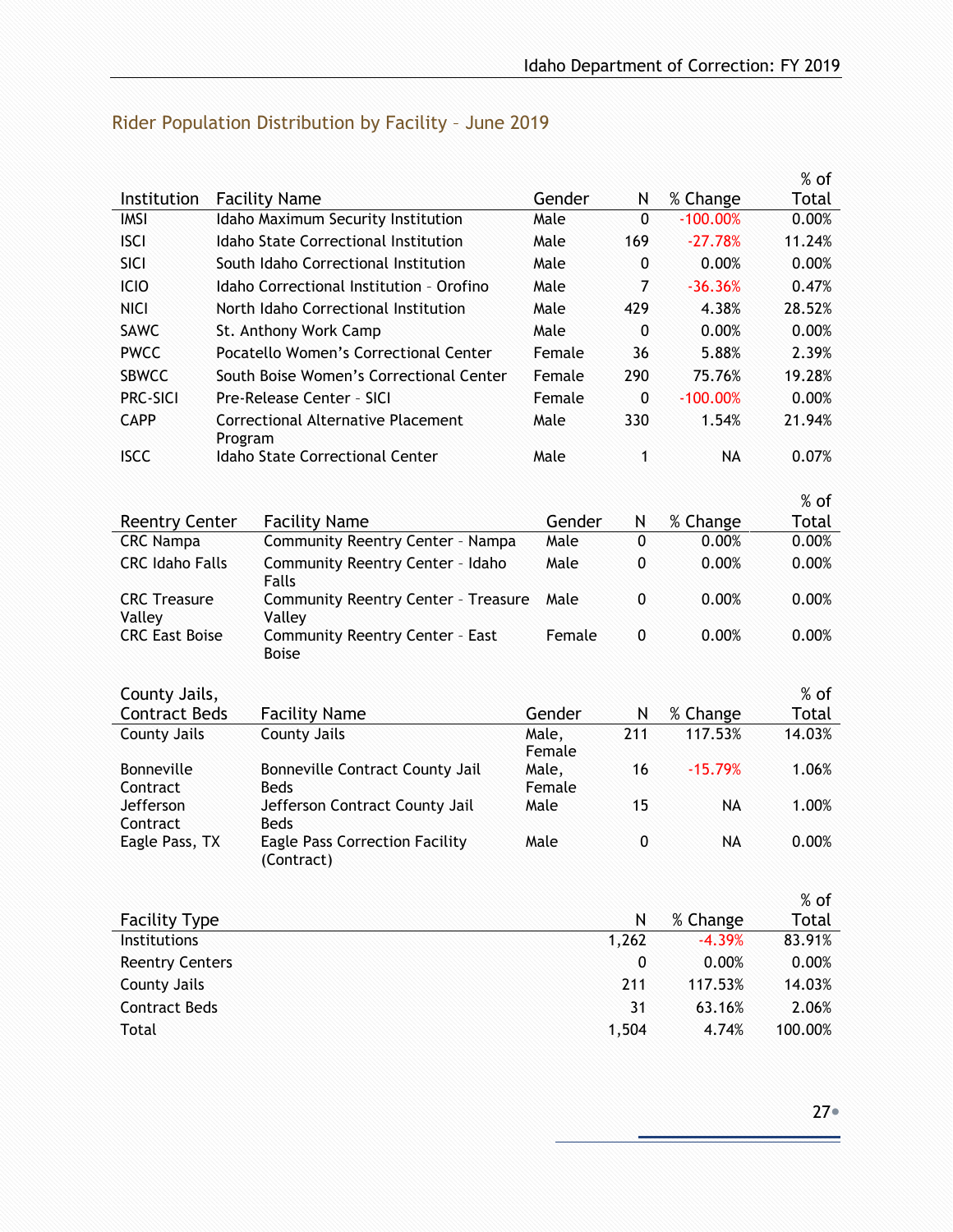## Rider Population Distribution by Facility – June 2019

| Institution | Facility Name | Gender | N | % Change | % of Total |
|---|---|---|---|---|---|
| IMSI | Idaho Maximum Security Institution | Male | 0 | -100.00% | 0.00% |
| ISCI | Idaho State Correctional Institution | Male | 169 | -27.78% | 11.24% |
| SICI | South Idaho Correctional Institution | Male | 0 | 0.00% | 0.00% |
| ICIO | Idaho Correctional Institution – Orofino | Male | 7 | -36.36% | 0.47% |
| NICI | North Idaho Correctional Institution | Male | 429 | 4.38% | 28.52% |
| SAWC | St. Anthony Work Camp | Male | 0 | 0.00% | 0.00% |
| PWCC | Pocatello Women's Correctional Center | Female | 36 | 5.88% | 2.39% |
| SBWCC | South Boise Women's Correctional Center | Female | 290 | 75.76% | 19.28% |
| PRC-SICI | Pre-Release Center – SICI | Female | 0 | -100.00% | 0.00% |
| CAPP | Correctional Alternative Placement Program | Male | 330 | 1.54% | 21.94% |
| ISCC | Idaho State Correctional Center | Male | 1 | NA | 0.07% |

| Reentry Center | Facility Name | Gender | N | % Change | % of Total |
|---|---|---|---|---|---|
| CRC Nampa | Community Reentry Center – Nampa | Male | 0 | 0.00% | 0.00% |
| CRC Idaho Falls | Community Reentry Center – Idaho Falls | Male | 0 | 0.00% | 0.00% |
| CRC Treasure Valley | Community Reentry Center – Treasure Valley | Male | 0 | 0.00% | 0.00% |
| CRC East Boise | Community Reentry Center – East Boise | Female | 0 | 0.00% | 0.00% |

| County Jails, Contract Beds | Facility Name | Gender | N | % Change | % of Total |
|---|---|---|---|---|---|
| County Jails | County Jails | Male, Female | 211 | 117.53% | 14.03% |
| Bonneville Contract | Bonneville Contract County Jail Beds | Male, Female | 16 | -15.79% | 1.06% |
| Jefferson Contract | Jefferson Contract County Jail Beds | Male | 15 | NA | 1.00% |
| Eagle Pass, TX | Eagle Pass Correction Facility (Contract) | Male | 0 | NA | 0.00% |

| Facility Type | N | % Change | % of Total |
|---|---|---|---|
| Institutions | 1,262 | -4.39% | 83.91% |
| Reentry Centers | 0 | 0.00% | 0.00% |
| County Jails | 211 | 117.53% | 14.03% |
| Contract Beds | 31 | 63.16% | 2.06% |
| Total | 1,504 | 4.74% | 100.00% |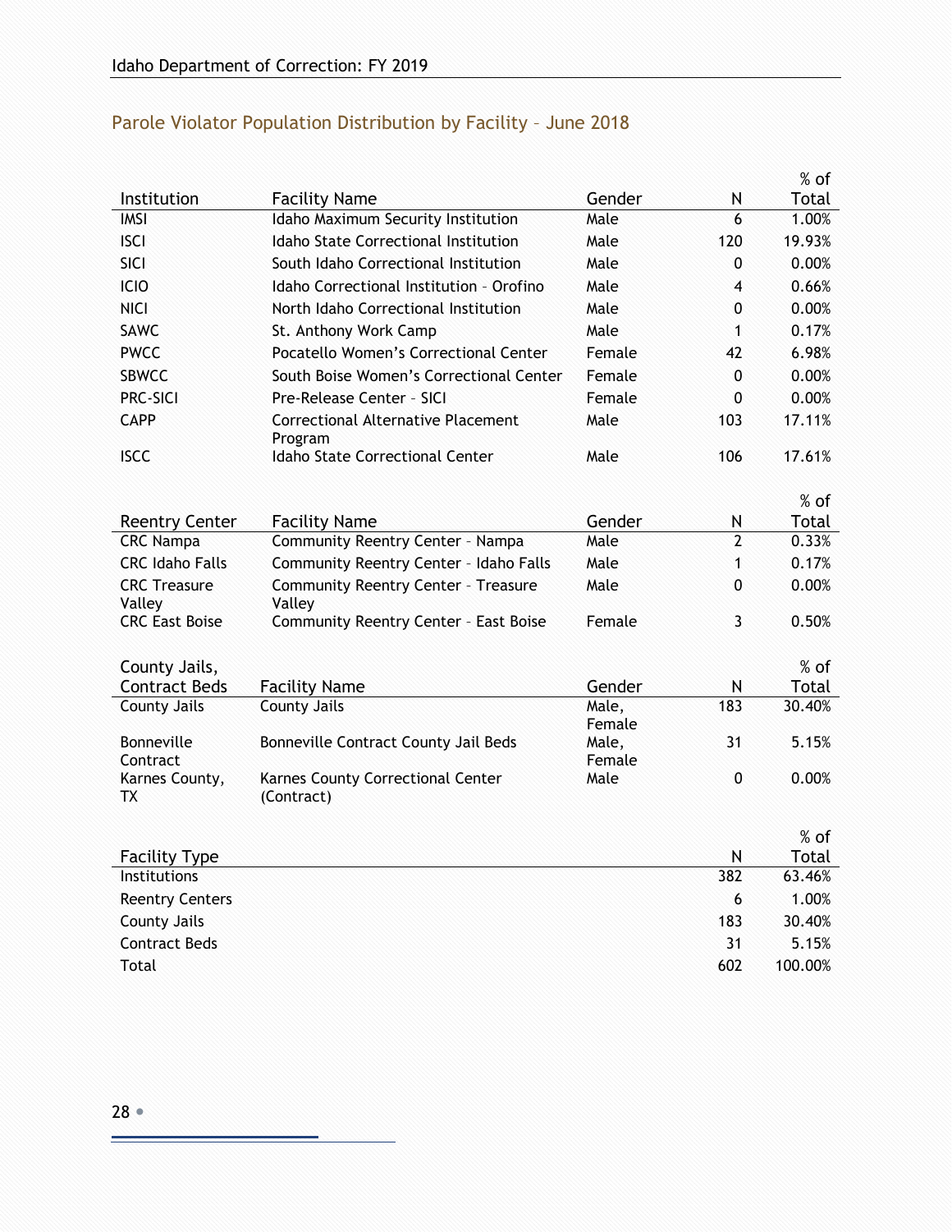## Parole Violator Population Distribution by Facility – June 2018

| Institution | Facility Name | Gender | N | % of Total |
|---|---|---|---|---|
| IMSI | Idaho Maximum Security Institution | Male | 6 | 1.00% |
| ISCI | Idaho State Correctional Institution | Male | 120 | 19.93% |
| SICI | South Idaho Correctional Institution | Male | 0 | 0.00% |
| ICIO | Idaho Correctional Institution – Orofino | Male | 4 | 0.66% |
| NICI | North Idaho Correctional Institution | Male | 0 | 0.00% |
| SAWC | St. Anthony Work Camp | Male | 1 | 0.17% |
| PWCC | Pocatello Women's Correctional Center | Female | 42 | 6.98% |
| SBWCC | South Boise Women's Correctional Center | Female | 0 | 0.00% |
| PRC-SICI | Pre-Release Center – SICI | Female | 0 | 0.00% |
| CAPP | Correctional Alternative Placement Program | Male | 103 | 17.11% |
| ISCC | Idaho State Correctional Center | Male | 106 | 17.61% |

| Reentry Center | Facility Name | Gender | N | % of Total |
|---|---|---|---|---|
| CRC Nampa | Community Reentry Center – Nampa | Male | 2 | 0.33% |
| CRC Idaho Falls | Community Reentry Center – Idaho Falls | Male | 1 | 0.17% |
| CRC Treasure Valley | Community Reentry Center – Treasure Valley | Male | 0 | 0.00% |
| CRC East Boise | Community Reentry Center – East Boise | Female | 3 | 0.50% |

| County Jails, Contract Beds | Facility Name | Gender | N | % of Total |
|---|---|---|---|---|
| County Jails | County Jails | Male, Female | 183 | 30.40% |
| Bonneville Contract | Bonneville Contract County Jail Beds | Male, Female | 31 | 5.15% |
| Karnes County, TX | Karnes County Correctional Center (Contract) | Male | 0 | 0.00% |

| Facility Type | N | % of Total |
|---|---|---|
| Institutions | 382 | 63.46% |
| Reentry Centers | 6 | 1.00% |
| County Jails | 183 | 30.40% |
| Contract Beds | 31 | 5.15% |
| Total | 602 | 100.00% |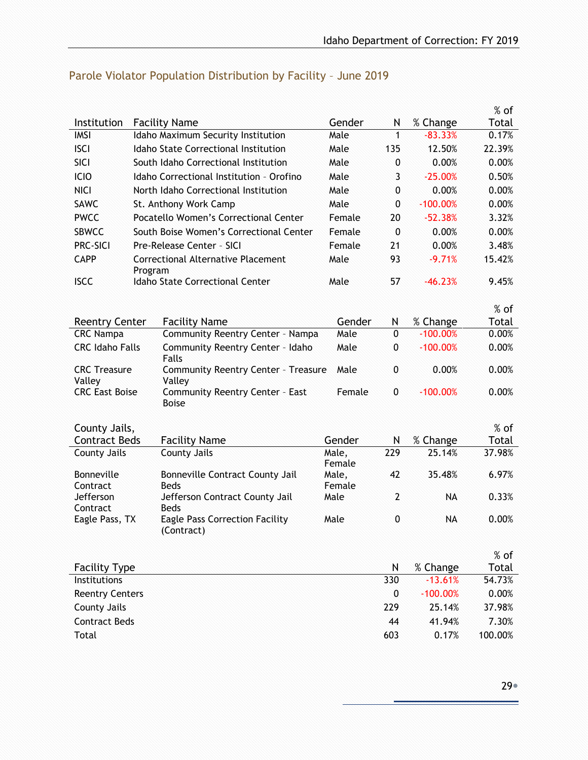## Parole Violator Population Distribution by Facility – June 2019

| Institution | Facility Name | Gender | N | % Change | % of Total |
|---|---|---|---|---|---|
| IMSI | Idaho Maximum Security Institution | Male | 1 | -83.33% | 0.17% |
| ISCI | Idaho State Correctional Institution | Male | 135 | 12.50% | 22.39% |
| SICI | South Idaho Correctional Institution | Male | 0 | 0.00% | 0.00% |
| ICIO | Idaho Correctional Institution – Orofino | Male | 3 | -25.00% | 0.50% |
| NICI | North Idaho Correctional Institution | Male | 0 | 0.00% | 0.00% |
| SAWC | St. Anthony Work Camp | Male | 0 | -100.00% | 0.00% |
| PWCC | Pocatello Women's Correctional Center | Female | 20 | -52.38% | 3.32% |
| SBWCC | South Boise Women's Correctional Center | Female | 0 | 0.00% | 0.00% |
| PRC-SICI | Pre-Release Center - SICI | Female | 21 | 0.00% | 3.48% |
| CAPP | Correctional Alternative Placement Program | Male | 93 | -9.71% | 15.42% |
| ISCC | Idaho State Correctional Center | Male | 57 | -46.23% | 9.45% |

| Reentry Center | Facility Name | Gender | N | % Change | % of Total |
|---|---|---|---|---|---|
| CRC Nampa | Community Reentry Center - Nampa | Male | 0 | -100.00% | 0.00% |
| CRC Idaho Falls | Community Reentry Center - Idaho Falls | Male | 0 | -100.00% | 0.00% |
| CRC Treasure Valley | Community Reentry Center - Treasure Valley | Male | 0 | 0.00% | 0.00% |
| CRC East Boise | Community Reentry Center - East Boise | Female | 0 | -100.00% | 0.00% |

| County Jails, Contract Beds | Facility Name | Gender | N | % Change | % of Total |
|---|---|---|---|---|---|
| County Jails | County Jails | Male, Female | 229 | 25.14% | 37.98% |
| Bonneville Contract | Bonneville Contract County Jail Beds | Male, Female | 42 | 35.48% | 6.97% |
| Jefferson Contract | Jefferson Contract County Jail Beds | Male | 2 | NA | 0.33% |
| Eagle Pass, TX | Eagle Pass Correction Facility (Contract) | Male | 0 | NA | 0.00% |

| Facility Type | N | % Change | % of Total |
|---|---|---|---|
| Institutions | 330 | -13.61% | 54.73% |
| Reentry Centers | 0 | -100.00% | 0.00% |
| County Jails | 229 | 25.14% | 37.98% |
| Contract Beds | 44 | 41.94% | 7.30% |
| Total | 603 | 0.17% | 100.00% |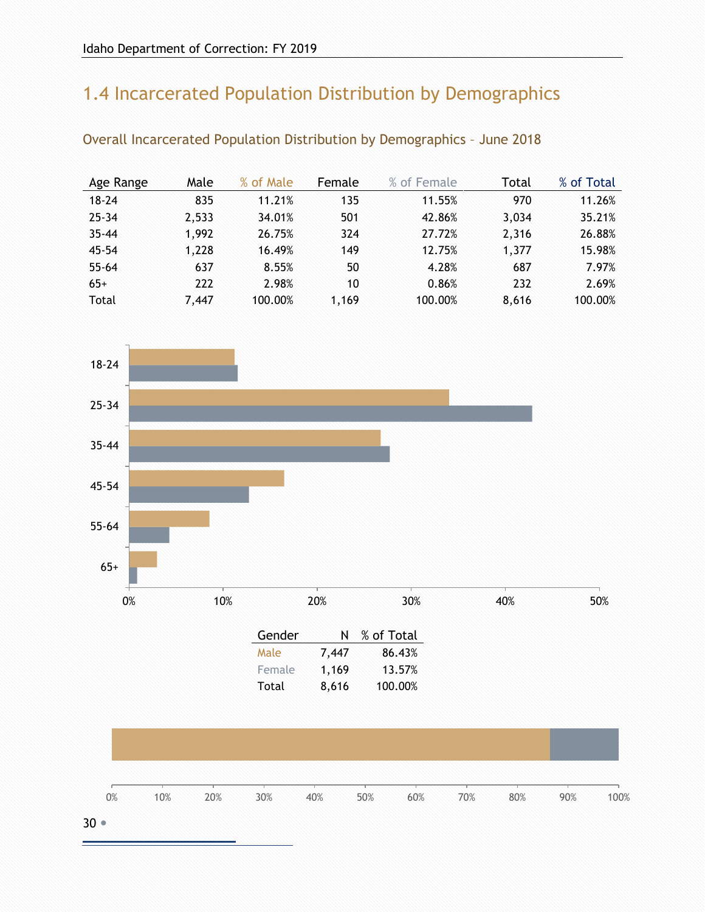## 1.4 Incarcerated Population Distribution by Demographics

### Overall Incarcerated Population Distribution by Demographics – June 2018

| Age Range | Male | % of Male | Female | % of Female | Total | % of Total |
|---|---|---|---|---|---|---|
| 18-24 | 835 | 11.21% | 135 | 11.55% | 970 | 11.26% |
| 25-34 | 2,533 | 34.01% | 501 | 42.86% | 3,034 | 35.21% |
| 35-44 | 1,992 | 26.75% | 324 | 27.72% | 2,316 | 26.88% |
| 45-54 | 1,228 | 16.49% | 149 | 12.75% | 1,377 | 15.98% |
| 55-64 | 637 | 8.55% | 50 | 4.28% | 687 | 7.97% |
| 65+ | 222 | 2.98% | 10 | 0.86% | 232 | 2.69% |
| Total | 7,447 | 100.00% | 1,169 | 100.00% | 8,616 | 100.00% |

| Gender | N | % of Total |
|---|---|---|
| Male | 7,447 | 86.43% |
| Female | 1,169 | 13.57% |
| Total | 8,616 | 100.00% |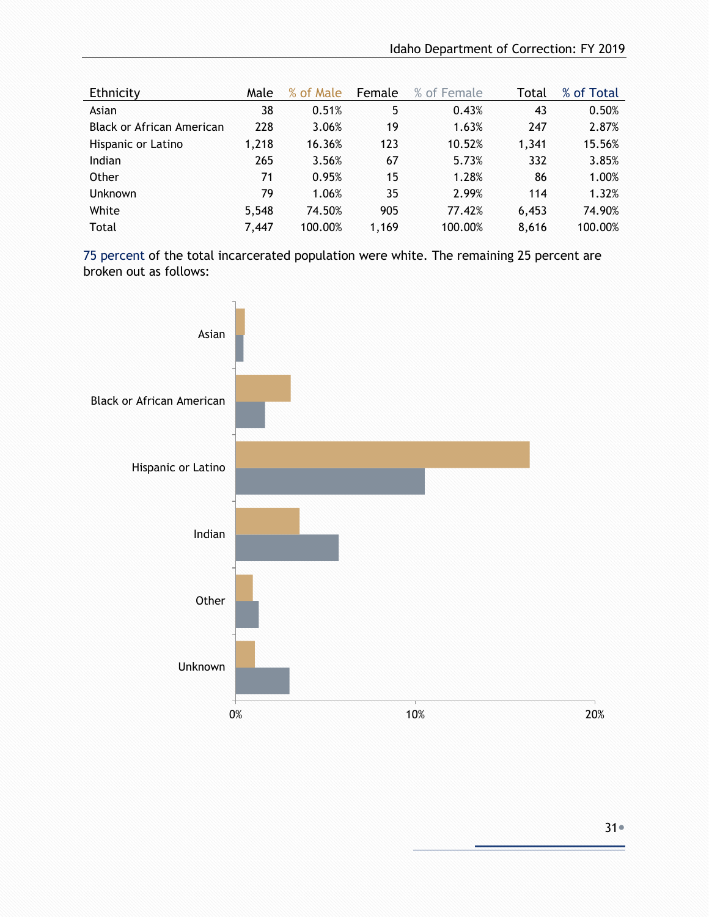| Ethnicity | Male | % of Male | Female | % of Female | Total | % of Total |
|---|---|---|---|---|---|---|
| Asian | 38 | 0.51% | 5 | 0.43% | 43 | 0.50% |
| Black or African American | 228 | 3.06% | 19 | 1.63% | 247 | 2.87% |
| Hispanic or Latino | 1,218 | 16.36% | 123 | 10.52% | 1,341 | 15.56% |
| Indian | 265 | 3.56% | 67 | 5.73% | 332 | 3.85% |
| Other | 71 | 0.95% | 15 | 1.28% | 86 | 1.00% |
| Unknown | 79 | 1.06% | 35 | 2.99% | 114 | 1.32% |
| White | 5,548 | 74.50% | 905 | 77.42% | 6,453 | 74.90% |
| Total | 7,447 | 100.00% | 1,169 | 100.00% | 8,616 | 100.00% |

75 percent of the total incarcerated population were white. The remaining 25 percent are broken out as follows: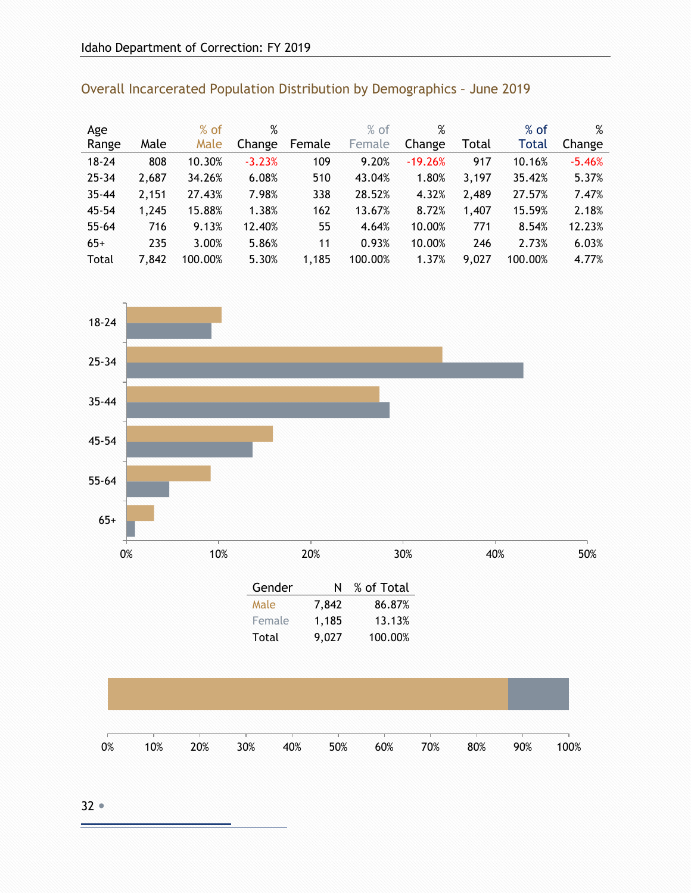## Overall Incarcerated Population Distribution by Demographics – June 2019

| Age Range | Male | % of Male | % Change | Female | % of Female | % Change | Total | % of Total | % Change |
|---|---|---|---|---|---|---|---|---|---|
| 18-24 | 808 | 10.30% | -3.23% | 109 | 9.20% | -19.26% | 917 | 10.16% | -5.46% |
| 25-34 | 2,687 | 34.26% | 6.08% | 510 | 43.04% | 1.80% | 3,197 | 35.42% | 5.37% |
| 35-44 | 2,151 | 27.43% | 7.98% | 338 | 28.52% | 4.32% | 2,489 | 27.57% | 7.47% |
| 45-54 | 1,245 | 15.88% | 1.38% | 162 | 13.67% | 8.72% | 1,407 | 15.59% | 2.18% |
| 55-64 | 716 | 9.13% | 12.40% | 55 | 4.64% | 10.00% | 771 | 8.54% | 12.23% |
| 65+ | 235 | 3.00% | 5.86% | 11 | 0.93% | 10.00% | 246 | 2.73% | 6.03% |
| Total | 7,842 | 100.00% | 5.30% | 1,185 | 100.00% | 1.37% | 9,027 | 100.00% | 4.77% |

| Gender | N | % of Total |
|---|---|---|
| Male | 7,842 | 86.87% |
| Female | 1,185 | 13.13% |
| Total | 9,027 | 100.00% |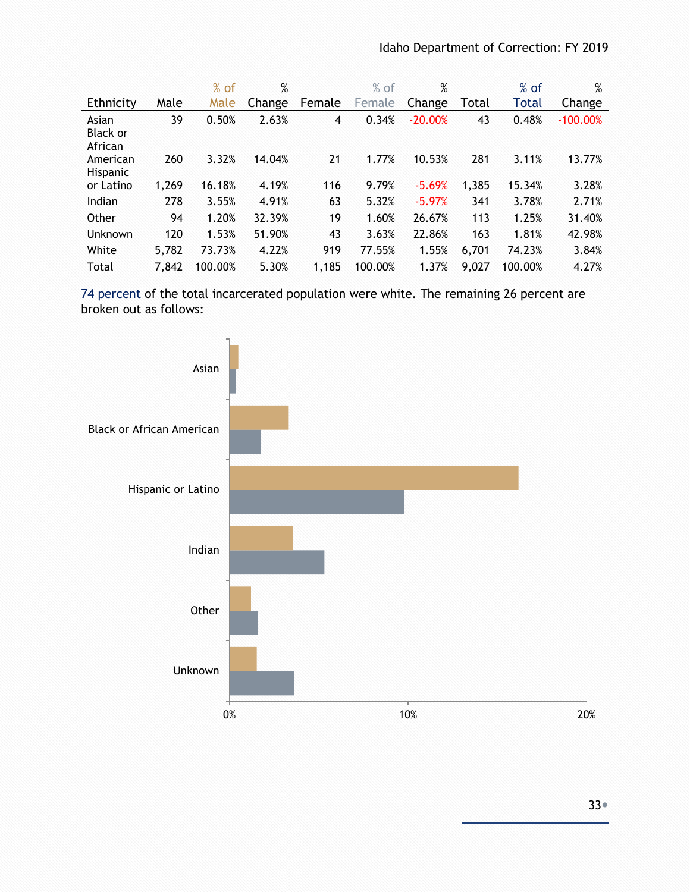| Ethnicity | Male | % of Male | % Change | Female | % of Female | % Change | Total | % of Total | % Change |
|---|---|---|---|---|---|---|---|---|---|
| Asian | 39 | 0.50% | 2.63% | 4 | 0.34% | -20.00% | 43 | 0.48% | -100.00% |
| Black or African American | 260 | 3.32% | 14.04% | 21 | 1.77% | 10.53% | 281 | 3.11% | 13.77% |
| Hispanic or Latino | 1,269 | 16.18% | 4.19% | 116 | 9.79% | -5.69% | 1,385 | 15.34% | 3.28% |
| Indian | 278 | 3.55% | 4.91% | 63 | 5.32% | -5.97% | 341 | 3.78% | 2.71% |
| Other | 94 | 1.20% | 32.39% | 19 | 1.60% | 26.67% | 113 | 1.25% | 31.40% |
| Unknown | 120 | 1.53% | 51.90% | 43 | 3.63% | 22.86% | 163 | 1.81% | 42.98% |
| White | 5,782 | 73.73% | 4.22% | 919 | 77.55% | 1.55% | 6,701 | 74.23% | 3.84% |
| Total | 7,842 | 100.00% | 5.30% | 1,185 | 100.00% | 1.37% | 9,027 | 100.00% | 4.27% |

74 percent of the total incarcerated population were white. The remaining 26 percent are broken out as follows:

Asian

Black or African American

Hispanic or Latino

Indian

Other

Unknown

0% 10% 20%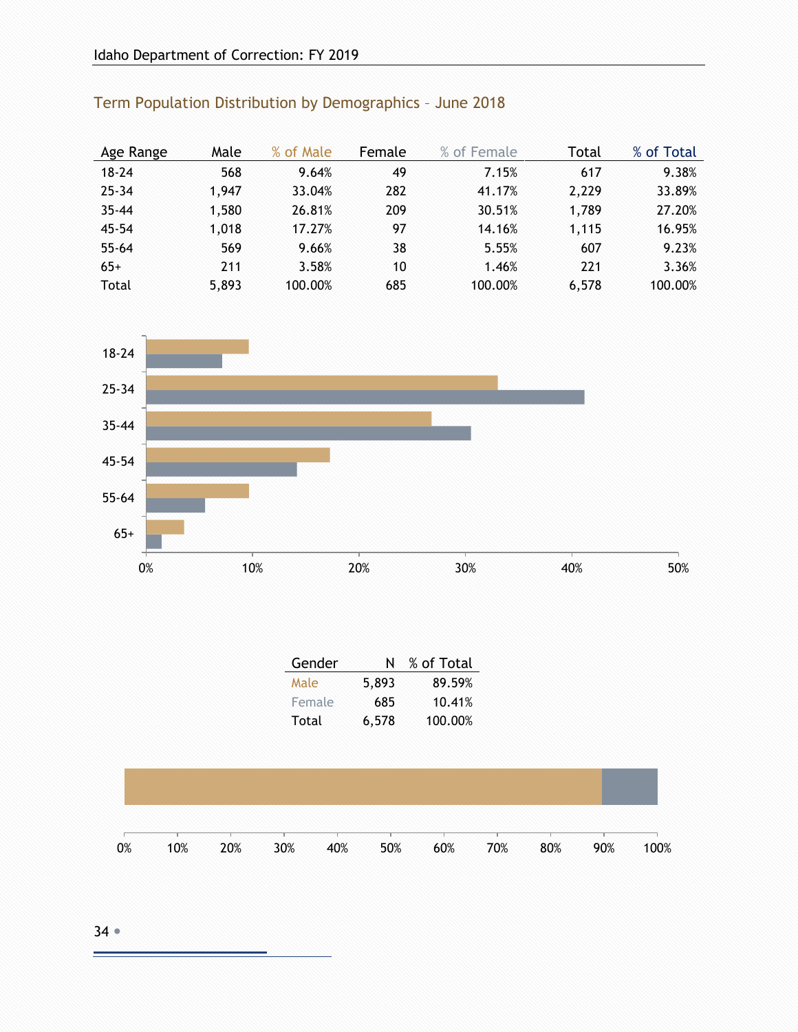## Term Population Distribution by Demographics – June 2018

| Age Range | Male | % of Male | Female | % of Female | Total | % of Total |
|---|---|---|---|---|---|---|
| 18-24 | 568 | 9.64% | 49 | 7.15% | 617 | 9.38% |
| 25-34 | 1,947 | 33.04% | 282 | 41.17% | 2,229 | 33.89% |
| 35-44 | 1,580 | 26.81% | 209 | 30.51% | 1,789 | 27.20% |
| 45-54 | 1,018 | 17.27% | 97 | 14.16% | 1,115 | 16.95% |
| 55-64 | 569 | 9.66% | 38 | 5.55% | 607 | 9.23% |
| 65+ | 211 | 3.58% | 10 | 1.46% | 221 | 3.36% |
| Total | 5,893 | 100.00% | 685 | 100.00% | 6,578 | 100.00% |

| Gender | N | % of Total |
|---|---|---|
| Male | 5,893 | 89.59% |
| Female | 685 | 10.41% |
| Total | 6,578 | 100.00% |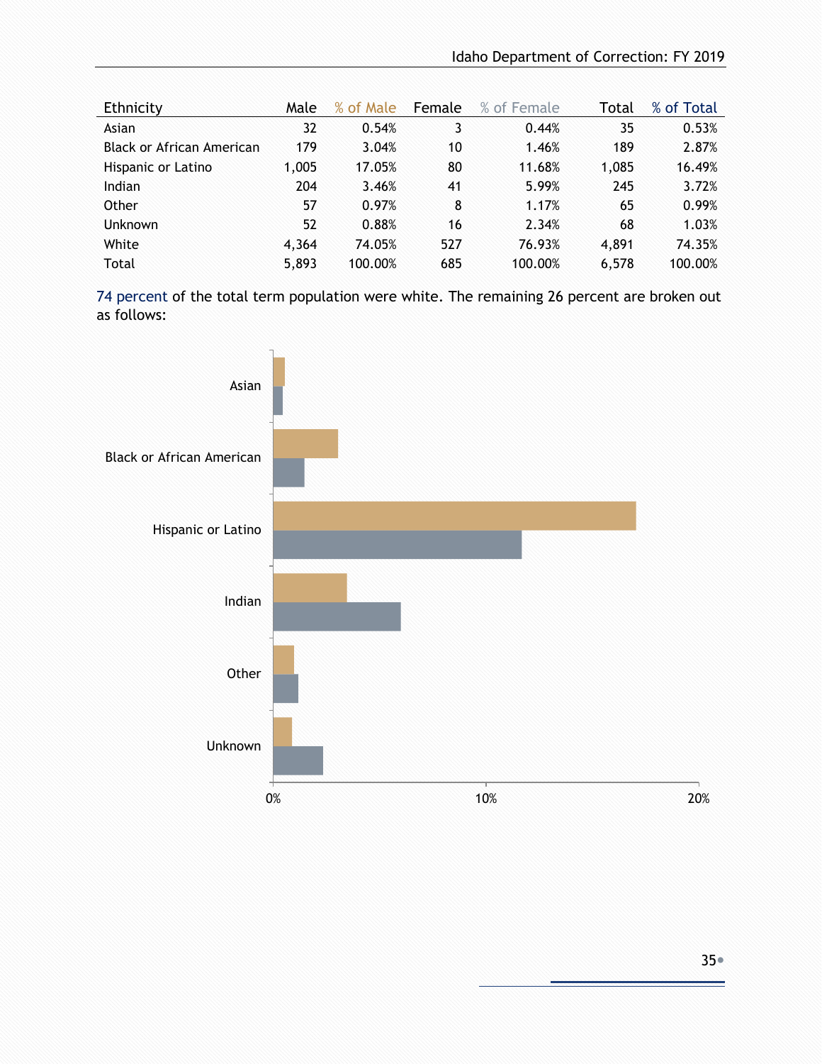| Ethnicity | Male | % of Male | Female | % of Female | Total | % of Total |
|---|---|---|---|---|---|---|
| Asian | 32 | 0.54% | 3 | 0.44% | 35 | 0.53% |
| Black or African American | 179 | 3.04% | 10 | 1.46% | 189 | 2.87% |
| Hispanic or Latino | 1,005 | 17.05% | 80 | 11.68% | 1,085 | 16.49% |
| Indian | 204 | 3.46% | 41 | 5.99% | 245 | 3.72% |
| Other | 57 | 0.97% | 8 | 1.17% | 65 | 0.99% |
| Unknown | 52 | 0.88% | 16 | 2.34% | 68 | 1.03% |
| White | 4,364 | 74.05% | 527 | 76.93% | 4,891 | 74.35% |
| Total | 5,893 | 100.00% | 685 | 100.00% | 6,578 | 100.00% |

74 percent of the total term population were white. The remaining 26 percent are broken out as follows: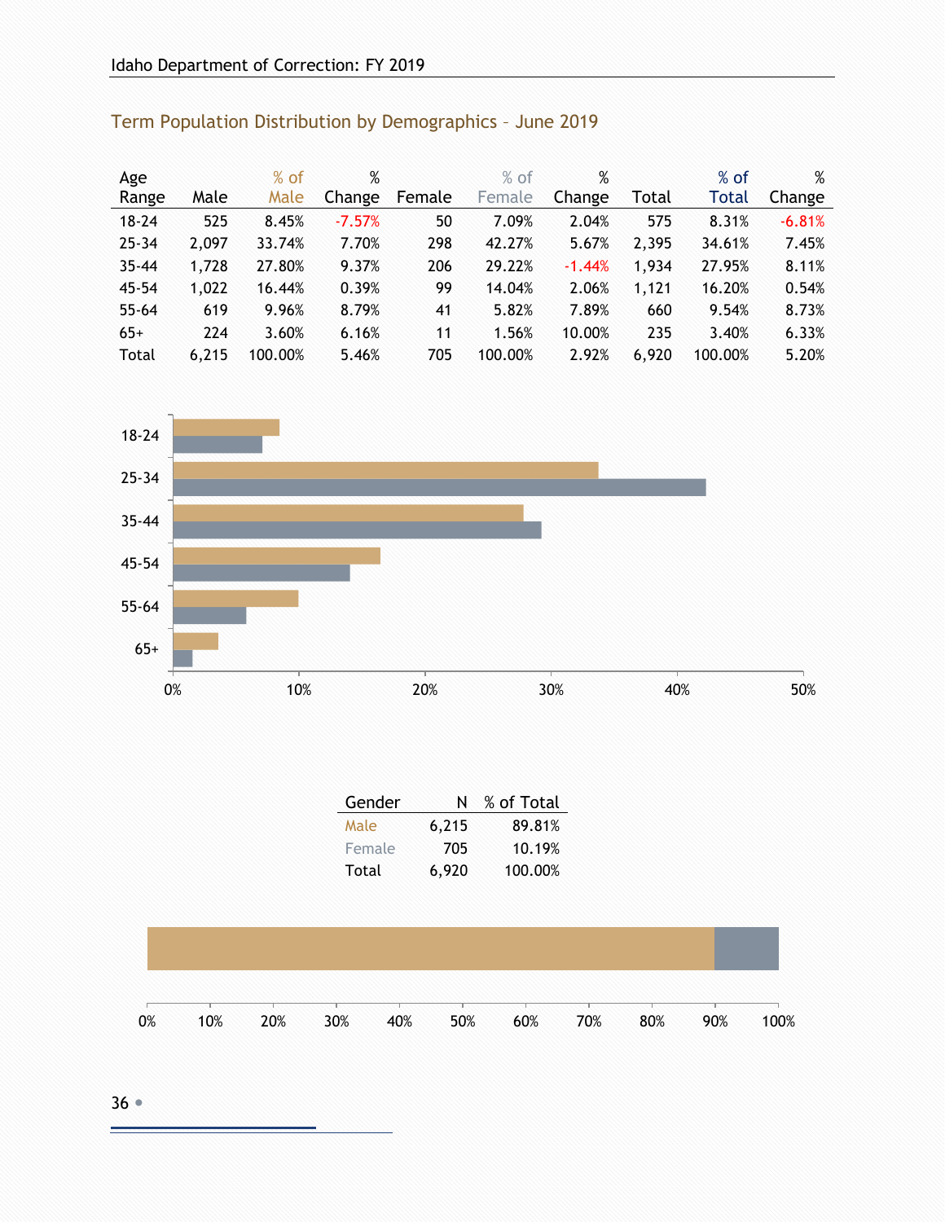## Term Population Distribution by Demographics – June 2019

| Age Range | Male | % of Male | % Change | Female | % of Female | % Change | Total | % of Total | % Change |
|---|---|---|---|---|---|---|---|---|---|
| 18-24 | 525 | 8.45% | -7.57% | 50 | 7.09% | 2.04% | 575 | 8.31% | -6.81% |
| 25-34 | 2,097 | 33.74% | 7.70% | 298 | 42.27% | 5.67% | 2,395 | 34.61% | 7.45% |
| 35-44 | 1,728 | 27.80% | 9.37% | 206 | 29.22% | -1.44% | 1,934 | 27.95% | 8.11% |
| 45-54 | 1,022 | 16.44% | 0.39% | 99 | 14.04% | 2.06% | 1,121 | 16.20% | 0.54% |
| 55-64 | 619 | 9.96% | 8.79% | 41 | 5.82% | 7.89% | 660 | 9.54% | 8.73% |
| 65+ | 224 | 3.60% | 6.16% | 11 | 1.56% | 10.00% | 235 | 3.40% | 6.33% |
| Total | 6,215 | 100.00% | 5.46% | 705 | 100.00% | 2.92% | 6,920 | 100.00% | 5.20% |

| Gender | N | % of Total |
|---|---|---|
| Male | 6,215 | 89.81% |
| Female | 705 | 10.19% |
| Total | 6,920 | 100.00% |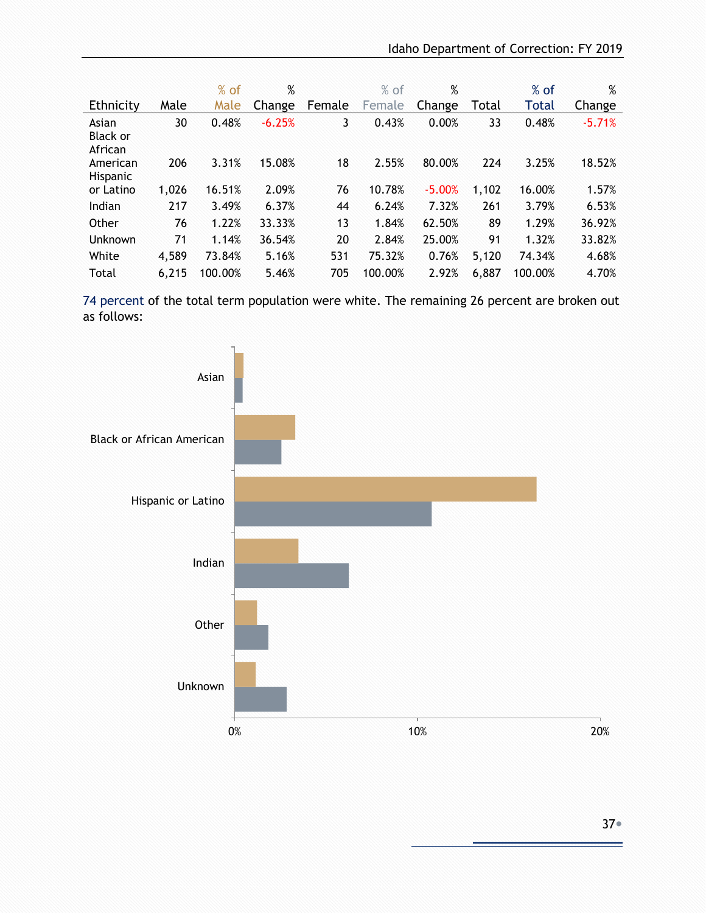| Ethnicity | Male | % of Male | % Change | Female | % of Female | % Change | Total | % of Total | % Change |
|---|---|---|---|---|---|---|---|---|---|
| Asian | 30 | 0.48% | -6.25% | 3 | 0.43% | 0.00% | 33 | 0.48% | -5.71% |
| Black or African American | 206 | 3.31% | 15.08% | 18 | 2.55% | 80.00% | 224 | 3.25% | 18.52% |
| Hispanic or Latino | 1,026 | 16.51% | 2.09% | 76 | 10.78% | -5.00% | 1,102 | 16.00% | 1.57% |
| Indian | 217 | 3.49% | 6.37% | 44 | 6.24% | 7.32% | 261 | 3.79% | 6.53% |
| Other | 76 | 1.22% | 33.33% | 13 | 1.84% | 62.50% | 89 | 1.29% | 36.92% |
| Unknown | 71 | 1.14% | 36.54% | 20 | 2.84% | 25.00% | 91 | 1.32% | 33.82% |
| White | 4,589 | 73.84% | 5.16% | 531 | 75.32% | 0.76% | 5,120 | 74.34% | 4.68% |
| Total | 6,215 | 100.00% | 5.46% | 705 | 100.00% | 2.92% | 6,887 | 100.00% | 4.70% |

74 percent of the total term population were white. The remaining 26 percent are broken out as follows:

Asian

Black or African American

Hispanic or Latino

Indian

Other

Unknown

0% 10% 20%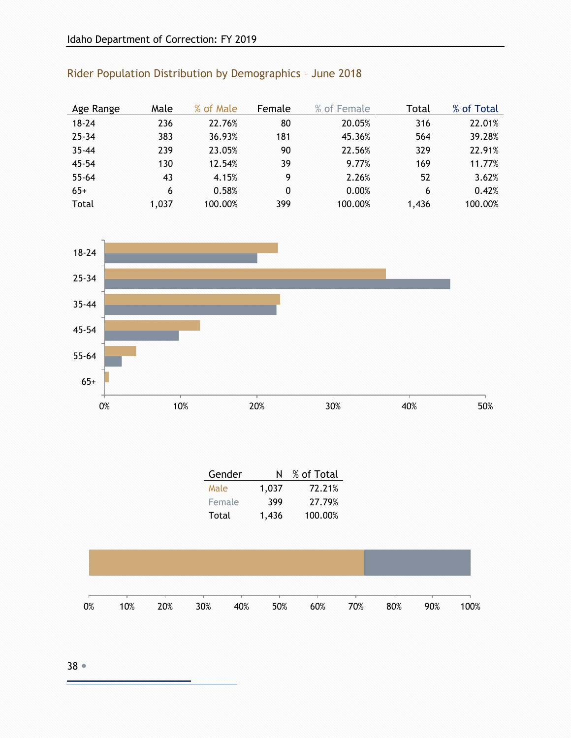## Rider Population Distribution by Demographics – June 2018

| Age Range | Male | % of Male | Female | % of Female | Total | % of Total |
|---|---|---|---|---|---|---|
| 18-24 | 236 | 22.76% | 80 | 20.05% | 316 | 22.01% |
| 25-34 | 383 | 36.93% | 181 | 45.36% | 564 | 39.28% |
| 35-44 | 239 | 23.05% | 90 | 22.56% | 329 | 22.91% |
| 45-54 | 130 | 12.54% | 39 | 9.77% | 169 | 11.77% |
| 55-64 | 43 | 4.15% | 9 | 2.26% | 52 | 3.62% |
| 65+ | 6 | 0.58% | 0 | 0.00% | 6 | 0.42% |
| Total | 1,037 | 100.00% | 399 | 100.00% | 1,436 | 100.00% |

| Gender | N | % of Total |
|---|---|---|
| Male | 1,037 | 72.21% |
| Female | 399 | 27.79% |
| Total | 1,436 | 100.00% |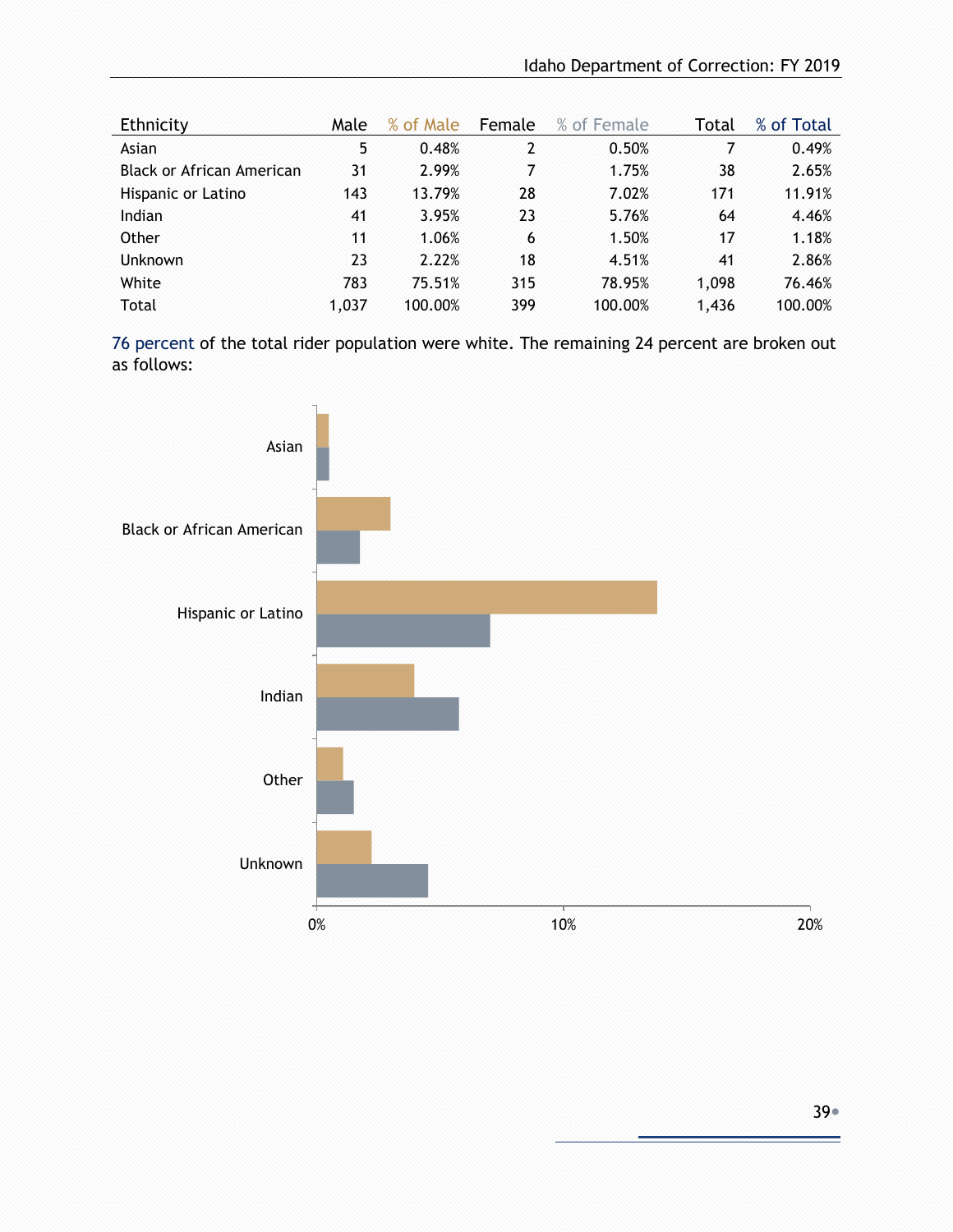| Ethnicity | Male | % of Male | Female | % of Female | Total | % of Total |
|---|---|---|---|---|---|---|
| Asian | 5 | 0.48% | 2 | 0.50% | 7 | 0.49% |
| Black or African American | 31 | 2.99% | 7 | 1.75% | 38 | 2.65% |
| Hispanic or Latino | 143 | 13.79% | 28 | 7.02% | 171 | 11.91% |
| Indian | 41 | 3.95% | 23 | 5.76% | 64 | 4.46% |
| Other | 11 | 1.06% | 6 | 1.50% | 17 | 1.18% |
| Unknown | 23 | 2.22% | 18 | 4.51% | 41 | 2.86% |
| White | 783 | 75.51% | 315 | 78.95% | 1,098 | 76.46% |
| Total | 1,037 | 100.00% | 399 | 100.00% | 1,436 | 100.00% |

76 percent of the total rider population were white. The remaining 24 percent are broken out as follows: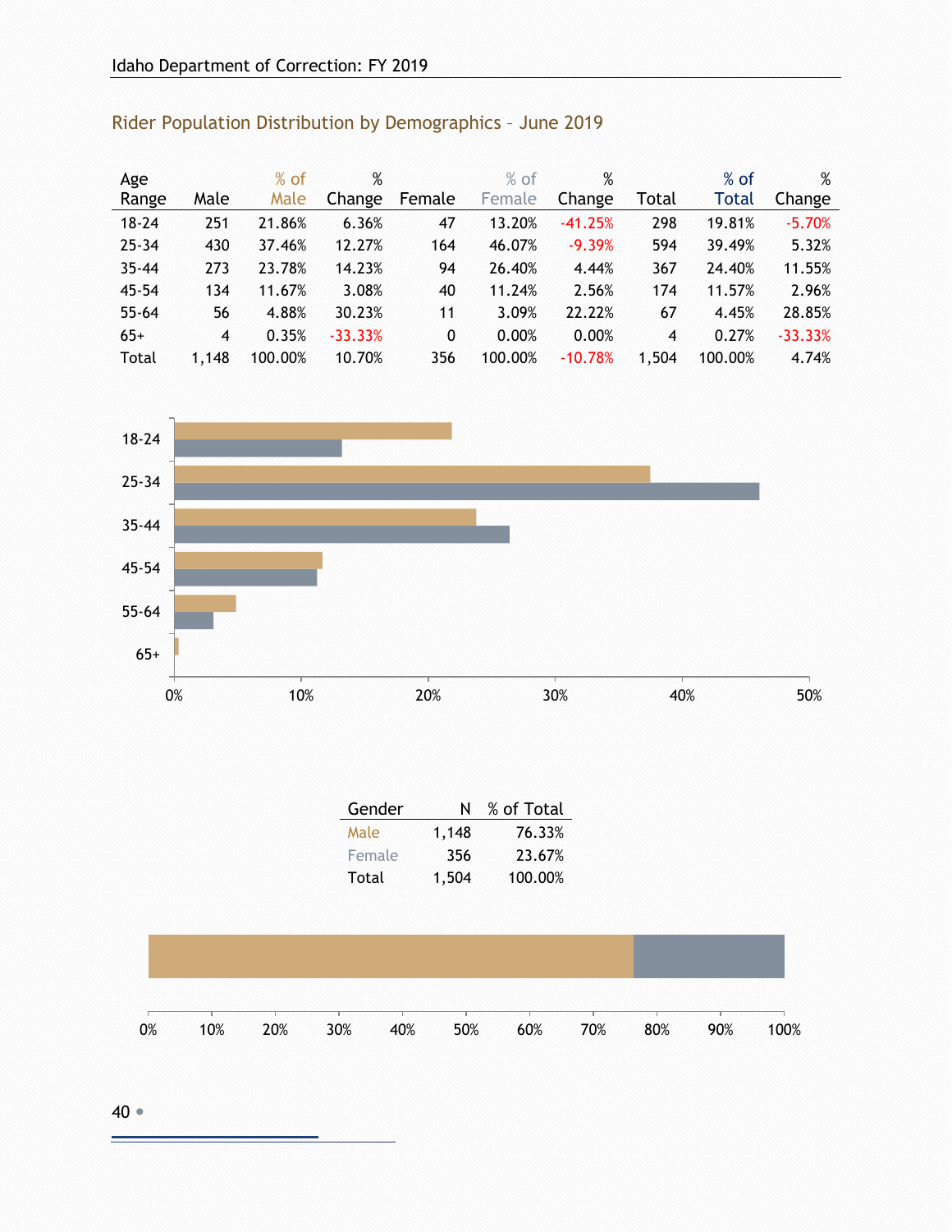## Rider Population Distribution by Demographics – June 2019

| Age Range | Male | % of Male | % Change | Female | % of Female | % Change | Total | % of Total | % Change |
|---|---|---|---|---|---|---|---|---|---|
| 18-24 | 251 | 21.86% | 6.36% | 47 | 13.20% | -41.25% | 298 | 19.81% | -5.70% |
| 25-34 | 430 | 37.46% | 12.27% | 164 | 46.07% | -9.39% | 594 | 39.49% | 5.32% |
| 35-44 | 273 | 23.78% | 14.23% | 94 | 26.40% | 4.44% | 367 | 24.40% | 11.55% |
| 45-54 | 134 | 11.67% | 3.08% | 40 | 11.24% | 2.56% | 174 | 11.57% | 2.96% |
| 55-64 | 56 | 4.88% | 30.23% | 11 | 3.09% | 22.22% | 67 | 4.45% | 28.85% |
| 65+ | 4 | 0.35% | -33.33% | 0 | 0.00% | 0.00% | 4 | 0.27% | -33.33% |
| Total | 1,148 | 100.00% | 10.70% | 356 | 100.00% | -10.78% | 1,504 | 100.00% | 4.74% |

| Gender | N | % of Total |
|---|---|---|
| Male | 1,148 | 76.33% |
| Female | 356 | 23.67% |
| Total | 1,504 | 100.00% |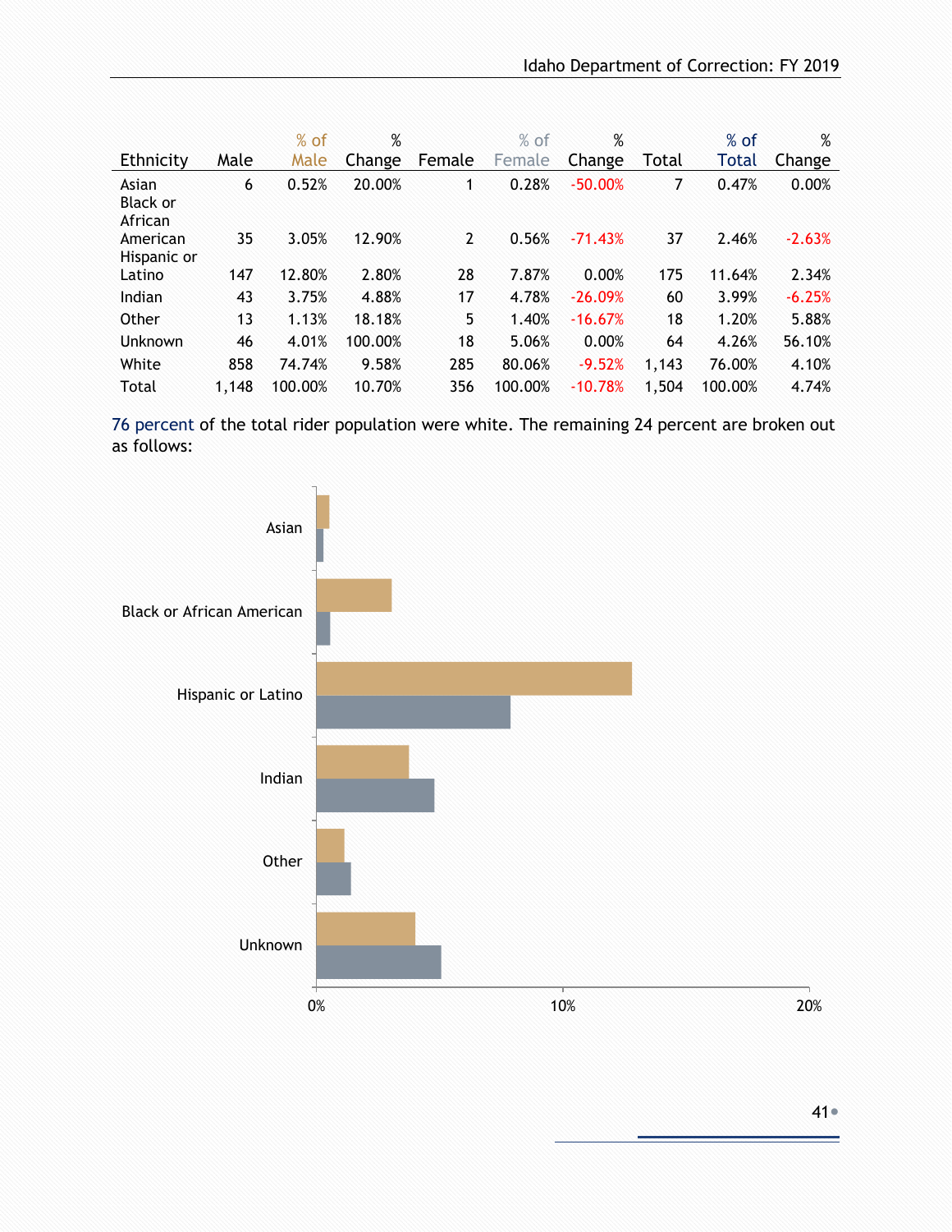| Ethnicity | Male | % of Male | % Change | Female | % of Female | % Change | Total | % of Total | % Change |
|---|---|---|---|---|---|---|---|---|---|
| Asian | 6 | 0.52% | 20.00% | 1 | 0.28% | -50.00% | 7 | 0.47% | 0.00% |
| Black or African American | 35 | 3.05% | 12.90% | 2 | 0.56% | -71.43% | 37 | 2.46% | -2.63% |
| Hispanic or Latino | 147 | 12.80% | 2.80% | 28 | 7.87% | 0.00% | 175 | 11.64% | 2.34% |
| Indian | 43 | 3.75% | 4.88% | 17 | 4.78% | -26.09% | 60 | 3.99% | -6.25% |
| Other | 13 | 1.13% | 18.18% | 5 | 1.40% | -16.67% | 18 | 1.20% | 5.88% |
| Unknown | 46 | 4.01% | 100.00% | 18 | 5.06% | 0.00% | 64 | 4.26% | 56.10% |
| White | 858 | 74.74% | 9.58% | 285 | 80.06% | -9.52% | 1,143 | 76.00% | 4.10% |
| Total | 1,148 | 100.00% | 10.70% | 356 | 100.00% | -10.78% | 1,504 | 100.00% | 4.74% |

76 percent of the total rider population were white. The remaining 24 percent are broken out as follows:

| Ethnicity | % of Male | % of Female |
|---|---|---|
| Asian | 0.52% | 0.28% |
| Black or African American | 3.05% | 0.56% |
| Hispanic or Latino | 12.80% | 7.87% |
| Indian | 3.75% | 4.78% |
| Other | 1.13% | 1.40% |
| Unknown | 4.01% | 5.06% |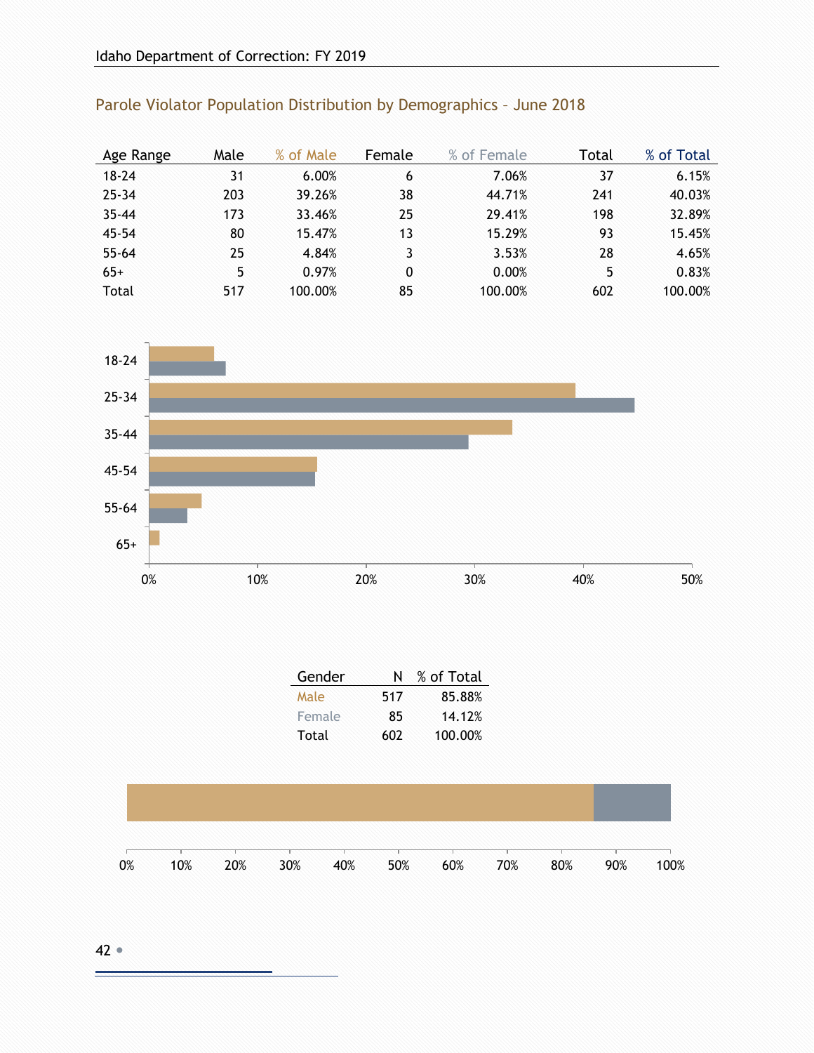## Parole Violator Population Distribution by Demographics – June 2018

| Age Range | Male | % of Male | Female | % of Female | Total | % of Total |
|---|---|---|---|---|---|---|
| 18-24 | 31 | 6.00% | 6 | 7.06% | 37 | 6.15% |
| 25-34 | 203 | 39.26% | 38 | 44.71% | 241 | 40.03% |
| 35-44 | 173 | 33.46% | 25 | 29.41% | 198 | 32.89% |
| 45-54 | 80 | 15.47% | 13 | 15.29% | 93 | 15.45% |
| 55-64 | 25 | 4.84% | 3 | 3.53% | 28 | 4.65% |
| 65+ | 5 | 0.97% | 0 | 0.00% | 5 | 0.83% |
| Total | 517 | 100.00% | 85 | 100.00% | 602 | 100.00% |

| Gender | N | % of Total |
|---|---|---|
| Male | 517 | 85.88% |
| Female | 85 | 14.12% |
| Total | 602 | 100.00% |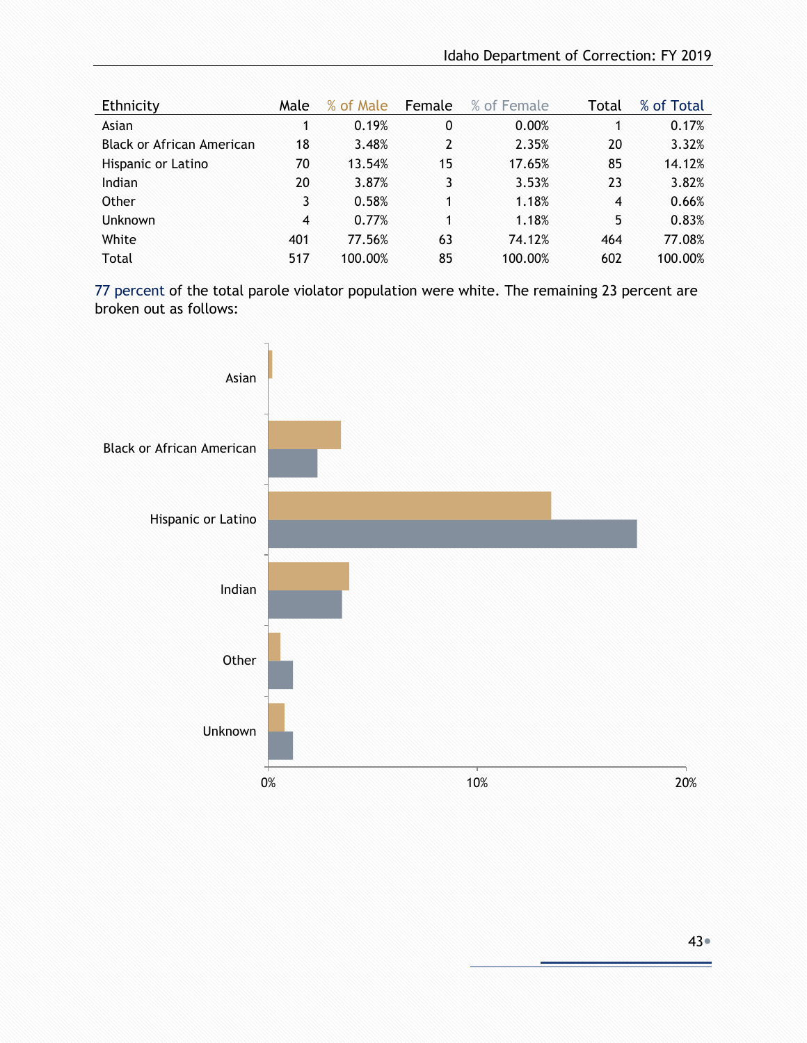| Ethnicity | Male | % of Male | Female | % of Female | Total | % of Total |
|---|---|---|---|---|---|---|
| Asian | 1 | 0.19% | 0 | 0.00% | 1 | 0.17% |
| Black or African American | 18 | 3.48% | 2 | 2.35% | 20 | 3.32% |
| Hispanic or Latino | 70 | 13.54% | 15 | 17.65% | 85 | 14.12% |
| Indian | 20 | 3.87% | 3 | 3.53% | 23 | 3.82% |
| Other | 3 | 0.58% | 1 | 1.18% | 4 | 0.66% |
| Unknown | 4 | 0.77% | 1 | 1.18% | 5 | 0.83% |
| White | 401 | 77.56% | 63 | 74.12% | 464 | 77.08% |
| Total | 517 | 100.00% | 85 | 100.00% | 602 | 100.00% |

77 percent of the total parole violator population were white. The remaining 23 percent are broken out as follows:

Asian

Black or African American

Hispanic or Latino

Indian

Other

Unknown

0% 10% 20%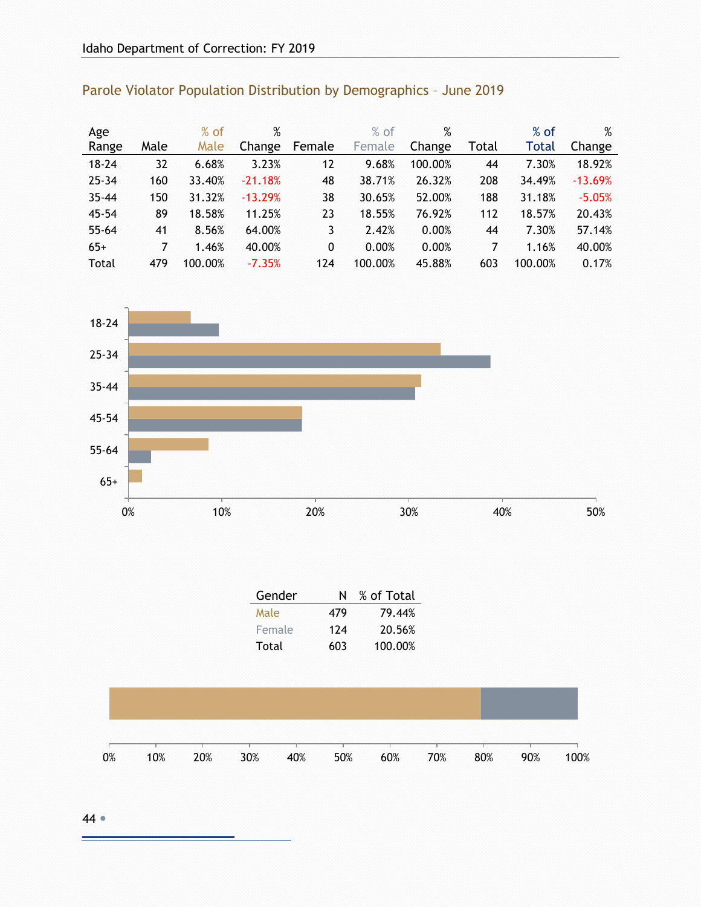## Parole Violator Population Distribution by Demographics – June 2019

| Age Range | Male | % of Male | % Change | Female | % of Female | % Change | Total | % of Total | % Change |
|---|---|---|---|---|---|---|---|---|---|
| 18-24 | 32 | 6.68% | 3.23% | 12 | 9.68% | 100.00% | 44 | 7.30% | 18.92% |
| 25-34 | 160 | 33.40% | -21.18% | 48 | 38.71% | 26.32% | 208 | 34.49% | -13.69% |
| 35-44 | 150 | 31.32% | -13.29% | 38 | 30.65% | 52.00% | 188 | 31.18% | -5.05% |
| 45-54 | 89 | 18.58% | 11.25% | 23 | 18.55% | 76.92% | 112 | 18.57% | 20.43% |
| 55-64 | 41 | 8.56% | 64.00% | 3 | 2.42% | 0.00% | 44 | 7.30% | 57.14% |
| 65+ | 7 | 1.46% | 40.00% | 0 | 0.00% | 0.00% | 7 | 1.16% | 40.00% |
| Total | 479 | 100.00% | -7.35% | 124 | 100.00% | 45.88% | 603 | 100.00% | 0.17% |

| Gender | N | % of Total |
|---|---|---|
| Male | 479 | 79.44% |
| Female | 124 | 20.56% |
| Total | 603 | 100.00% |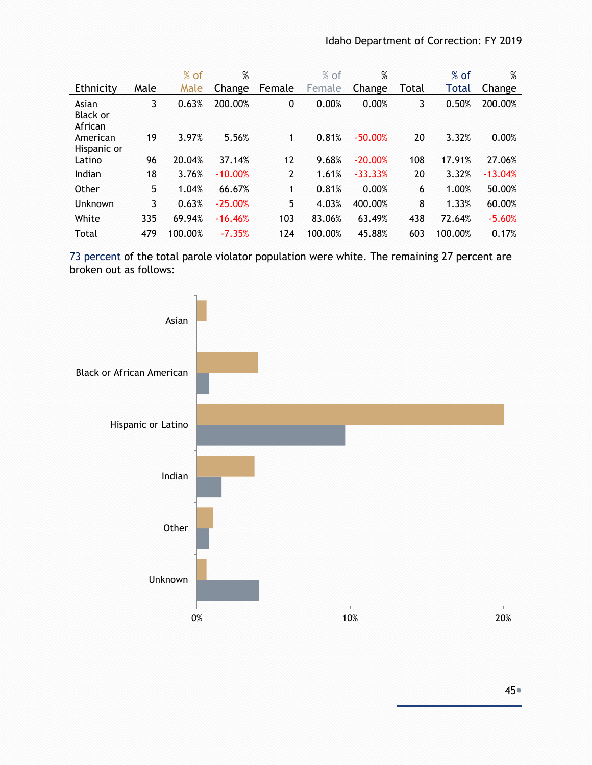| Ethnicity | Male | % of Male | % Change | Female | % of Female | % Change | Total | % of Total | % Change |
|---|---|---|---|---|---|---|---|---|---|
| Asian | 3 | 0.63% | 200.00% | 0 | 0.00% | 0.00% | 3 | 0.50% | 200.00% |
| Black or African American | 19 | 3.97% | 5.56% | 1 | 0.81% | -50.00% | 20 | 3.32% | 0.00% |
| Hispanic or Latino | 96 | 20.04% | 37.14% | 12 | 9.68% | -20.00% | 108 | 17.91% | 27.06% |
| Indian | 18 | 3.76% | -10.00% | 2 | 1.61% | -33.33% | 20 | 3.32% | -13.04% |
| Other | 5 | 1.04% | 66.67% | 1 | 0.81% | 0.00% | 6 | 1.00% | 50.00% |
| Unknown | 3 | 0.63% | -25.00% | 5 | 4.03% | 400.00% | 8 | 1.33% | 60.00% |
| White | 335 | 69.94% | -16.46% | 103 | 83.06% | 63.49% | 438 | 72.64% | -5.60% |
| Total | 479 | 100.00% | -7.35% | 124 | 100.00% | 45.88% | 603 | 100.00% | 0.17% |

73 percent of the total parole violator population were white. The remaining 27 percent are broken out as follows: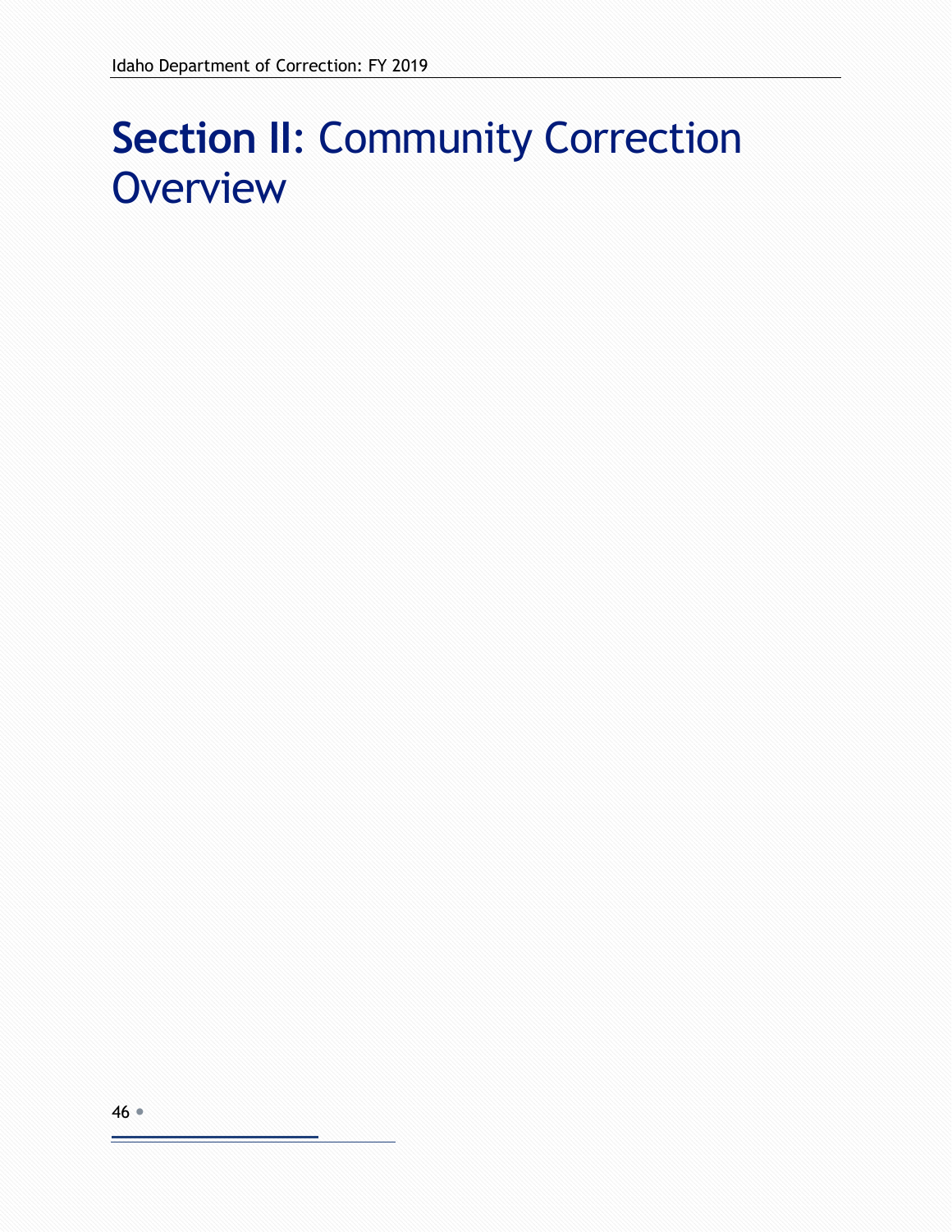# Section II: Community Correction Overview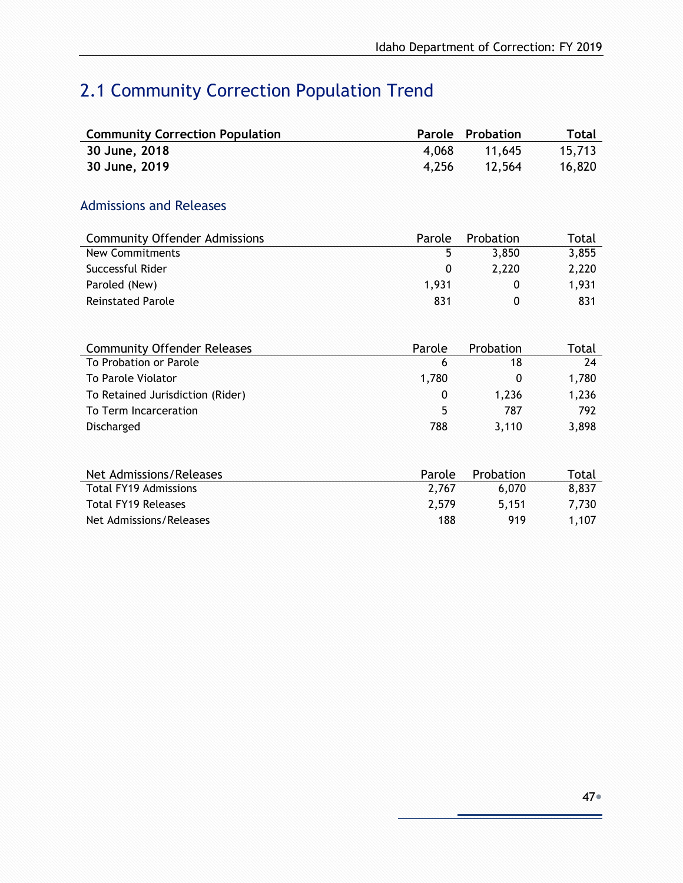## 2.1 Community Correction Population Trend

| **Community Correction Population** | **Parole** | **Probation** | **Total** |
|---|---|---|---|
| **30 June, 2018** | 4,068 | 11,645 | 15,713 |
| **30 June, 2019** | 4,256 | 12,564 | 16,820 |

### Admissions and Releases

| Community Offender Admissions | Parole | Probation | Total |
|---|---|---|---|
| New Commitments | 5 | 3,850 | 3,855 |
| Successful Rider | 0 | 2,220 | 2,220 |
| Paroled (New) | 1,931 | 0 | 1,931 |
| Reinstated Parole | 831 | 0 | 831 |

| Community Offender Releases | Parole | Probation | Total |
|---|---|---|---|
| To Probation or Parole | 6 | 18 | 24 |
| To Parole Violator | 1,780 | 0 | 1,780 |
| To Retained Jurisdiction (Rider) | 0 | 1,236 | 1,236 |
| To Term Incarceration | 5 | 787 | 792 |
| Discharged | 788 | 3,110 | 3,898 |

| Net Admissions/Releases | Parole | Probation | Total |
|---|---|---|---|
| Total FY19 Admissions | 2,767 | 6,070 | 8,837 |
| Total FY19 Releases | 2,579 | 5,151 | 7,730 |
| Net Admissions/Releases | 188 | 919 | 1,107 |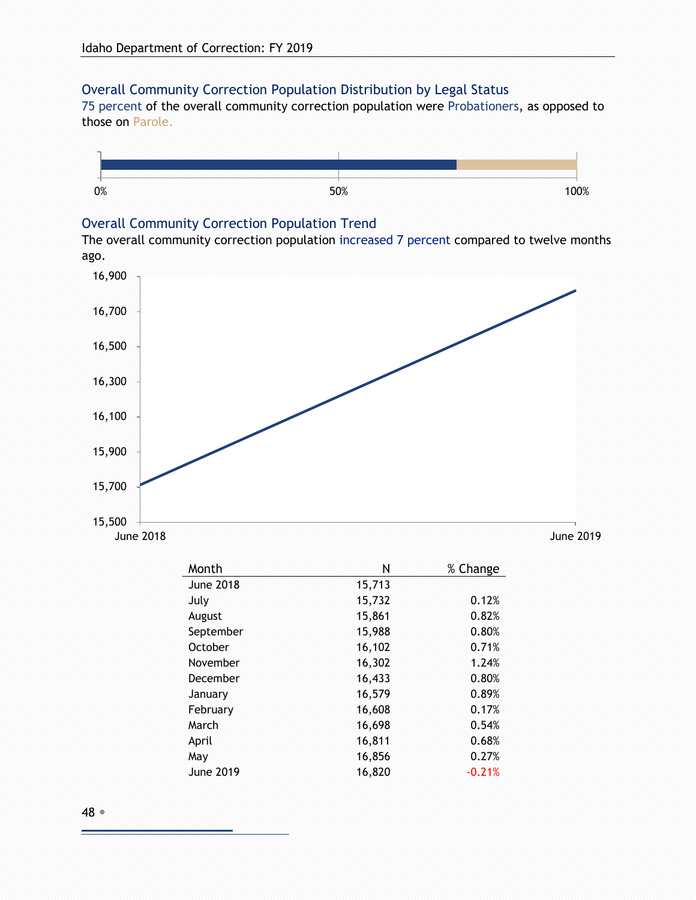## Overall Community Correction Population Distribution by Legal Status

75 percent of the overall community correction population were Probationers, as opposed to those on Parole.

0% 50% 100%

## Overall Community Correction Population Trend

The overall community correction population increased 7 percent compared to twelve months ago.

| Month | N | % Change |
|---|---|---|
| June 2018 | 15,713 | |
| July | 15,732 | 0.12% |
| August | 15,861 | 0.82% |
| September | 15,988 | 0.80% |
| October | 16,102 | 0.71% |
| November | 16,302 | 1.24% |
| December | 16,433 | 0.80% |
| January | 16,579 | 0.89% |
| February | 16,608 | 0.17% |
| March | 16,698 | 0.54% |
| April | 16,811 | 0.68% |
| May | 16,856 | 0.27% |
| June 2019 | 16,820 | -0.21% |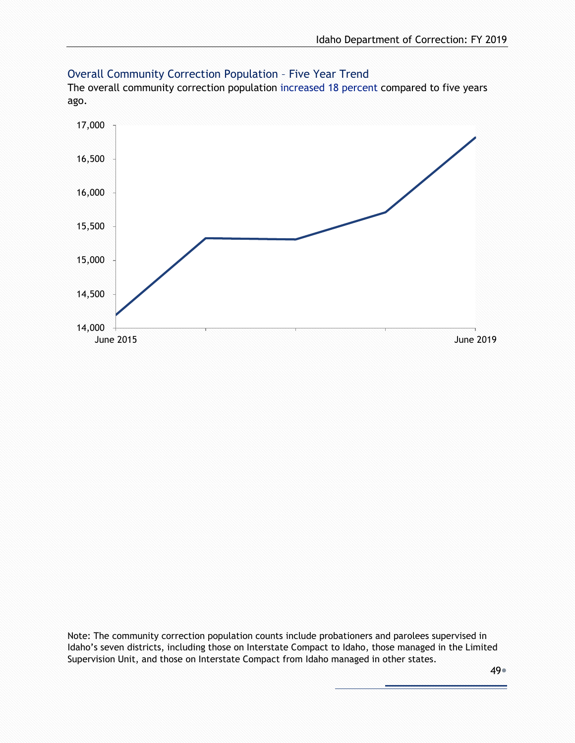## Overall Community Correction Population – Five Year Trend

The overall community correction population increased 18 percent compared to five years ago.

Note: The community correction population counts include probationers and parolees supervised in Idaho's seven districts, including those on Interstate Compact to Idaho, those managed in the Limited Supervision Unit, and those on Interstate Compact from Idaho managed in other states.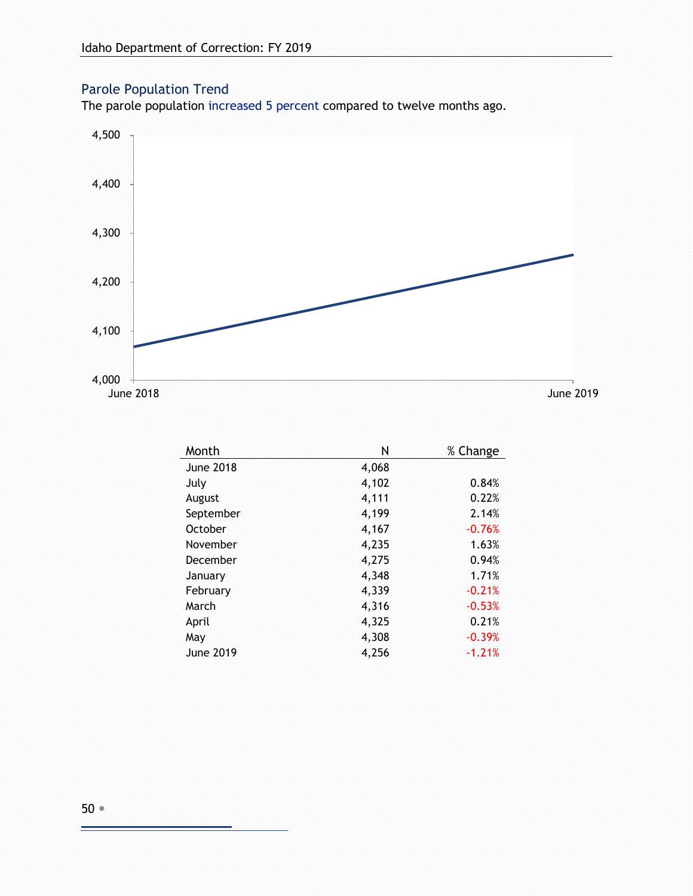## Parole Population Trend

The parole population increased 5 percent compared to twelve months ago.

| Month | N | % Change |
|---|---|---|
| June 2018 | 4,068 | |
| July | 4,102 | 0.84% |
| August | 4,111 | 0.22% |
| September | 4,199 | 2.14% |
| October | 4,167 | -0.76% |
| November | 4,235 | 1.63% |
| December | 4,275 | 0.94% |
| January | 4,348 | 1.71% |
| February | 4,339 | -0.21% |
| March | 4,316 | -0.53% |
| April | 4,325 | 0.21% |
| May | 4,308 | -0.39% |
| June 2019 | 4,256 | -1.21% |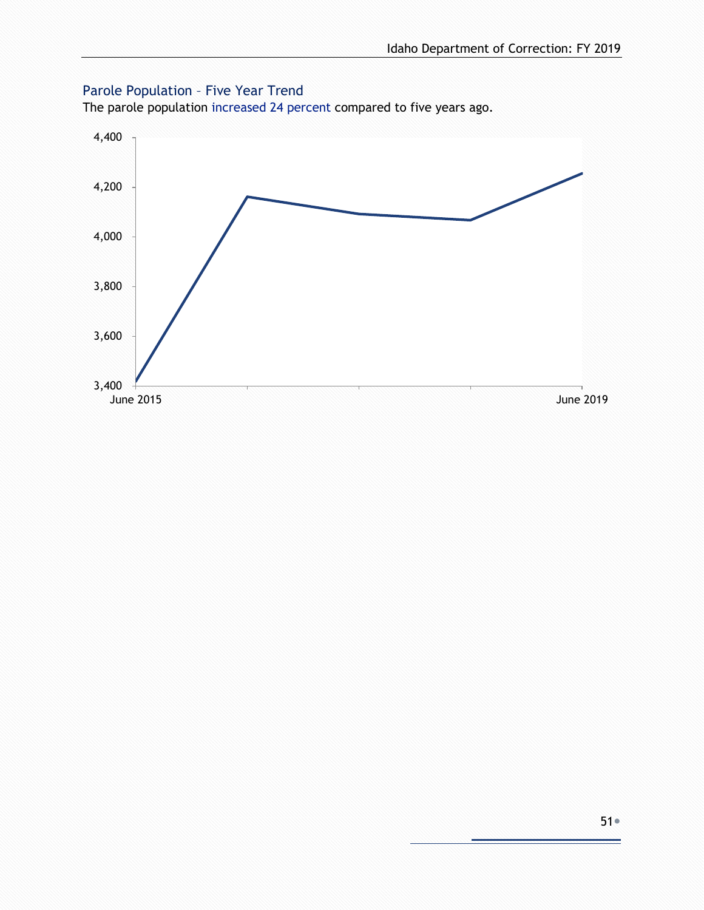## Parole Population – Five Year Trend

The parole population increased 24 percent compared to five years ago.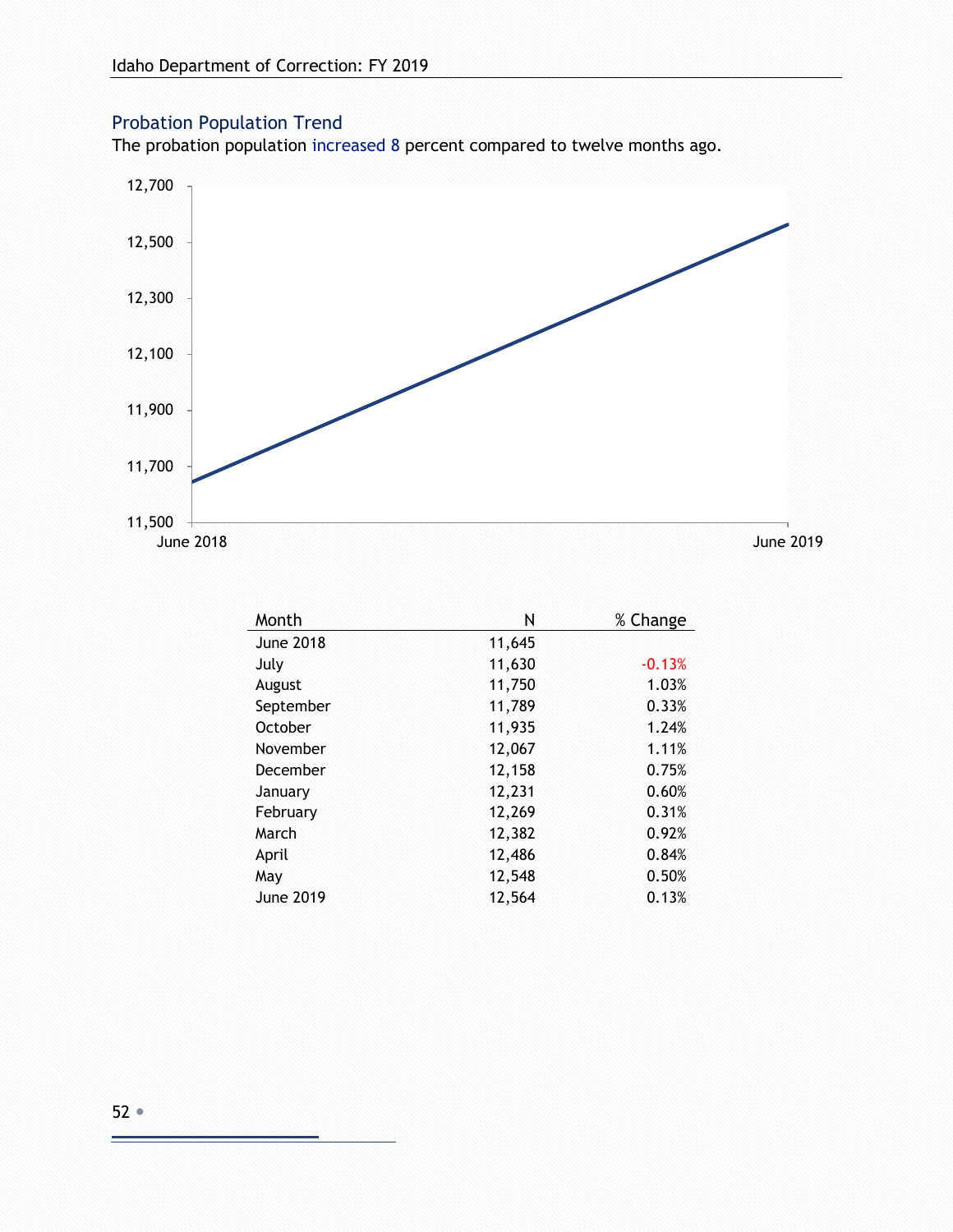## Probation Population Trend

The probation population increased 8 percent compared to twelve months ago.

| Month | N | % Change |
|---|---|---|
| June 2018 | 11,645 | |
| July | 11,630 | -0.13% |
| August | 11,750 | 1.03% |
| September | 11,789 | 0.33% |
| October | 11,935 | 1.24% |
| November | 12,067 | 1.11% |
| December | 12,158 | 0.75% |
| January | 12,231 | 0.60% |
| February | 12,269 | 0.31% |
| March | 12,382 | 0.92% |
| April | 12,486 | 0.84% |
| May | 12,548 | 0.50% |
| June 2019 | 12,564 | 0.13% |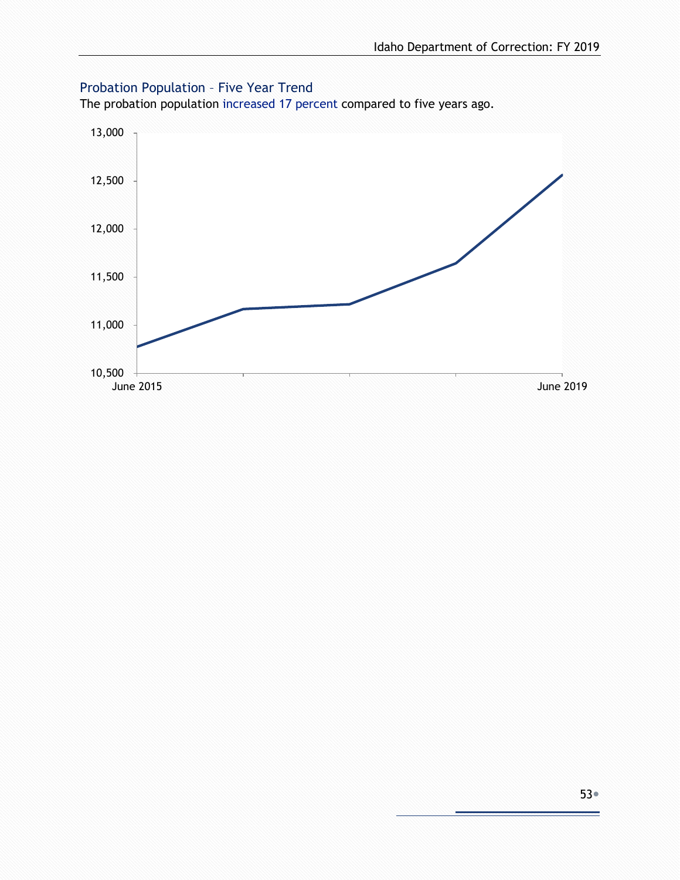## Probation Population – Five Year Trend

The probation population increased 17 percent compared to five years ago.

13,000

12,500

12,000

11,500

11,000

10,500

June 2015

June 2019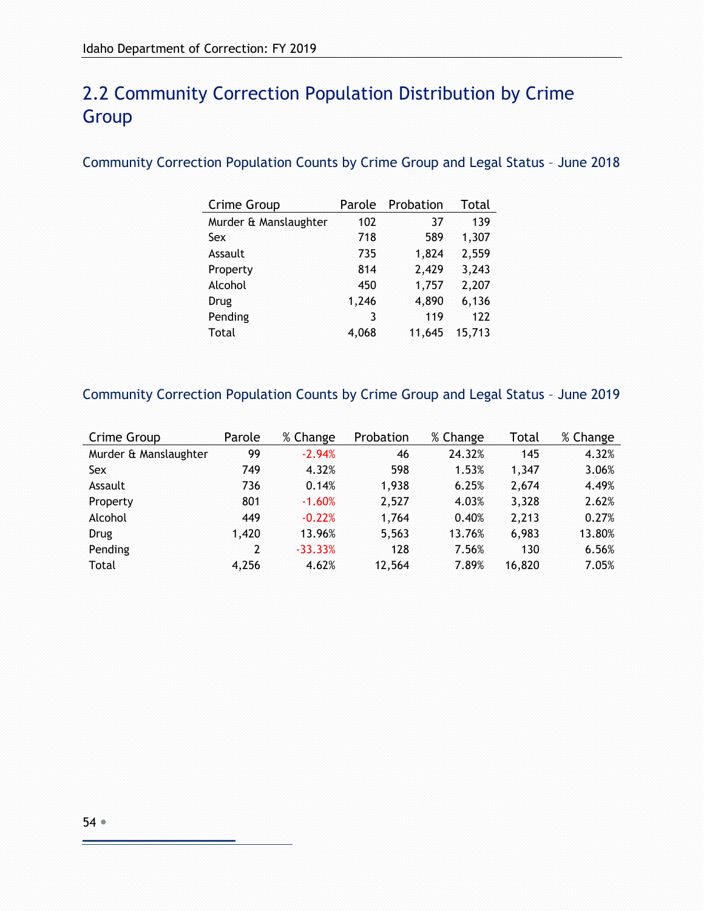## 2.2 Community Correction Population Distribution by Crime Group

### Community Correction Population Counts by Crime Group and Legal Status – June 2018

| Crime Group | Parole | Probation | Total |
|---|---|---|---|
| Murder & Manslaughter | 102 | 37 | 139 |
| Sex | 718 | 589 | 1,307 |
| Assault | 735 | 1,824 | 2,559 |
| Property | 814 | 2,429 | 3,243 |
| Alcohol | 450 | 1,757 | 2,207 |
| Drug | 1,246 | 4,890 | 6,136 |
| Pending | 3 | 119 | 122 |
| Total | 4,068 | 11,645 | 15,713 |

### Community Correction Population Counts by Crime Group and Legal Status – June 2019

| Crime Group | Parole | % Change | Probation | % Change | Total | % Change |
|---|---|---|---|---|---|---|
| Murder & Manslaughter | 99 | -2.94% | 46 | 24.32% | 145 | 4.32% |
| Sex | 749 | 4.32% | 598 | 1.53% | 1,347 | 3.06% |
| Assault | 736 | 0.14% | 1,938 | 6.25% | 2,674 | 4.49% |
| Property | 801 | -1.60% | 2,527 | 4.03% | 3,328 | 2.62% |
| Alcohol | 449 | -0.22% | 1,764 | 0.40% | 2,213 | 0.27% |
| Drug | 1,420 | 13.96% | 5,563 | 13.76% | 6,983 | 13.80% |
| Pending | 2 | -33.33% | 128 | 7.56% | 130 | 6.56% |
| Total | 4,256 | 4.62% | 12,564 | 7.89% | 16,820 | 7.05% |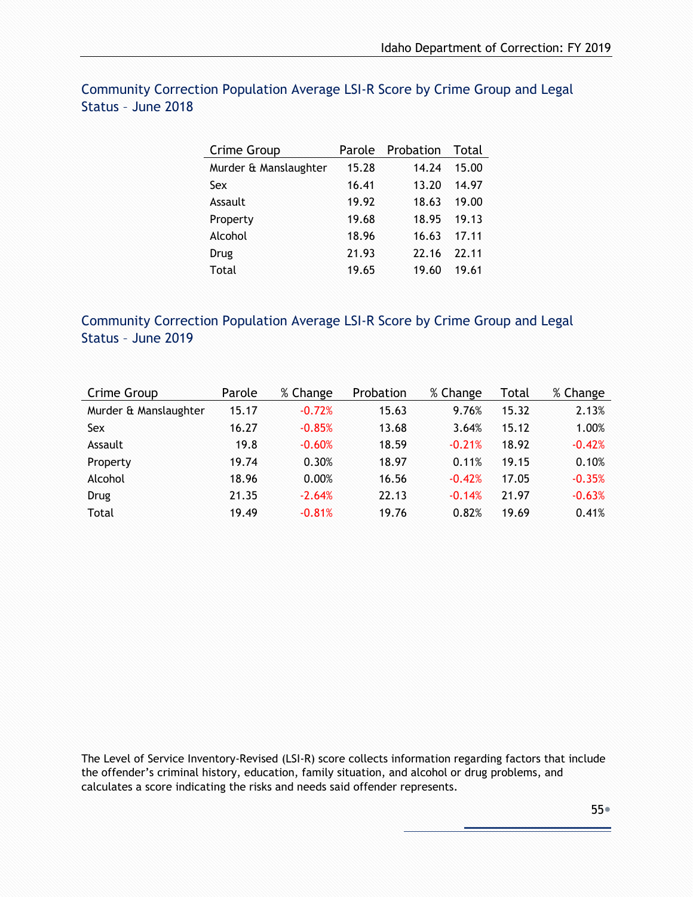## Community Correction Population Average LSI-R Score by Crime Group and Legal Status – June 2018

| Crime Group | Parole | Probation | Total |
|---|---|---|---|
| Murder & Manslaughter | 15.28 | 14.24 | 15.00 |
| Sex | 16.41 | 13.20 | 14.97 |
| Assault | 19.92 | 18.63 | 19.00 |
| Property | 19.68 | 18.95 | 19.13 |
| Alcohol | 18.96 | 16.63 | 17.11 |
| Drug | 21.93 | 22.16 | 22.11 |
| Total | 19.65 | 19.60 | 19.61 |

## Community Correction Population Average LSI-R Score by Crime Group and Legal Status – June 2019

| Crime Group | Parole | % Change | Probation | % Change | Total | % Change |
|---|---|---|---|---|---|---|
| Murder & Manslaughter | 15.17 | -0.72% | 15.63 | 9.76% | 15.32 | 2.13% |
| Sex | 16.27 | -0.85% | 13.68 | 3.64% | 15.12 | 1.00% |
| Assault | 19.8 | -0.60% | 18.59 | -0.21% | 18.92 | -0.42% |
| Property | 19.74 | 0.30% | 18.97 | 0.11% | 19.15 | 0.10% |
| Alcohol | 18.96 | 0.00% | 16.56 | -0.42% | 17.05 | -0.35% |
| Drug | 21.35 | -2.64% | 22.13 | -0.14% | 21.97 | -0.63% |
| Total | 19.49 | -0.81% | 19.76 | 0.82% | 19.69 | 0.41% |

The Level of Service Inventory-Revised (LSI-R) score collects information regarding factors that include the offender's criminal history, education, family situation, and alcohol or drug problems, and calculates a score indicating the risks and needs said offender represents.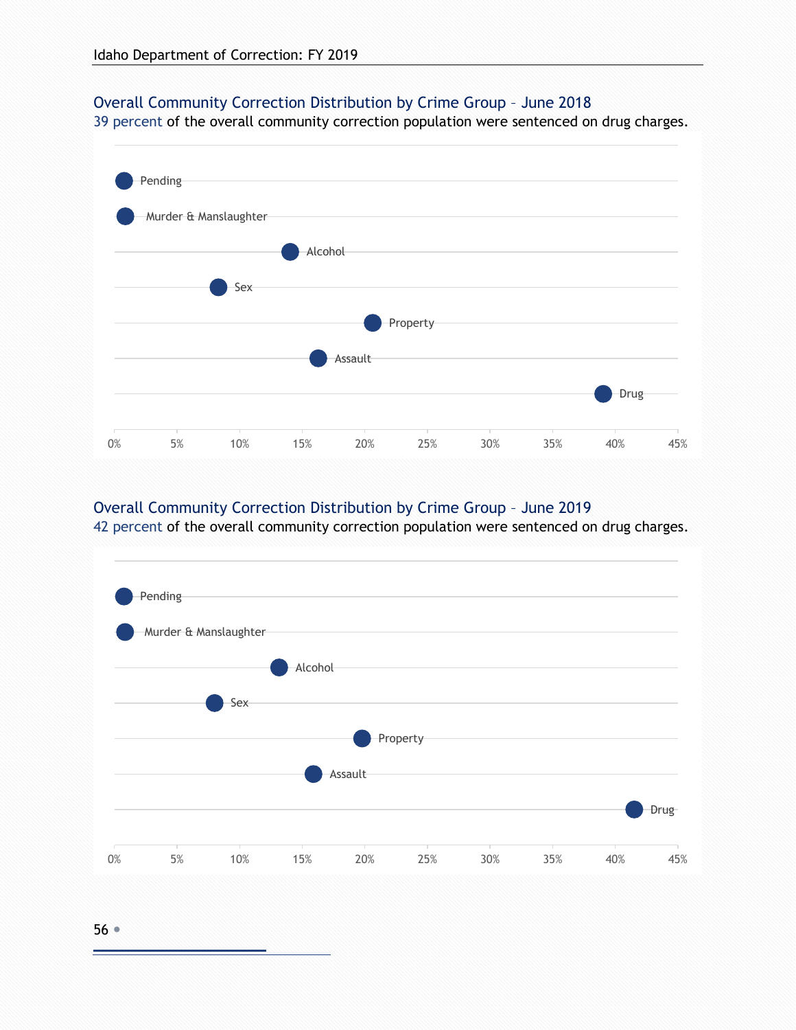## Overall Community Correction Distribution by Crime Group – June 2018

39 percent of the overall community correction population were sentenced on drug charges.

Pending

Murder & Manslaughter

Alcohol

Sex

Property

Assault

Drug

0% 5% 10% 15% 20% 25% 30% 35% 40% 45%

## Overall Community Correction Distribution by Crime Group – June 2019

42 percent of the overall community correction population were sentenced on drug charges.

Pending

Murder & Manslaughter

Alcohol

Sex

Property

Assault

Drug

0% 5% 10% 15% 20% 25% 30% 35% 40% 45%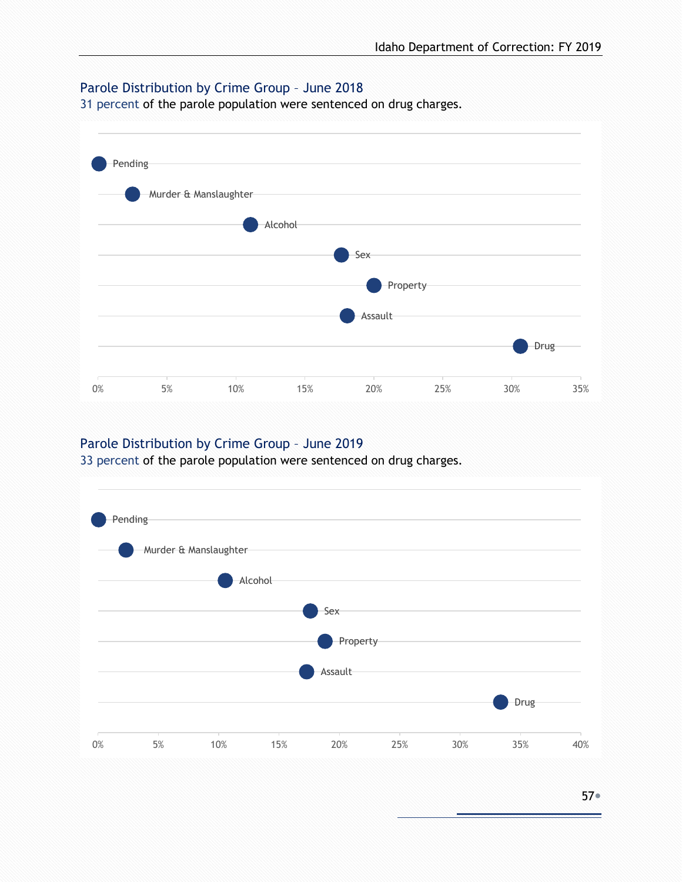## Parole Distribution by Crime Group – June 2018

31 percent of the parole population were sentenced on drug charges.

Pending
Murder & Manslaughter
Alcohol
Sex
Property
Assault
Drug

0% 5% 10% 15% 20% 25% 30% 35%

## Parole Distribution by Crime Group – June 2019

33 percent of the parole population were sentenced on drug charges.

Pending
Murder & Manslaughter
Alcohol
Sex
Property
Assault
Drug

0% 5% 10% 15% 20% 25% 30% 35% 40%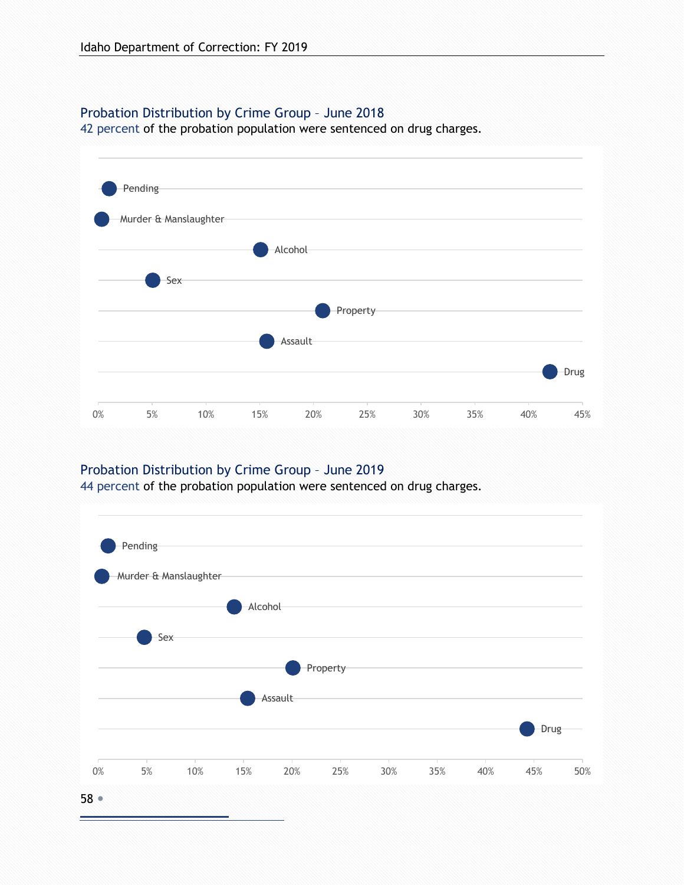## Probation Distribution by Crime Group – June 2018

42 percent of the probation population were sentenced on drug charges.

Pending
Murder & Manslaughter
Alcohol
Sex
Property
Assault
Drug

0% 5% 10% 15% 20% 25% 30% 35% 40% 45%

## Probation Distribution by Crime Group – June 2019

44 percent of the probation population were sentenced on drug charges.

Pending
Murder & Manslaughter
Alcohol
Sex
Property
Assault
Drug

0% 5% 10% 15% 20% 25% 30% 35% 40% 45% 50%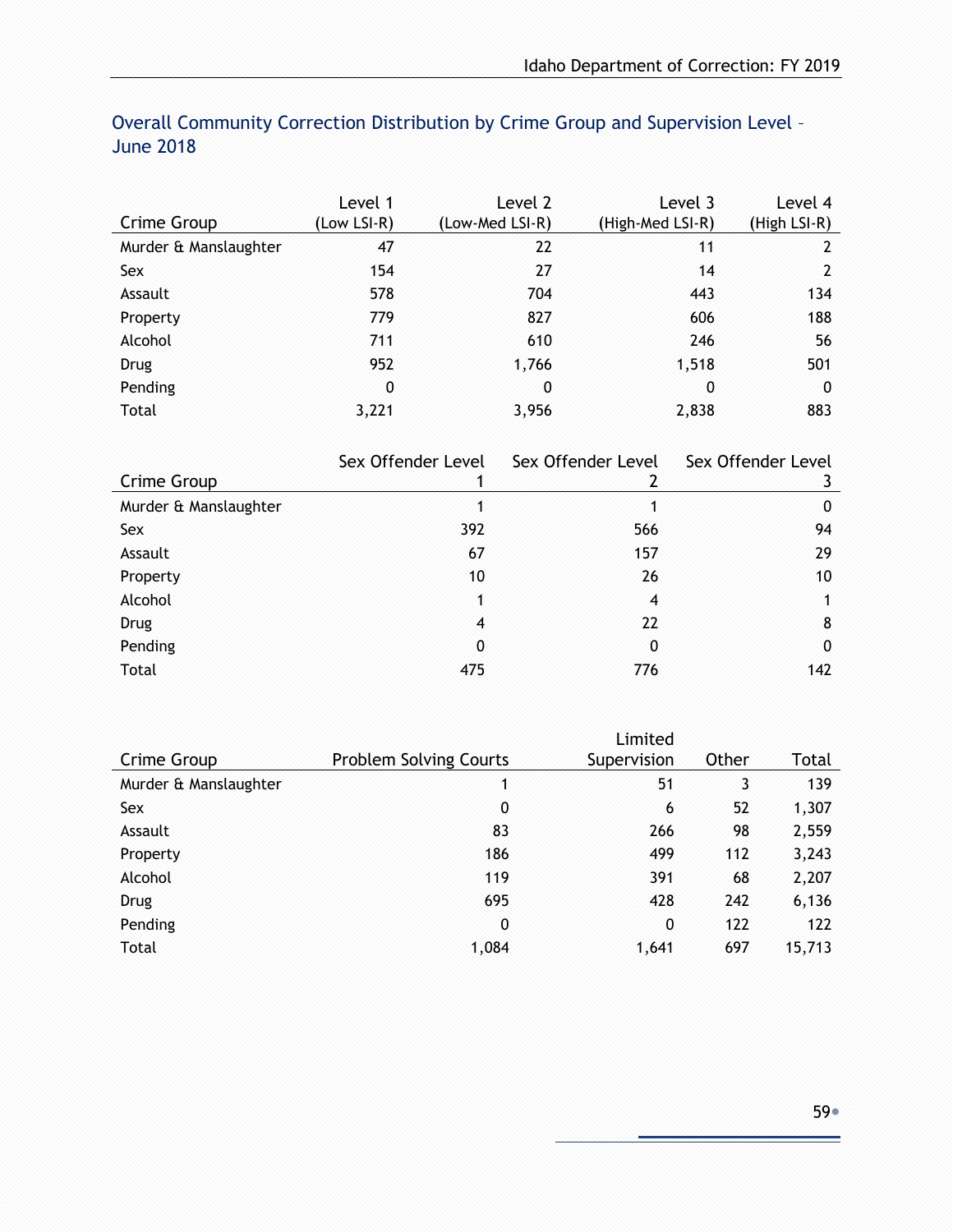## Overall Community Correction Distribution by Crime Group and Supervision Level – June 2018

| Crime Group | Level 1 (Low LSI-R) | Level 2 (Low-Med LSI-R) | Level 3 (High-Med LSI-R) | Level 4 (High LSI-R) |
|---|---|---|---|---|
| Murder & Manslaughter | 47 | 22 | 11 | 2 |
| Sex | 154 | 27 | 14 | 2 |
| Assault | 578 | 704 | 443 | 134 |
| Property | 779 | 827 | 606 | 188 |
| Alcohol | 711 | 610 | 246 | 56 |
| Drug | 952 | 1,766 | 1,518 | 501 |
| Pending | 0 | 0 | 0 | 0 |
| Total | 3,221 | 3,956 | 2,838 | 883 |

| Crime Group | Sex Offender Level 1 | Sex Offender Level 2 | Sex Offender Level 3 |
|---|---|---|---|
| Murder & Manslaughter | 1 | 1 | 0 |
| Sex | 392 | 566 | 94 |
| Assault | 67 | 157 | 29 |
| Property | 10 | 26 | 10 |
| Alcohol | 1 | 4 | 1 |
| Drug | 4 | 22 | 8 |
| Pending | 0 | 0 | 0 |
| Total | 475 | 776 | 142 |

| Crime Group | Problem Solving Courts | Limited Supervision | Other | Total |
|---|---|---|---|---|
| Murder & Manslaughter | 1 | 51 | 3 | 139 |
| Sex | 0 | 6 | 52 | 1,307 |
| Assault | 83 | 266 | 98 | 2,559 |
| Property | 186 | 499 | 112 | 3,243 |
| Alcohol | 119 | 391 | 68 | 2,207 |
| Drug | 695 | 428 | 242 | 6,136 |
| Pending | 0 | 0 | 122 | 122 |
| Total | 1,084 | 1,641 | 697 | 15,713 |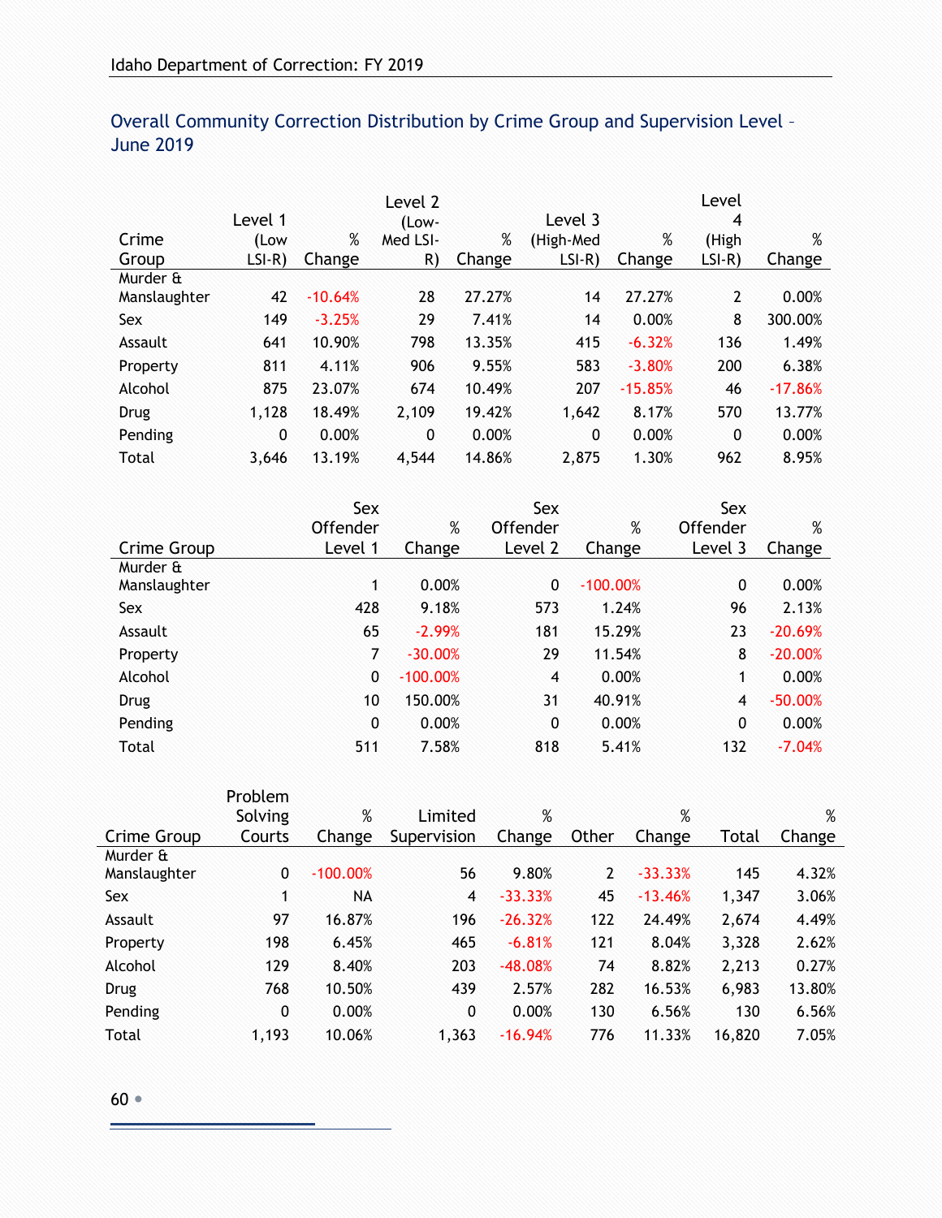## Overall Community Correction Distribution by Crime Group and Supervision Level – June 2019

| Crime Group | Level 1 (Low LSI-R) | % Change | Level 2 (Low-Med LSI-R) | % Change | Level 3 (High-Med LSI-R) | % Change | Level 4 (High LSI-R) | % Change |
|---|---|---|---|---|---|---|---|---|
| Murder & Manslaughter | 42 | -10.64% | 28 | 27.27% | 14 | 27.27% | 2 | 0.00% |
| Sex | 149 | -3.25% | 29 | 7.41% | 14 | 0.00% | 8 | 300.00% |
| Assault | 641 | 10.90% | 798 | 13.35% | 415 | -6.32% | 136 | 1.49% |
| Property | 811 | 4.11% | 906 | 9.55% | 583 | -3.80% | 200 | 6.38% |
| Alcohol | 875 | 23.07% | 674 | 10.49% | 207 | -15.85% | 46 | -17.86% |
| Drug | 1,128 | 18.49% | 2,109 | 19.42% | 1,642 | 8.17% | 570 | 13.77% |
| Pending | 0 | 0.00% | 0 | 0.00% | 0 | 0.00% | 0 | 0.00% |
| Total | 3,646 | 13.19% | 4,544 | 14.86% | 2,875 | 1.30% | 962 | 8.95% |

| Crime Group | Sex Offender Level 1 | % Change | Sex Offender Level 2 | % Change | Sex Offender Level 3 | % Change |
|---|---|---|---|---|---|---|
| Murder & Manslaughter | 1 | 0.00% | 0 | -100.00% | 0 | 0.00% |
| Sex | 428 | 9.18% | 573 | 1.24% | 96 | 2.13% |
| Assault | 65 | -2.99% | 181 | 15.29% | 23 | -20.69% |
| Property | 7 | -30.00% | 29 | 11.54% | 8 | -20.00% |
| Alcohol | 0 | -100.00% | 4 | 0.00% | 1 | 0.00% |
| Drug | 10 | 150.00% | 31 | 40.91% | 4 | -50.00% |
| Pending | 0 | 0.00% | 0 | 0.00% | 0 | 0.00% |
| Total | 511 | 7.58% | 818 | 5.41% | 132 | -7.04% |

| Crime Group | Problem Solving Courts | % Change | Limited Supervision | % Change | Other | % Change | Total | % Change |
|---|---|---|---|---|---|---|---|---|
| Murder & Manslaughter | 0 | -100.00% | 56 | 9.80% | 2 | -33.33% | 145 | 4.32% |
| Sex | 1 | NA | 4 | -33.33% | 45 | -13.46% | 1,347 | 3.06% |
| Assault | 97 | 16.87% | 196 | -26.32% | 122 | 24.49% | 2,674 | 4.49% |
| Property | 198 | 6.45% | 465 | -6.81% | 121 | 8.04% | 3,328 | 2.62% |
| Alcohol | 129 | 8.40% | 203 | -48.08% | 74 | 8.82% | 2,213 | 0.27% |
| Drug | 768 | 10.50% | 439 | 2.57% | 282 | 16.53% | 6,983 | 13.80% |
| Pending | 0 | 0.00% | 0 | 0.00% | 130 | 6.56% | 130 | 6.56% |
| Total | 1,193 | 10.06% | 1,363 | -16.94% | 776 | 11.33% | 16,820 | 7.05% |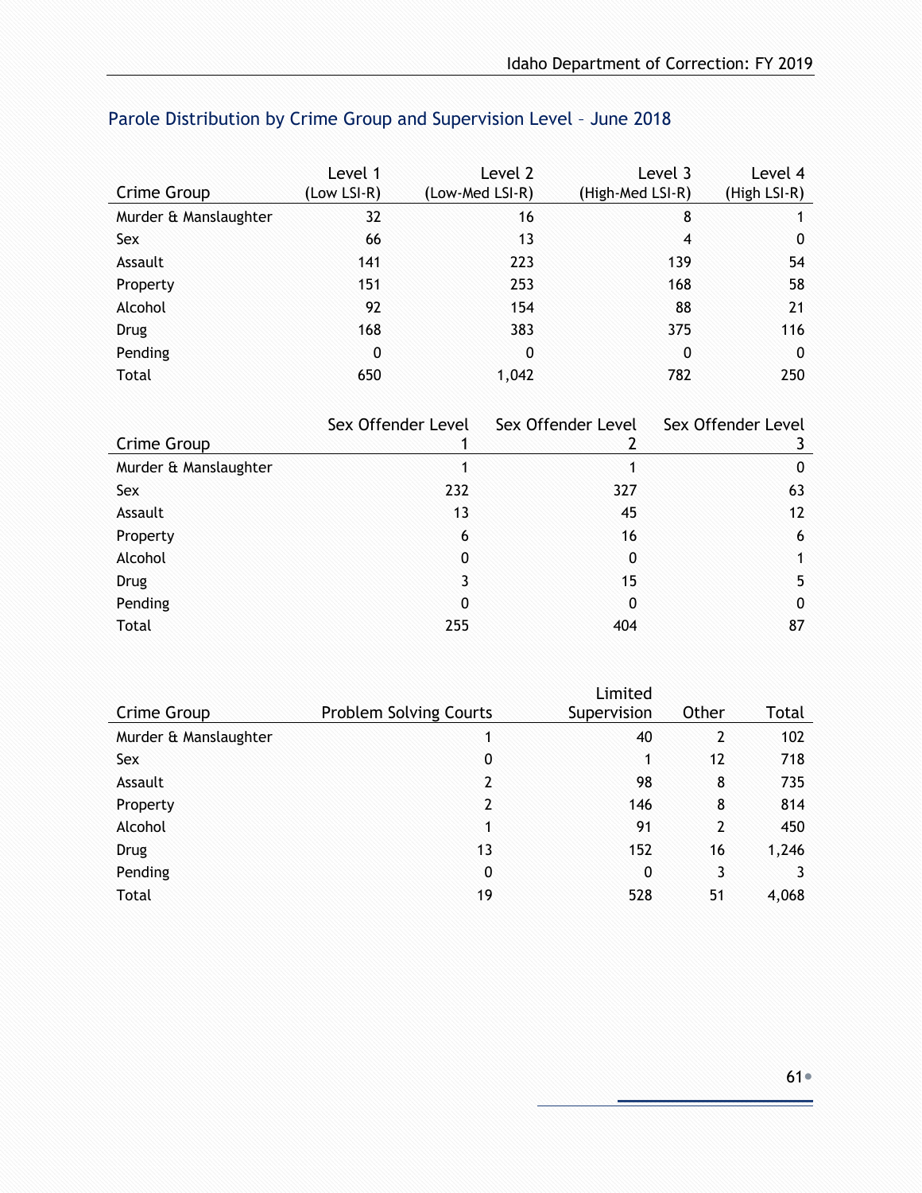## Parole Distribution by Crime Group and Supervision Level – June 2018

| Crime Group | Level 1 (Low LSI-R) | Level 2 (Low-Med LSI-R) | Level 3 (High-Med LSI-R) | Level 4 (High LSI-R) |
|---|---|---|---|---|
| Murder & Manslaughter | 32 | 16 | 8 | 1 |
| Sex | 66 | 13 | 4 | 0 |
| Assault | 141 | 223 | 139 | 54 |
| Property | 151 | 253 | 168 | 58 |
| Alcohol | 92 | 154 | 88 | 21 |
| Drug | 168 | 383 | 375 | 116 |
| Pending | 0 | 0 | 0 | 0 |
| Total | 650 | 1,042 | 782 | 250 |

| Crime Group | Sex Offender Level 1 | Sex Offender Level 2 | Sex Offender Level 3 |
|---|---|---|---|
| Murder & Manslaughter | 1 | 1 | 0 |
| Sex | 232 | 327 | 63 |
| Assault | 13 | 45 | 12 |
| Property | 6 | 16 | 6 |
| Alcohol | 0 | 0 | 1 |
| Drug | 3 | 15 | 5 |
| Pending | 0 | 0 | 0 |
| Total | 255 | 404 | 87 |

| Crime Group | Problem Solving Courts | Limited Supervision | Other | Total |
|---|---|---|---|---|
| Murder & Manslaughter | 1 | 40 | 2 | 102 |
| Sex | 0 | 1 | 12 | 718 |
| Assault | 2 | 98 | 8 | 735 |
| Property | 2 | 146 | 8 | 814 |
| Alcohol | 1 | 91 | 2 | 450 |
| Drug | 13 | 152 | 16 | 1,246 |
| Pending | 0 | 0 | 3 | 3 |
| Total | 19 | 528 | 51 | 4,068 |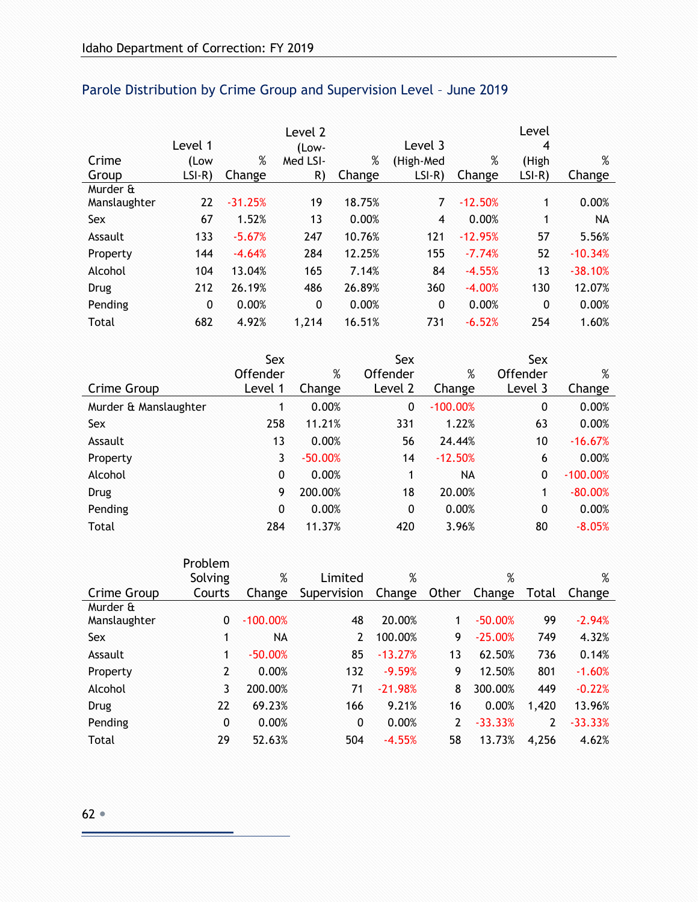## Parole Distribution by Crime Group and Supervision Level – June 2019

| Crime Group | Level 1 (Low LSI-R) | % Change | Level 2 (Low-Med LSI-R) | % Change | Level 3 (High-Med LSI-R) | % Change | Level 4 (High LSI-R) | % Change |
|---|---|---|---|---|---|---|---|---|
| Murder & Manslaughter | 22 | -31.25% | 19 | 18.75% | 7 | -12.50% | 1 | 0.00% |
| Sex | 67 | 1.52% | 13 | 0.00% | 4 | 0.00% | 1 | NA |
| Assault | 133 | -5.67% | 247 | 10.76% | 121 | -12.95% | 57 | 5.56% |
| Property | 144 | -4.64% | 284 | 12.25% | 155 | -7.74% | 52 | -10.34% |
| Alcohol | 104 | 13.04% | 165 | 7.14% | 84 | -4.55% | 13 | -38.10% |
| Drug | 212 | 26.19% | 486 | 26.89% | 360 | -4.00% | 130 | 12.07% |
| Pending | 0 | 0.00% | 0 | 0.00% | 0 | 0.00% | 0 | 0.00% |
| Total | 682 | 4.92% | 1,214 | 16.51% | 731 | -6.52% | 254 | 1.60% |

| Crime Group | Sex Offender Level 1 | % Change | Sex Offender Level 2 | % Change | Sex Offender Level 3 | % Change |
|---|---|---|---|---|---|---|
| Murder & Manslaughter | 1 | 0.00% | 0 | -100.00% | 0 | 0.00% |
| Sex | 258 | 11.21% | 331 | 1.22% | 63 | 0.00% |
| Assault | 13 | 0.00% | 56 | 24.44% | 10 | -16.67% |
| Property | 3 | -50.00% | 14 | -12.50% | 6 | 0.00% |
| Alcohol | 0 | 0.00% | 1 | NA | 0 | -100.00% |
| Drug | 9 | 200.00% | 18 | 20.00% | 1 | -80.00% |
| Pending | 0 | 0.00% | 0 | 0.00% | 0 | 0.00% |
| Total | 284 | 11.37% | 420 | 3.96% | 80 | -8.05% |

| Crime Group | Problem Solving Courts | % Change | Limited Supervision | % Change | Other | % Change | Total | % Change |
|---|---|---|---|---|---|---|---|---|
| Murder & Manslaughter | 0 | -100.00% | 48 | 20.00% | 1 | -50.00% | 99 | -2.94% |
| Sex | 1 | NA | 2 | 100.00% | 9 | -25.00% | 749 | 4.32% |
| Assault | 1 | -50.00% | 85 | -13.27% | 13 | 62.50% | 736 | 0.14% |
| Property | 2 | 0.00% | 132 | -9.59% | 9 | 12.50% | 801 | -1.60% |
| Alcohol | 3 | 200.00% | 71 | -21.98% | 8 | 300.00% | 449 | -0.22% |
| Drug | 22 | 69.23% | 166 | 9.21% | 16 | 0.00% | 1,420 | 13.96% |
| Pending | 0 | 0.00% | 0 | 0.00% | 2 | -33.33% | 2 | -33.33% |
| Total | 29 | 52.63% | 504 | -4.55% | 58 | 13.73% | 4,256 | 4.62% |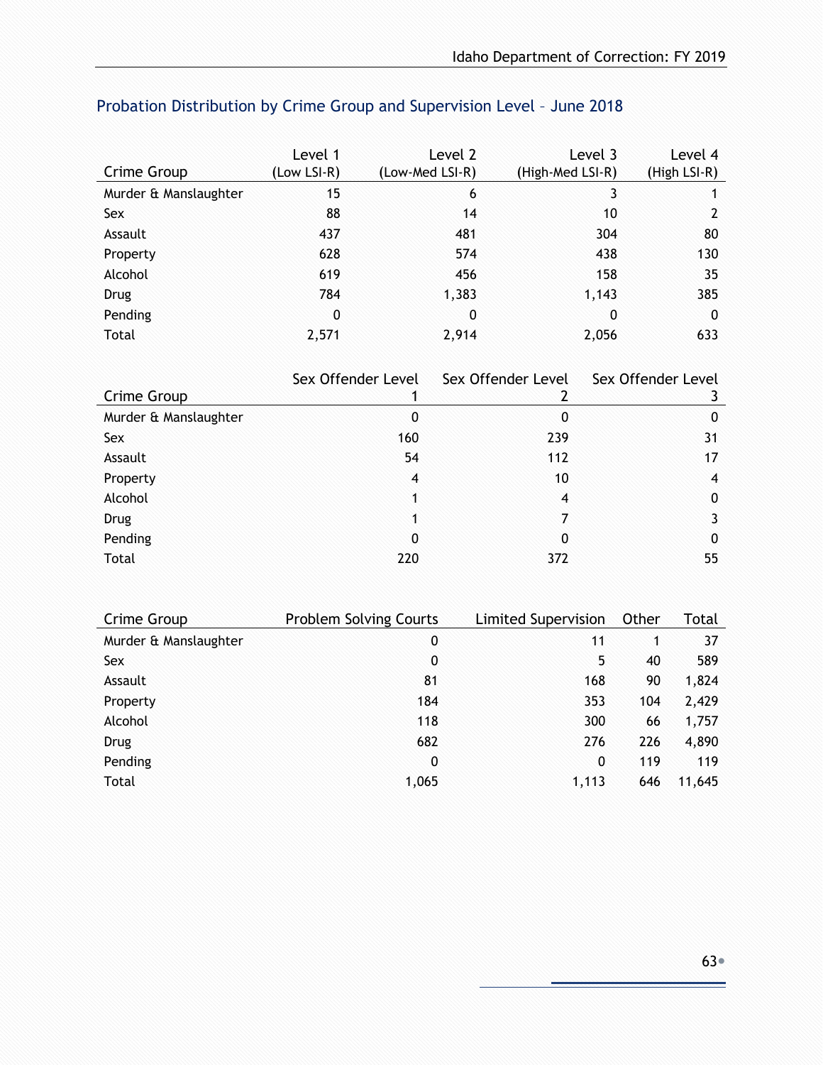## Probation Distribution by Crime Group and Supervision Level – June 2018

| Crime Group | Level 1 (Low LSI-R) | Level 2 (Low-Med LSI-R) | Level 3 (High-Med LSI-R) | Level 4 (High LSI-R) |
|---|---|---|---|---|
| Murder & Manslaughter | 15 | 6 | 3 | 1 |
| Sex | 88 | 14 | 10 | 2 |
| Assault | 437 | 481 | 304 | 80 |
| Property | 628 | 574 | 438 | 130 |
| Alcohol | 619 | 456 | 158 | 35 |
| Drug | 784 | 1,383 | 1,143 | 385 |
| Pending | 0 | 0 | 0 | 0 |
| Total | 2,571 | 2,914 | 2,056 | 633 |

| Crime Group | Sex Offender Level 1 | Sex Offender Level 2 | Sex Offender Level 3 |
|---|---|---|---|
| Murder & Manslaughter | 0 | 0 | 0 |
| Sex | 160 | 239 | 31 |
| Assault | 54 | 112 | 17 |
| Property | 4 | 10 | 4 |
| Alcohol | 1 | 4 | 0 |
| Drug | 1 | 7 | 3 |
| Pending | 0 | 0 | 0 |
| Total | 220 | 372 | 55 |

| Crime Group | Problem Solving Courts | Limited Supervision | Other | Total |
|---|---|---|---|---|
| Murder & Manslaughter | 0 | 11 | 1 | 37 |
| Sex | 0 | 5 | 40 | 589 |
| Assault | 81 | 168 | 90 | 1,824 |
| Property | 184 | 353 | 104 | 2,429 |
| Alcohol | 118 | 300 | 66 | 1,757 |
| Drug | 682 | 276 | 226 | 4,890 |
| Pending | 0 | 0 | 119 | 119 |
| Total | 1,065 | 1,113 | 646 | 11,645 |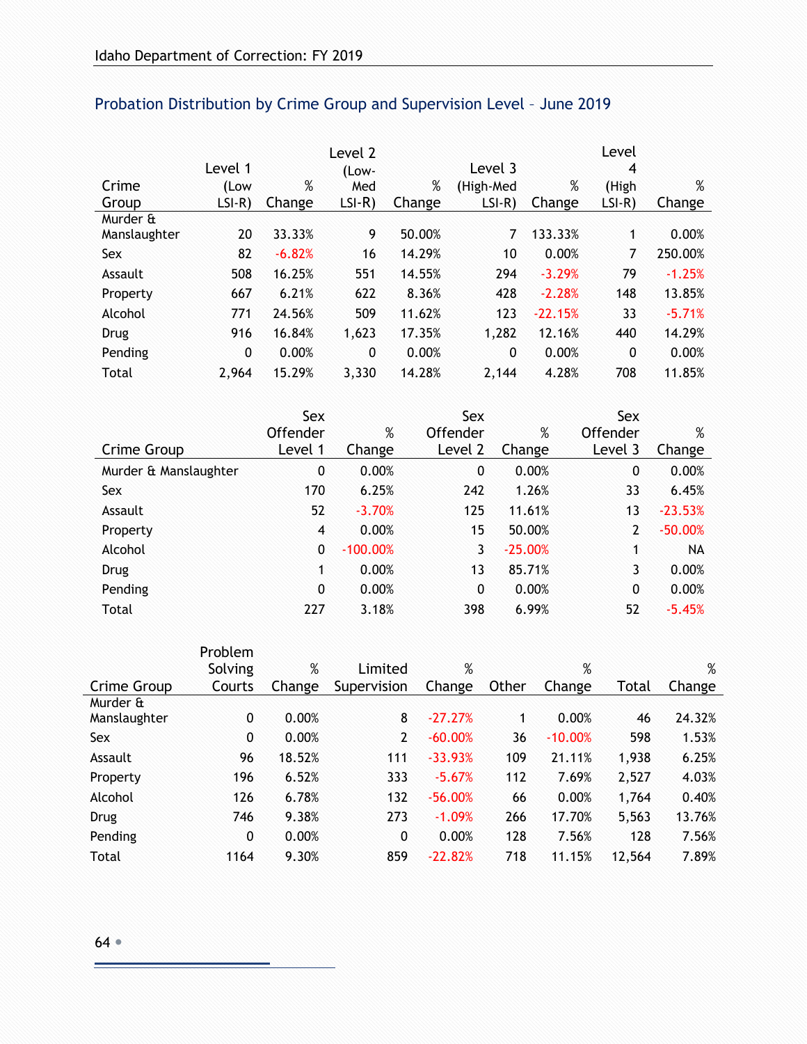## Probation Distribution by Crime Group and Supervision Level – June 2019

| Crime Group | Level 1 (Low LSI-R) | % Change | Level 2 (Low-Med LSI-R) | % Change | Level 3 (High-Med LSI-R) | % Change | Level 4 (High LSI-R) | % Change |
|---|---|---|---|---|---|---|---|---|
| Murder & Manslaughter | 20 | 33.33% | 9 | 50.00% | 7 | 133.33% | 1 | 0.00% |
| Sex | 82 | -6.82% | 16 | 14.29% | 10 | 0.00% | 7 | 250.00% |
| Assault | 508 | 16.25% | 551 | 14.55% | 294 | -3.29% | 79 | -1.25% |
| Property | 667 | 6.21% | 622 | 8.36% | 428 | -2.28% | 148 | 13.85% |
| Alcohol | 771 | 24.56% | 509 | 11.62% | 123 | -22.15% | 33 | -5.71% |
| Drug | 916 | 16.84% | 1,623 | 17.35% | 1,282 | 12.16% | 440 | 14.29% |
| Pending | 0 | 0.00% | 0 | 0.00% | 0 | 0.00% | 0 | 0.00% |
| Total | 2,964 | 15.29% | 3,330 | 14.28% | 2,144 | 4.28% | 708 | 11.85% |

| Crime Group | Sex Offender Level 1 | % Change | Sex Offender Level 2 | % Change | Sex Offender Level 3 | % Change |
|---|---|---|---|---|---|---|
| Murder & Manslaughter | 0 | 0.00% | 0 | 0.00% | 0 | 0.00% |
| Sex | 170 | 6.25% | 242 | 1.26% | 33 | 6.45% |
| Assault | 52 | -3.70% | 125 | 11.61% | 13 | -23.53% |
| Property | 4 | 0.00% | 15 | 50.00% | 2 | -50.00% |
| Alcohol | 0 | -100.00% | 3 | -25.00% | 1 | NA |
| Drug | 1 | 0.00% | 13 | 85.71% | 3 | 0.00% |
| Pending | 0 | 0.00% | 0 | 0.00% | 0 | 0.00% |
| Total | 227 | 3.18% | 398 | 6.99% | 52 | -5.45% |

| Crime Group | Problem Solving Courts | % Change | Limited Supervision | % Change | Other | % Change | Total | % Change |
|---|---|---|---|---|---|---|---|---|
| Murder & Manslaughter | 0 | 0.00% | 8 | -27.27% | 1 | 0.00% | 46 | 24.32% |
| Sex | 0 | 0.00% | 2 | -60.00% | 36 | -10.00% | 598 | 1.53% |
| Assault | 96 | 18.52% | 111 | -33.93% | 109 | 21.11% | 1,938 | 6.25% |
| Property | 196 | 6.52% | 333 | -5.67% | 112 | 7.69% | 2,527 | 4.03% |
| Alcohol | 126 | 6.78% | 132 | -56.00% | 66 | 0.00% | 1,764 | 0.40% |
| Drug | 746 | 9.38% | 273 | -1.09% | 266 | 17.70% | 5,563 | 13.76% |
| Pending | 0 | 0.00% | 0 | 0.00% | 128 | 7.56% | 128 | 7.56% |
| Total | 1164 | 9.30% | 859 | -22.82% | 718 | 11.15% | 12,564 | 7.89% |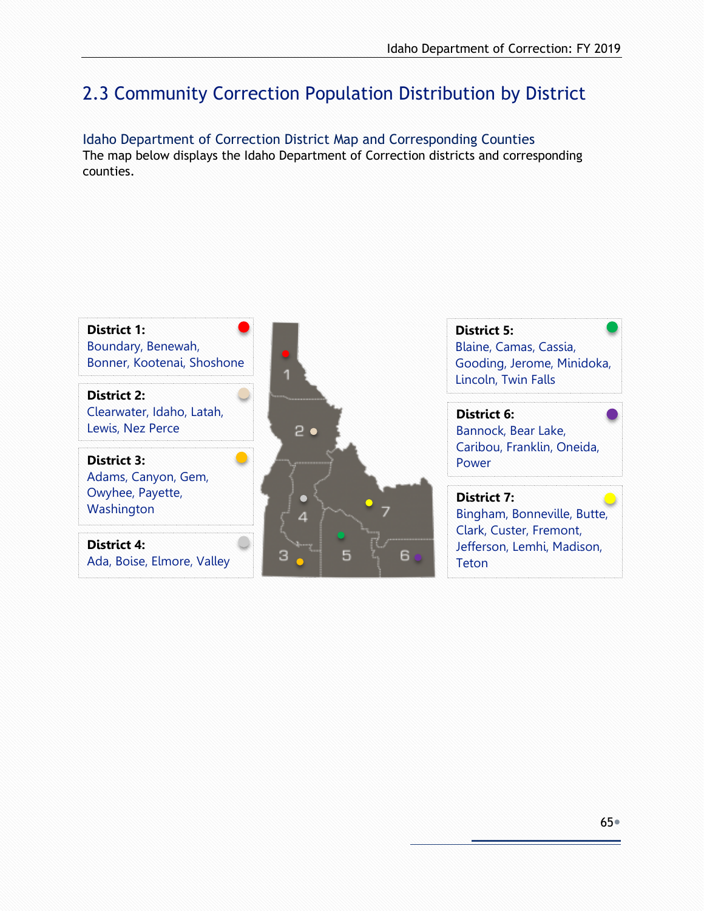## 2.3 Community Correction Population Distribution by District

### Idaho Department of Correction District Map and Corresponding Counties

The map below displays the Idaho Department of Correction districts and corresponding counties.

**District 1:**
Boundary, Benewah, Bonner, Kootenai, Shoshone

**District 2:**
Clearwater, Idaho, Latah, Lewis, Nez Perce

**District 3:**
Adams, Canyon, Gem, Owyhee, Payette, Washington

**District 4:**
Ada, Boise, Elmore, Valley

**District 5:**
Blaine, Camas, Cassia, Gooding, Jerome, Minidoka, Lincoln, Twin Falls

**District 6:**
Bannock, Bear Lake, Caribou, Franklin, Oneida, Power

**District 7:**
Bingham, Bonneville, Butte, Clark, Custer, Fremont, Jefferson, Lemhi, Madison, Teton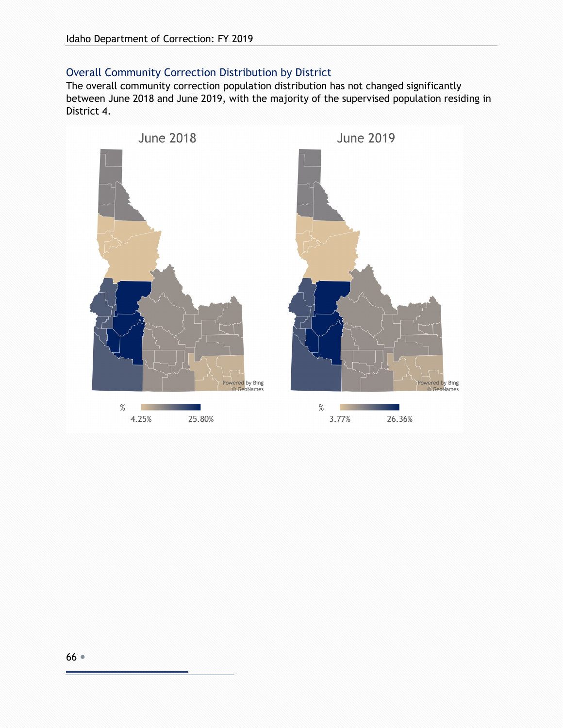## Overall Community Correction Distribution by District

The overall community correction population distribution has not changed significantly between June 2018 and June 2019, with the majority of the supervised population residing in District 4.

June 2018

%
4.25% 25.80%

June 2019

%
3.77% 26.36%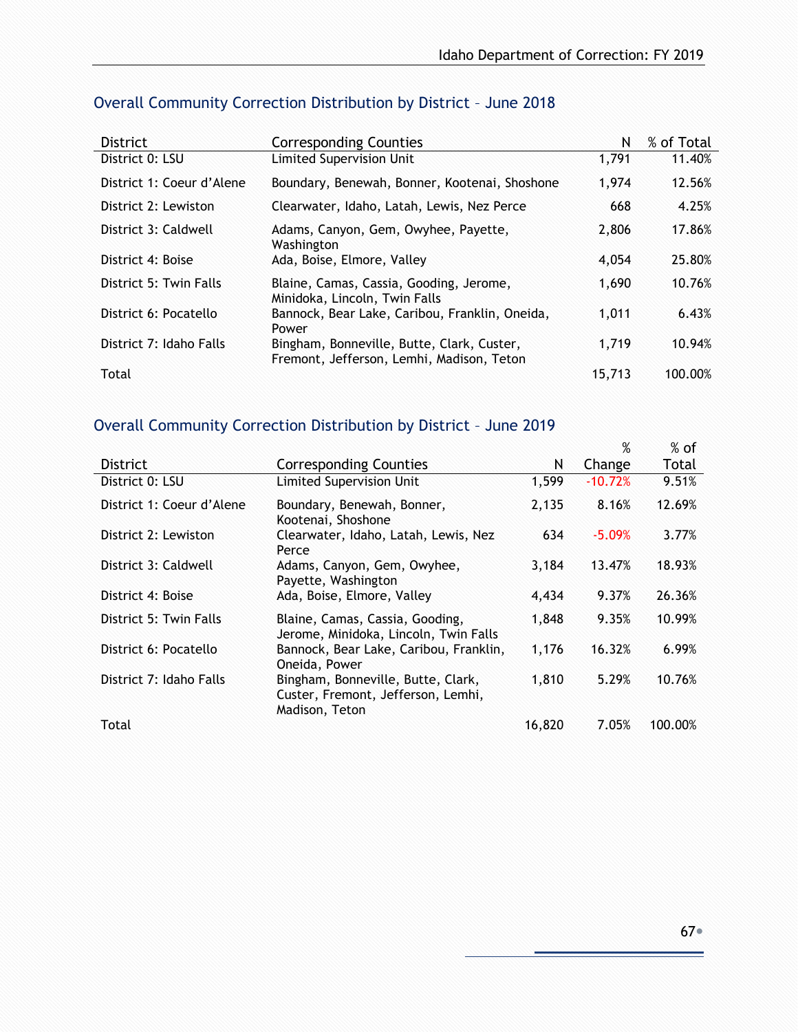## Overall Community Correction Distribution by District – June 2018

| District | Corresponding Counties | N | % of Total |
|---|---|---|---|
| District 0: LSU | Limited Supervision Unit | 1,791 | 11.40% |
| District 1: Coeur d'Alene | Boundary, Benewah, Bonner, Kootenai, Shoshone | 1,974 | 12.56% |
| District 2: Lewiston | Clearwater, Idaho, Latah, Lewis, Nez Perce | 668 | 4.25% |
| District 3: Caldwell | Adams, Canyon, Gem, Owyhee, Payette, Washington | 2,806 | 17.86% |
| District 4: Boise | Ada, Boise, Elmore, Valley | 4,054 | 25.80% |
| District 5: Twin Falls | Blaine, Camas, Cassia, Gooding, Jerome, Minidoka, Lincoln, Twin Falls | 1,690 | 10.76% |
| District 6: Pocatello | Bannock, Bear Lake, Caribou, Franklin, Oneida, Power | 1,011 | 6.43% |
| District 7: Idaho Falls | Bingham, Bonneville, Butte, Clark, Custer, Fremont, Jefferson, Lemhi, Madison, Teton | 1,719 | 10.94% |
| Total | | 15,713 | 100.00% |

## Overall Community Correction Distribution by District – June 2019

| District | Corresponding Counties | N | % Change | % of Total |
|---|---|---|---|---|
| District 0: LSU | Limited Supervision Unit | 1,599 | -10.72% | 9.51% |
| District 1: Coeur d'Alene | Boundary, Benewah, Bonner, Kootenai, Shoshone | 2,135 | 8.16% | 12.69% |
| District 2: Lewiston | Clearwater, Idaho, Latah, Lewis, Nez Perce | 634 | -5.09% | 3.77% |
| District 3: Caldwell | Adams, Canyon, Gem, Owyhee, Payette, Washington | 3,184 | 13.47% | 18.93% |
| District 4: Boise | Ada, Boise, Elmore, Valley | 4,434 | 9.37% | 26.36% |
| District 5: Twin Falls | Blaine, Camas, Cassia, Gooding, Jerome, Minidoka, Lincoln, Twin Falls | 1,848 | 9.35% | 10.99% |
| District 6: Pocatello | Bannock, Bear Lake, Caribou, Franklin, Oneida, Power | 1,176 | 16.32% | 6.99% |
| District 7: Idaho Falls | Bingham, Bonneville, Butte, Clark, Custer, Fremont, Jefferson, Lemhi, Madison, Teton | 1,810 | 5.29% | 10.76% |
| Total | | 16,820 | 7.05% | 100.00% |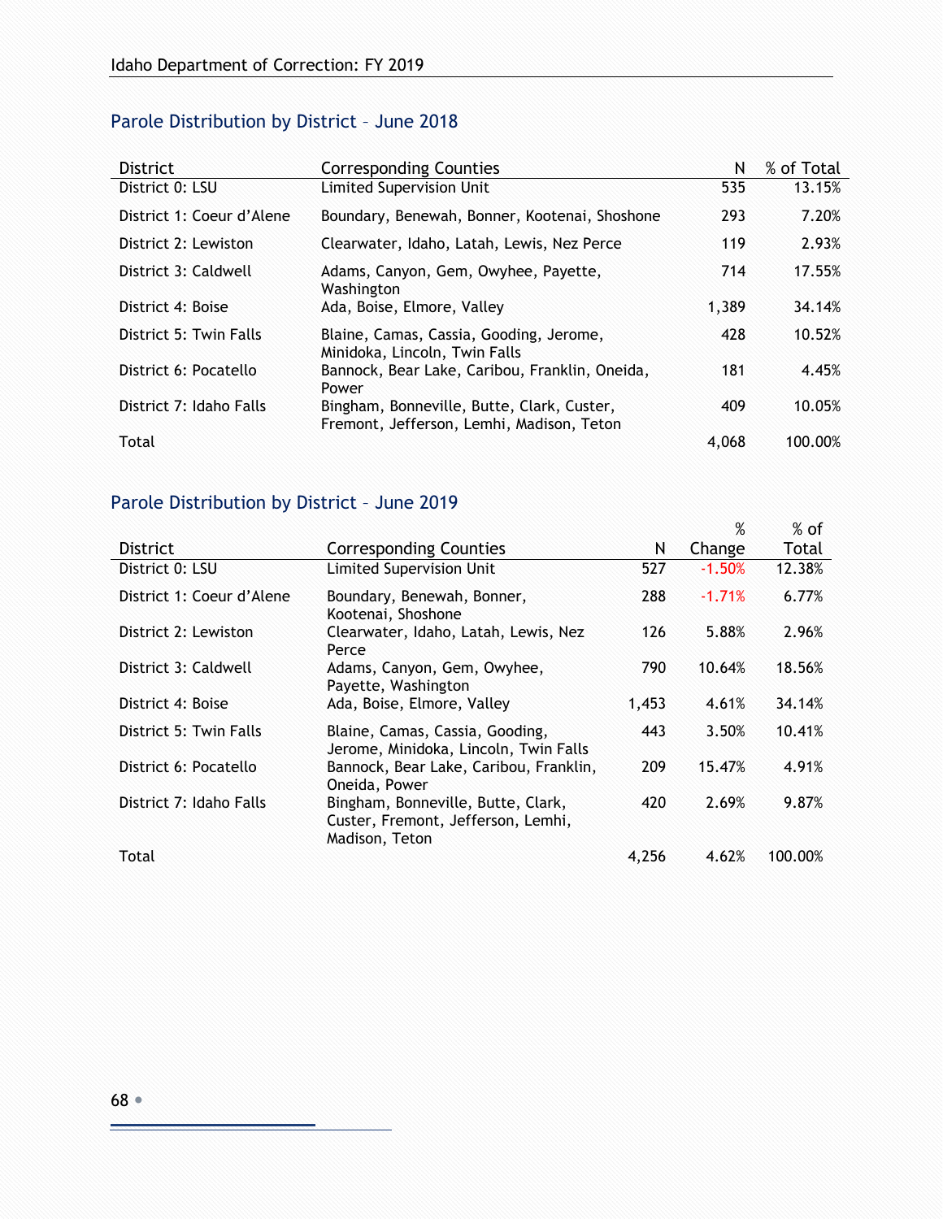## Parole Distribution by District – June 2018

| District | Corresponding Counties | N | % of Total |
|---|---|---|---|
| District 0: LSU | Limited Supervision Unit | 535 | 13.15% |
| District 1: Coeur d'Alene | Boundary, Benewah, Bonner, Kootenai, Shoshone | 293 | 7.20% |
| District 2: Lewiston | Clearwater, Idaho, Latah, Lewis, Nez Perce | 119 | 2.93% |
| District 3: Caldwell | Adams, Canyon, Gem, Owyhee, Payette, Washington | 714 | 17.55% |
| District 4: Boise | Ada, Boise, Elmore, Valley | 1,389 | 34.14% |
| District 5: Twin Falls | Blaine, Camas, Cassia, Gooding, Jerome, Minidoka, Lincoln, Twin Falls | 428 | 10.52% |
| District 6: Pocatello | Bannock, Bear Lake, Caribou, Franklin, Oneida, Power | 181 | 4.45% |
| District 7: Idaho Falls | Bingham, Bonneville, Butte, Clark, Custer, Fremont, Jefferson, Lemhi, Madison, Teton | 409 | 10.05% |
| Total | | 4,068 | 100.00% |

## Parole Distribution by District – June 2019

| District | Corresponding Counties | N | % Change | % of Total |
|---|---|---|---|---|
| District 0: LSU | Limited Supervision Unit | 527 | -1.50% | 12.38% |
| District 1: Coeur d'Alene | Boundary, Benewah, Bonner, Kootenai, Shoshone | 288 | -1.71% | 6.77% |
| District 2: Lewiston | Clearwater, Idaho, Latah, Lewis, Nez Perce | 126 | 5.88% | 2.96% |
| District 3: Caldwell | Adams, Canyon, Gem, Owyhee, Payette, Washington | 790 | 10.64% | 18.56% |
| District 4: Boise | Ada, Boise, Elmore, Valley | 1,453 | 4.61% | 34.14% |
| District 5: Twin Falls | Blaine, Camas, Cassia, Gooding, Jerome, Minidoka, Lincoln, Twin Falls | 443 | 3.50% | 10.41% |
| District 6: Pocatello | Bannock, Bear Lake, Caribou, Franklin, Oneida, Power | 209 | 15.47% | 4.91% |
| District 7: Idaho Falls | Bingham, Bonneville, Butte, Clark, Custer, Fremont, Jefferson, Lemhi, Madison, Teton | 420 | 2.69% | 9.87% |
| Total | | 4,256 | 4.62% | 100.00% |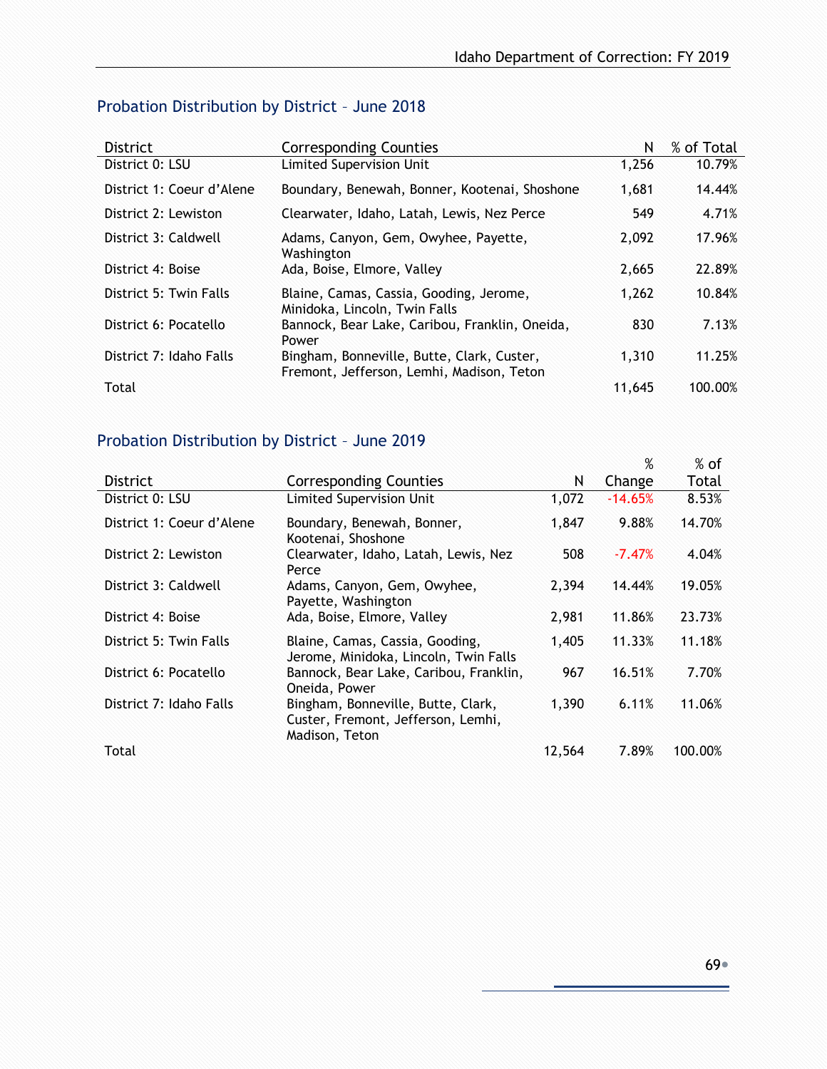## Probation Distribution by District – June 2018

| District | Corresponding Counties | N | % of Total |
|---|---|---|---|
| District 0: LSU | Limited Supervision Unit | 1,256 | 10.79% |
| District 1: Coeur d'Alene | Boundary, Benewah, Bonner, Kootenai, Shoshone | 1,681 | 14.44% |
| District 2: Lewiston | Clearwater, Idaho, Latah, Lewis, Nez Perce | 549 | 4.71% |
| District 3: Caldwell | Adams, Canyon, Gem, Owyhee, Payette, Washington | 2,092 | 17.96% |
| District 4: Boise | Ada, Boise, Elmore, Valley | 2,665 | 22.89% |
| District 5: Twin Falls | Blaine, Camas, Cassia, Gooding, Jerome, Minidoka, Lincoln, Twin Falls | 1,262 | 10.84% |
| District 6: Pocatello | Bannock, Bear Lake, Caribou, Franklin, Oneida, Power | 830 | 7.13% |
| District 7: Idaho Falls | Bingham, Bonneville, Butte, Clark, Custer, Fremont, Jefferson, Lemhi, Madison, Teton | 1,310 | 11.25% |
| Total | | 11,645 | 100.00% |

## Probation Distribution by District – June 2019

| District | Corresponding Counties | N | % Change | % of Total |
|---|---|---|---|---|
| District 0: LSU | Limited Supervision Unit | 1,072 | -14.65% | 8.53% |
| District 1: Coeur d'Alene | Boundary, Benewah, Bonner, Kootenai, Shoshone | 1,847 | 9.88% | 14.70% |
| District 2: Lewiston | Clearwater, Idaho, Latah, Lewis, Nez Perce | 508 | -7.47% | 4.04% |
| District 3: Caldwell | Adams, Canyon, Gem, Owyhee, Payette, Washington | 2,394 | 14.44% | 19.05% |
| District 4: Boise | Ada, Boise, Elmore, Valley | 2,981 | 11.86% | 23.73% |
| District 5: Twin Falls | Blaine, Camas, Cassia, Gooding, Jerome, Minidoka, Lincoln, Twin Falls | 1,405 | 11.33% | 11.18% |
| District 6: Pocatello | Bannock, Bear Lake, Caribou, Franklin, Oneida, Power | 967 | 16.51% | 7.70% |
| District 7: Idaho Falls | Bingham, Bonneville, Butte, Clark, Custer, Fremont, Jefferson, Lemhi, Madison, Teton | 1,390 | 6.11% | 11.06% |
| Total | | 12,564 | 7.89% | 100.00% |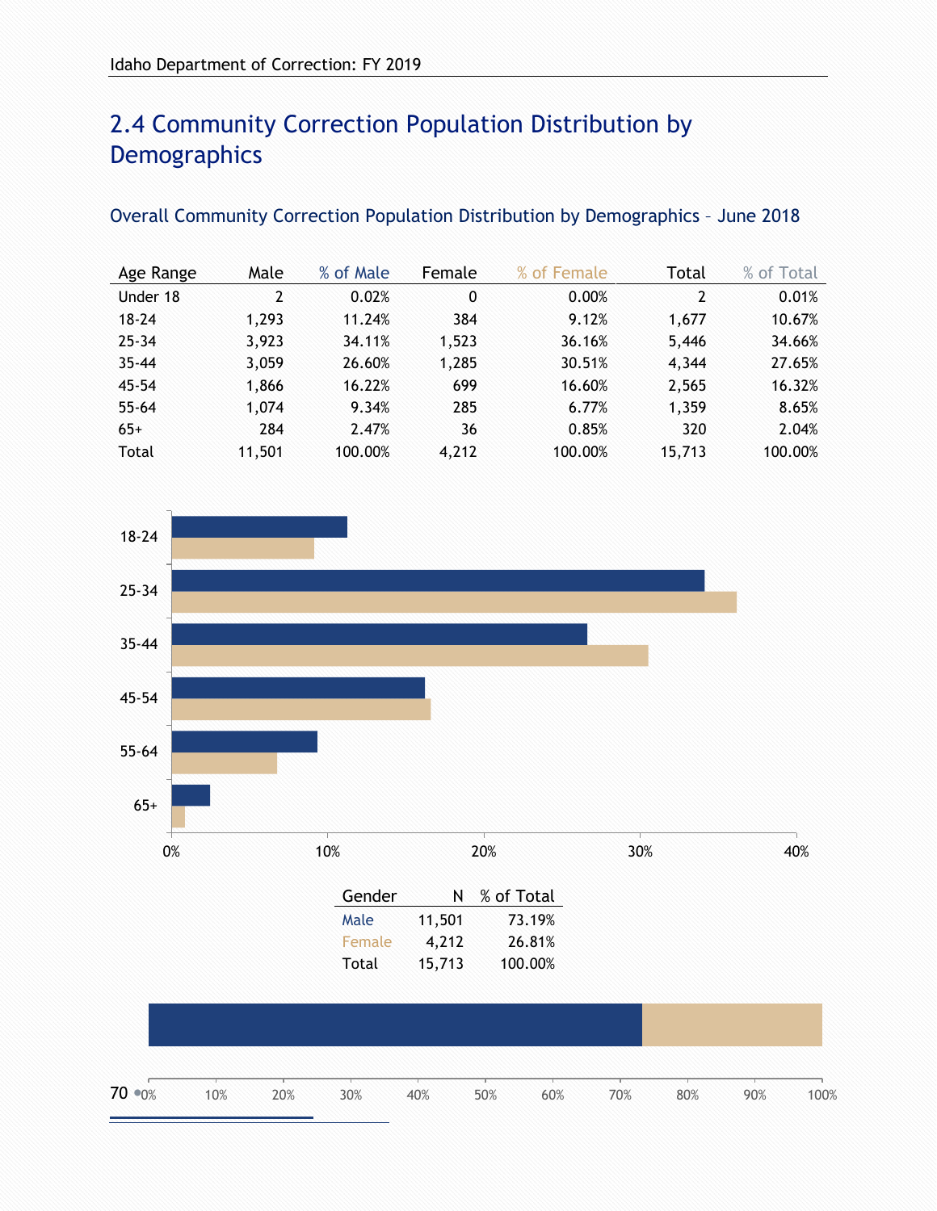## 2.4 Community Correction Population Distribution by Demographics

### Overall Community Correction Population Distribution by Demographics – June 2018

| Age Range | Male | % of Male | Female | % of Female | Total | % of Total |
|---|---|---|---|---|---|---|
| Under 18 | 2 | 0.02% | 0 | 0.00% | 2 | 0.01% |
| 18-24 | 1,293 | 11.24% | 384 | 9.12% | 1,677 | 10.67% |
| 25-34 | 3,923 | 34.11% | 1,523 | 36.16% | 5,446 | 34.66% |
| 35-44 | 3,059 | 26.60% | 1,285 | 30.51% | 4,344 | 27.65% |
| 45-54 | 1,866 | 16.22% | 699 | 16.60% | 2,565 | 16.32% |
| 55-64 | 1,074 | 9.34% | 285 | 6.77% | 1,359 | 8.65% |
| 65+ | 284 | 2.47% | 36 | 0.85% | 320 | 2.04% |
| Total | 11,501 | 100.00% | 4,212 | 100.00% | 15,713 | 100.00% |

| Gender | N | % of Total |
|---|---|---|
| Male | 11,501 | 73.19% |
| Female | 4,212 | 26.81% |
| Total | 15,713 | 100.00% |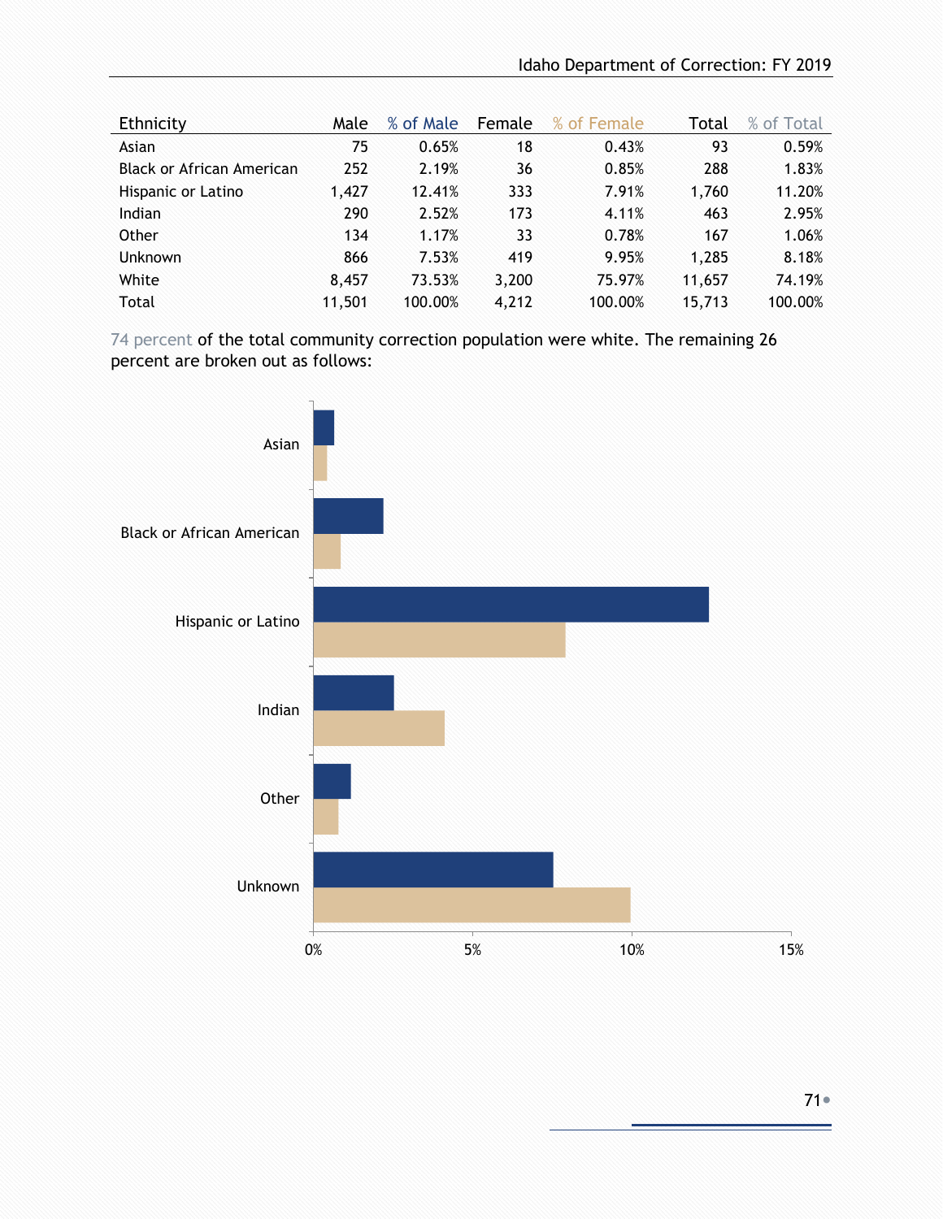| Ethnicity | Male | % of Male | Female | % of Female | Total | % of Total |
|---|---|---|---|---|---|---|
| Asian | 75 | 0.65% | 18 | 0.43% | 93 | 0.59% |
| Black or African American | 252 | 2.19% | 36 | 0.85% | 288 | 1.83% |
| Hispanic or Latino | 1,427 | 12.41% | 333 | 7.91% | 1,760 | 11.20% |
| Indian | 290 | 2.52% | 173 | 4.11% | 463 | 2.95% |
| Other | 134 | 1.17% | 33 | 0.78% | 167 | 1.06% |
| Unknown | 866 | 7.53% | 419 | 9.95% | 1,285 | 8.18% |
| White | 8,457 | 73.53% | 3,200 | 75.97% | 11,657 | 74.19% |
| Total | 11,501 | 100.00% | 4,212 | 100.00% | 15,713 | 100.00% |

74 percent of the total community correction population were white. The remaining 26 percent are broken out as follows: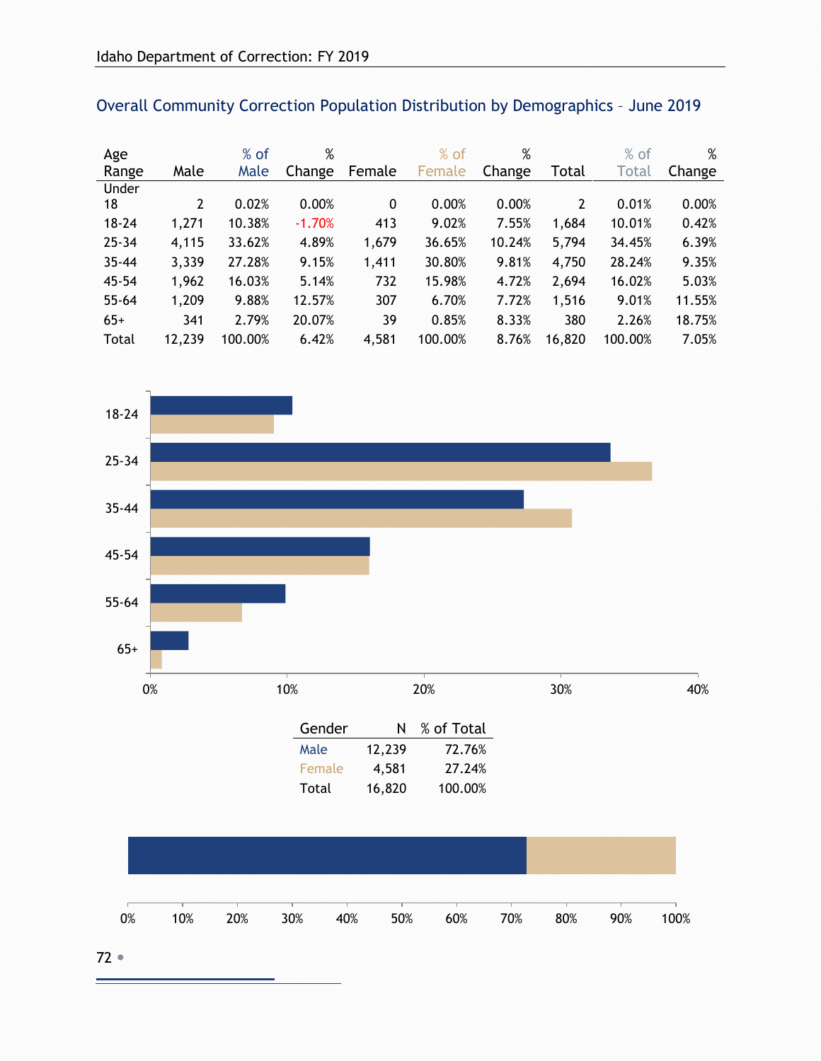## Overall Community Correction Population Distribution by Demographics – June 2019

| Age Range | Male | % of Male | % Change | Female | % of Female | % Change | Total | % of Total | % Change |
|---|---|---|---|---|---|---|---|---|---|
| Under 18 | 2 | 0.02% | 0.00% | 0 | 0.00% | 0.00% | 2 | 0.01% | 0.00% |
| 18-24 | 1,271 | 10.38% | -1.70% | 413 | 9.02% | 7.55% | 1,684 | 10.01% | 0.42% |
| 25-34 | 4,115 | 33.62% | 4.89% | 1,679 | 36.65% | 10.24% | 5,794 | 34.45% | 6.39% |
| 35-44 | 3,339 | 27.28% | 9.15% | 1,411 | 30.80% | 9.81% | 4,750 | 28.24% | 9.35% |
| 45-54 | 1,962 | 16.03% | 5.14% | 732 | 15.98% | 4.72% | 2,694 | 16.02% | 5.03% |
| 55-64 | 1,209 | 9.88% | 12.57% | 307 | 6.70% | 7.72% | 1,516 | 9.01% | 11.55% |
| 65+ | 341 | 2.79% | 20.07% | 39 | 0.85% | 8.33% | 380 | 2.26% | 18.75% |
| Total | 12,239 | 100.00% | 6.42% | 4,581 | 100.00% | 8.76% | 16,820 | 100.00% | 7.05% |

| Gender | N | % of Total |
|---|---|---|
| Male | 12,239 | 72.76% |
| Female | 4,581 | 27.24% |
| Total | 16,820 | 100.00% |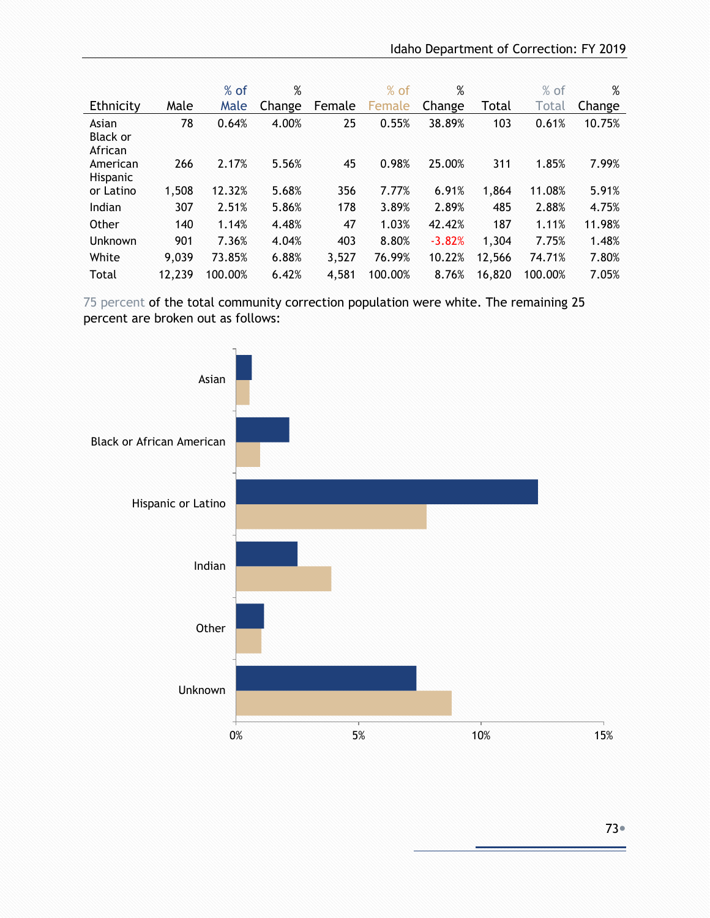| Ethnicity | Male | % of Male | % Change | Female | % of Female | % Change | Total | % of Total | % Change |
|---|---|---|---|---|---|---|---|---|---|
| Asian | 78 | 0.64% | 4.00% | 25 | 0.55% | 38.89% | 103 | 0.61% | 10.75% |
| Black or African American | 266 | 2.17% | 5.56% | 45 | 0.98% | 25.00% | 311 | 1.85% | 7.99% |
| Hispanic or Latino | 1,508 | 12.32% | 5.68% | 356 | 7.77% | 6.91% | 1,864 | 11.08% | 5.91% |
| Indian | 307 | 2.51% | 5.86% | 178 | 3.89% | 2.89% | 485 | 2.88% | 4.75% |
| Other | 140 | 1.14% | 4.48% | 47 | 1.03% | 42.42% | 187 | 1.11% | 11.98% |
| Unknown | 901 | 7.36% | 4.04% | 403 | 8.80% | -3.82% | 1,304 | 7.75% | 1.48% |
| White | 9,039 | 73.85% | 6.88% | 3,527 | 76.99% | 10.22% | 12,566 | 74.71% | 7.80% |
| Total | 12,239 | 100.00% | 6.42% | 4,581 | 100.00% | 8.76% | 16,820 | 100.00% | 7.05% |

75 percent of the total community correction population were white. The remaining 25 percent are broken out as follows:

| Ethnicity | % of Male | % of Female |
|---|---|---|
| Asian | 0.64% | 0.55% |
| Black or African American | 2.17% | 0.98% |
| Hispanic or Latino | 12.32% | 7.77% |
| Indian | 2.51% | 3.89% |
| Other | 1.14% | 1.03% |
| Unknown | 7.36% | 8.80% |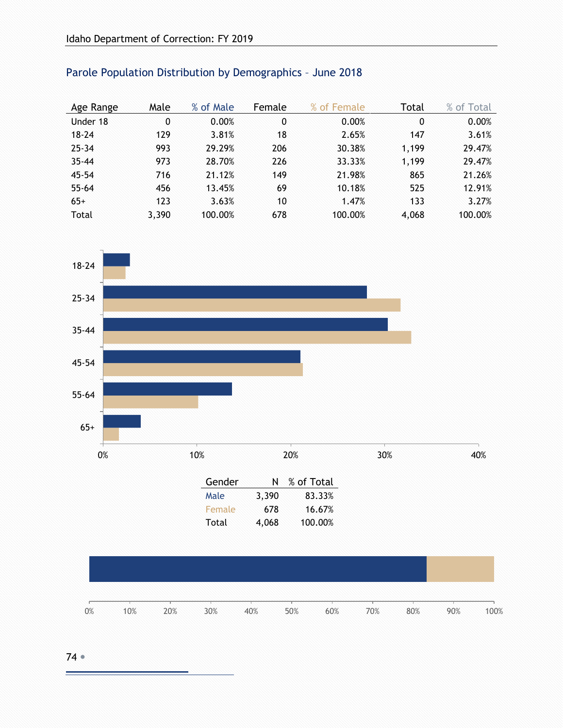## Parole Population Distribution by Demographics – June 2018

| Age Range | Male | % of Male | Female | % of Female | Total | % of Total |
|---|---|---|---|---|---|---|
| Under 18 | 0 | 0.00% | 0 | 0.00% | 0 | 0.00% |
| 18-24 | 129 | 3.81% | 18 | 2.65% | 147 | 3.61% |
| 25-34 | 993 | 29.29% | 206 | 30.38% | 1,199 | 29.47% |
| 35-44 | 973 | 28.70% | 226 | 33.33% | 1,199 | 29.47% |
| 45-54 | 716 | 21.12% | 149 | 21.98% | 865 | 21.26% |
| 55-64 | 456 | 13.45% | 69 | 10.18% | 525 | 12.91% |
| 65+ | 123 | 3.63% | 10 | 1.47% | 133 | 3.27% |
| Total | 3,390 | 100.00% | 678 | 100.00% | 4,068 | 100.00% |

| Gender | N | % of Total |
|---|---|---|
| Male | 3,390 | 83.33% |
| Female | 678 | 16.67% |
| Total | 4,068 | 100.00% |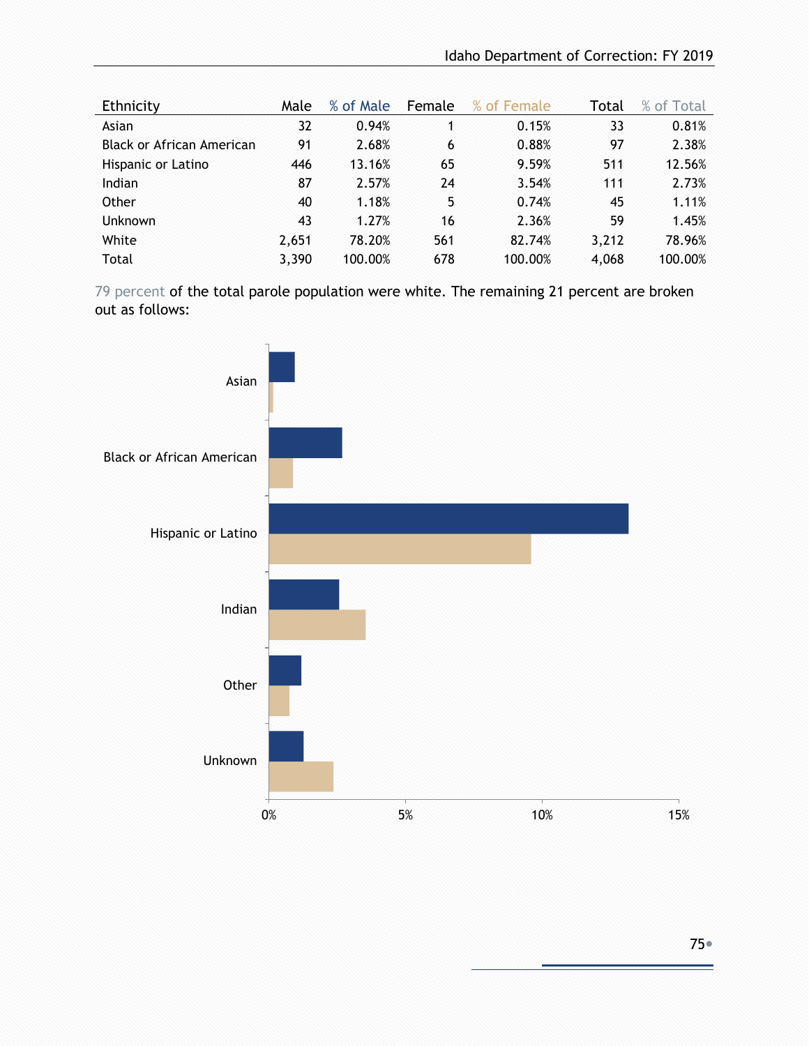| Ethnicity | Male | % of Male | Female | % of Female | Total | % of Total |
|---|---|---|---|---|---|---|
| Asian | 32 | 0.94% | 1 | 0.15% | 33 | 0.81% |
| Black or African American | 91 | 2.68% | 6 | 0.88% | 97 | 2.38% |
| Hispanic or Latino | 446 | 13.16% | 65 | 9.59% | 511 | 12.56% |
| Indian | 87 | 2.57% | 24 | 3.54% | 111 | 2.73% |
| Other | 40 | 1.18% | 5 | 0.74% | 45 | 1.11% |
| Unknown | 43 | 1.27% | 16 | 2.36% | 59 | 1.45% |
| White | 2,651 | 78.20% | 561 | 82.74% | 3,212 | 78.96% |
| Total | 3,390 | 100.00% | 678 | 100.00% | 4,068 | 100.00% |

79 percent of the total parole population were white. The remaining 21 percent are broken out as follows:

| Ethnicity | % of Male | % of Female |
|---|---|---|
| Asian | 0.94% | 0.15% |
| Black or African American | 2.68% | 0.88% |
| Hispanic or Latino | 13.16% | 9.59% |
| Indian | 2.57% | 3.54% |
| Other | 1.18% | 0.74% |
| Unknown | 1.27% | 2.36% |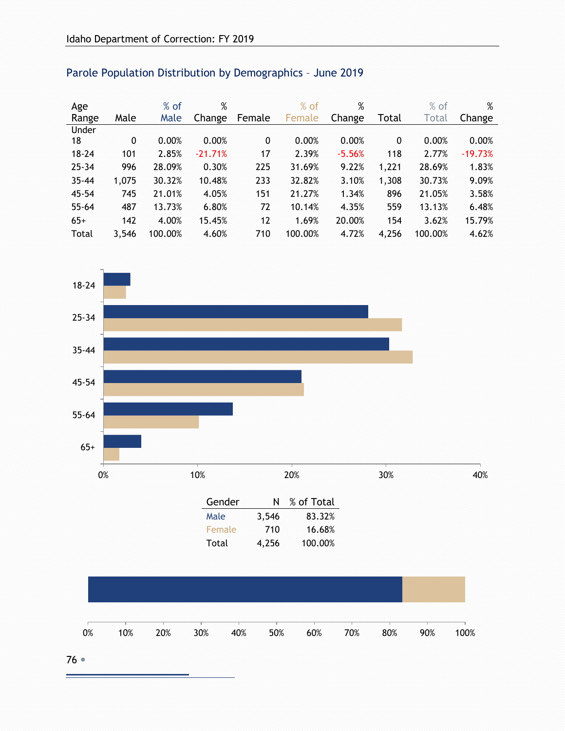## Parole Population Distribution by Demographics – June 2019

| Age Range | Male | % of Male | % Change | Female | % of Female | % Change | Total | % of Total | % Change |
|---|---|---|---|---|---|---|---|---|---|
| Under 18 | 0 | 0.00% | 0.00% | 0 | 0.00% | 0.00% | 0 | 0.00% | 0.00% |
| 18-24 | 101 | 2.85% | -21.71% | 17 | 2.39% | -5.56% | 118 | 2.77% | -19.73% |
| 25-34 | 996 | 28.09% | 0.30% | 225 | 31.69% | 9.22% | 1,221 | 28.69% | 1.83% |
| 35-44 | 1,075 | 30.32% | 10.48% | 233 | 32.82% | 3.10% | 1,308 | 30.73% | 9.09% |
| 45-54 | 745 | 21.01% | 4.05% | 151 | 21.27% | 1.34% | 896 | 21.05% | 3.58% |
| 55-64 | 487 | 13.73% | 6.80% | 72 | 10.14% | 4.35% | 559 | 13.13% | 6.48% |
| 65+ | 142 | 4.00% | 15.45% | 12 | 1.69% | 20.00% | 154 | 3.62% | 15.79% |
| Total | 3,546 | 100.00% | 4.60% | 710 | 100.00% | 4.72% | 4,256 | 100.00% | 4.62% |

| Gender | N | % of Total |
|---|---|---|
| Male | 3,546 | 83.32% |
| Female | 710 | 16.68% |
| Total | 4,256 | 100.00% |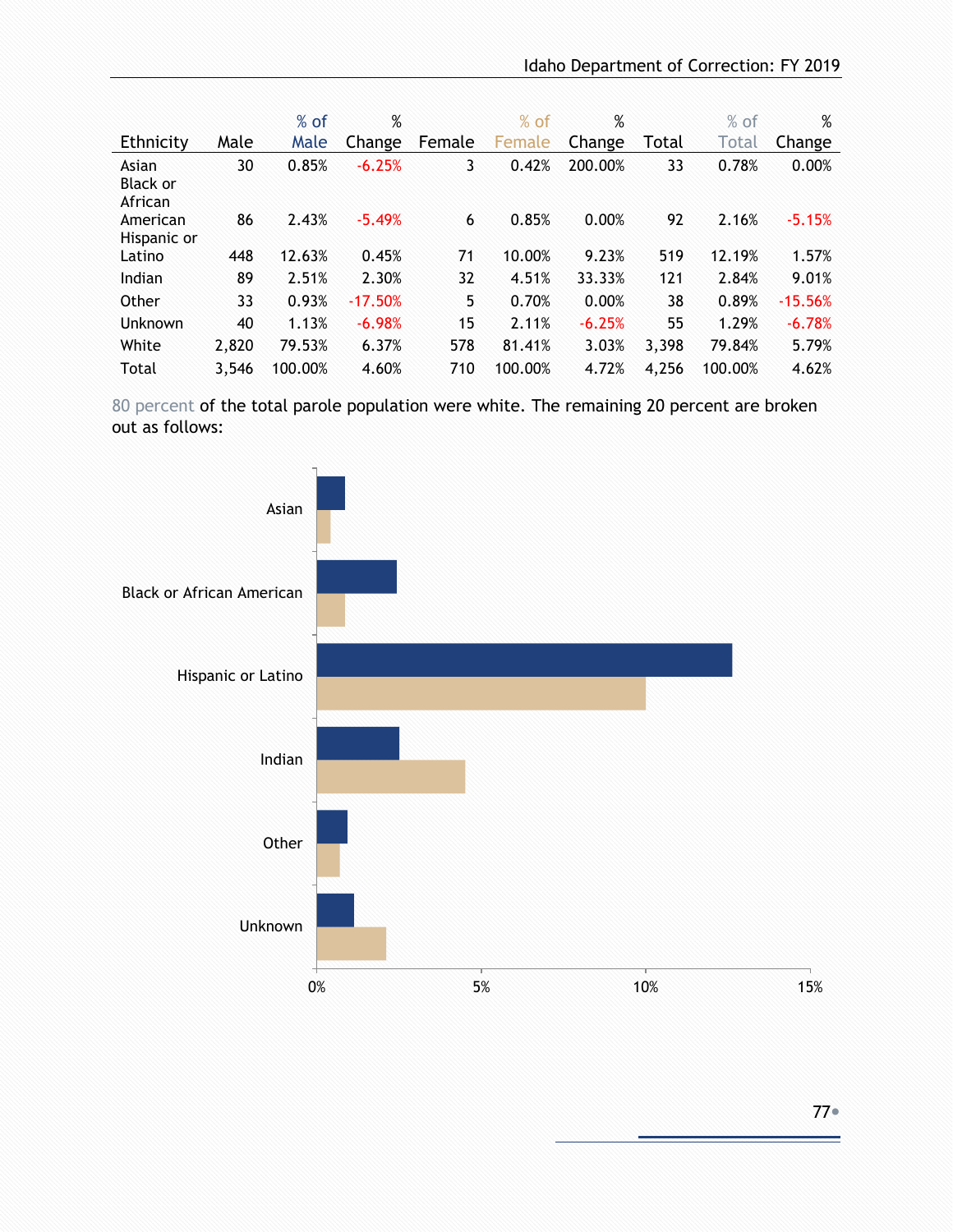| Ethnicity | Male | % of Male | % Change | Female | % of Female | % Change | Total | % of Total | % Change |
|---|---|---|---|---|---|---|---|---|---|
| Asian | 30 | 0.85% | -6.25% | 3 | 0.42% | 200.00% | 33 | 0.78% | 0.00% |
| Black or African American | 86 | 2.43% | -5.49% | 6 | 0.85% | 0.00% | 92 | 2.16% | -5.15% |
| Hispanic or Latino | 448 | 12.63% | 0.45% | 71 | 10.00% | 9.23% | 519 | 12.19% | 1.57% |
| Indian | 89 | 2.51% | 2.30% | 32 | 4.51% | 33.33% | 121 | 2.84% | 9.01% |
| Other | 33 | 0.93% | -17.50% | 5 | 0.70% | 0.00% | 38 | 0.89% | -15.56% |
| Unknown | 40 | 1.13% | -6.98% | 15 | 2.11% | -6.25% | 55 | 1.29% | -6.78% |
| White | 2,820 | 79.53% | 6.37% | 578 | 81.41% | 3.03% | 3,398 | 79.84% | 5.79% |
| Total | 3,546 | 100.00% | 4.60% | 710 | 100.00% | 4.72% | 4,256 | 100.00% | 4.62% |

80 percent of the total parole population were white. The remaining 20 percent are broken out as follows:

Asian
Black or African American
Hispanic or Latino
Indian
Other
Unknown

0% 5% 10% 15%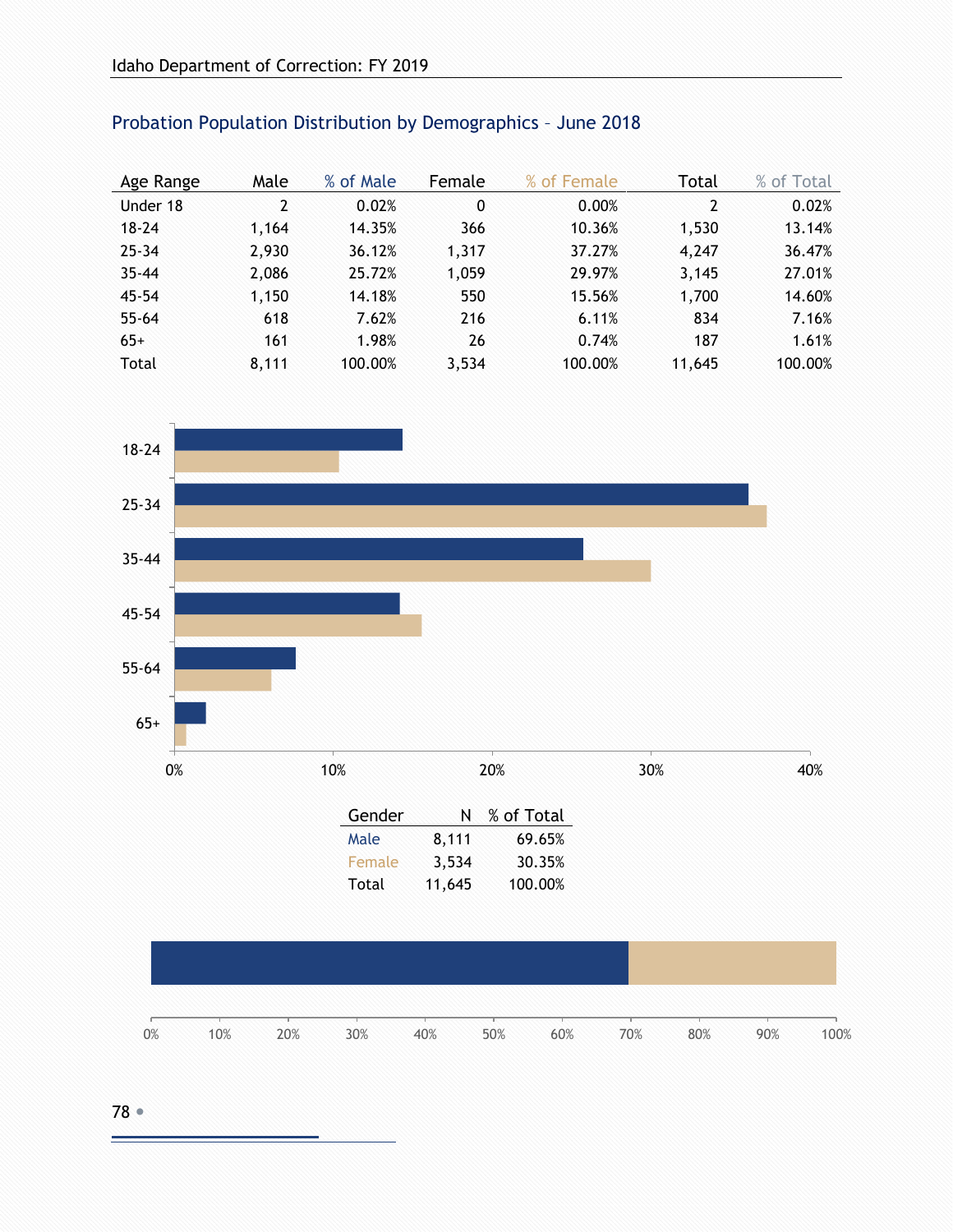## Probation Population Distribution by Demographics – June 2018

| Age Range | Male | % of Male | Female | % of Female | Total | % of Total |
|---|---|---|---|---|---|---|
| Under 18 | 2 | 0.02% | 0 | 0.00% | 2 | 0.02% |
| 18-24 | 1,164 | 14.35% | 366 | 10.36% | 1,530 | 13.14% |
| 25-34 | 2,930 | 36.12% | 1,317 | 37.27% | 4,247 | 36.47% |
| 35-44 | 2,086 | 25.72% | 1,059 | 29.97% | 3,145 | 27.01% |
| 45-54 | 1,150 | 14.18% | 550 | 15.56% | 1,700 | 14.60% |
| 55-64 | 618 | 7.62% | 216 | 6.11% | 834 | 7.16% |
| 65+ | 161 | 1.98% | 26 | 0.74% | 187 | 1.61% |
| Total | 8,111 | 100.00% | 3,534 | 100.00% | 11,645 | 100.00% |

| Gender | N | % of Total |
|---|---|---|
| Male | 8,111 | 69.65% |
| Female | 3,534 | 30.35% |
| Total | 11,645 | 100.00% |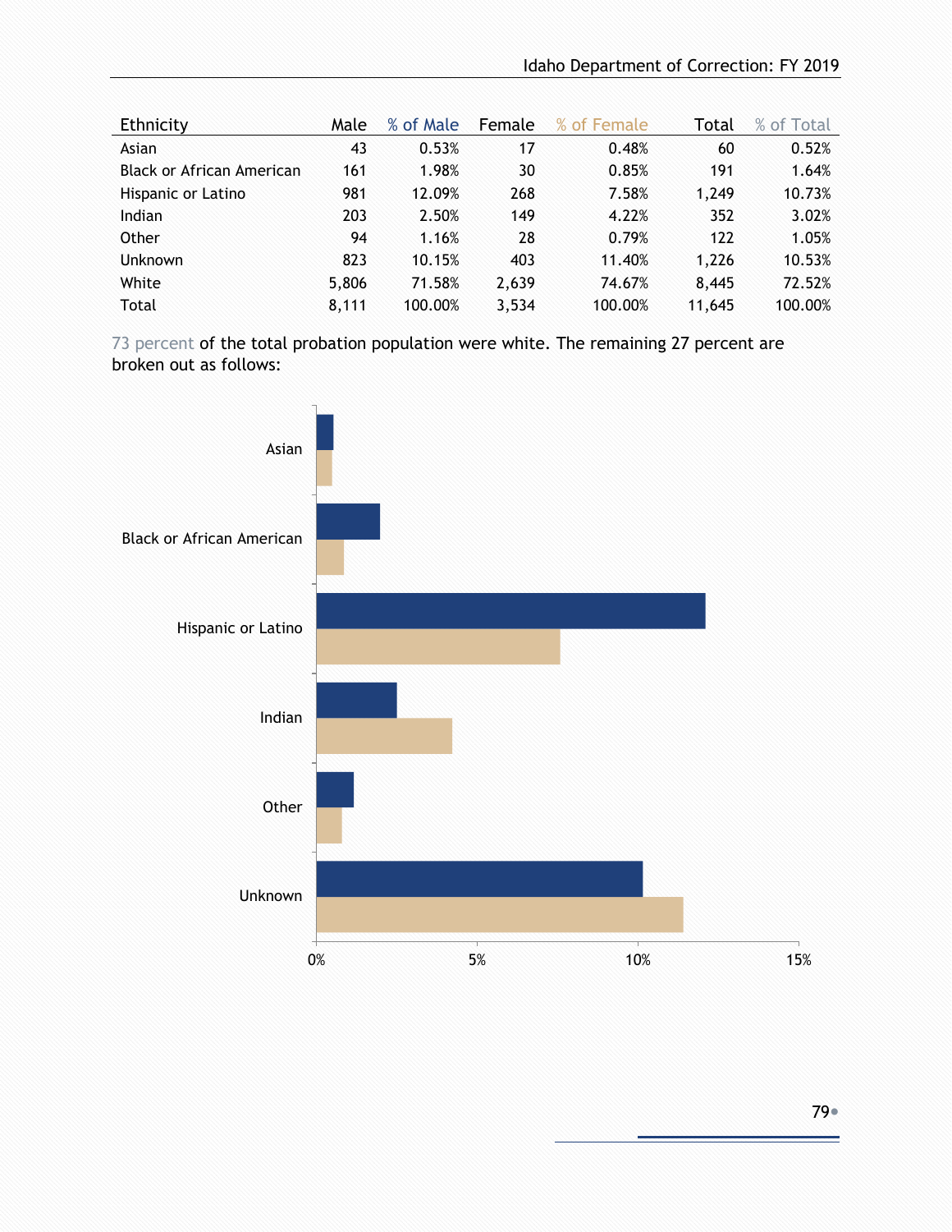| Ethnicity | Male | % of Male | Female | % of Female | Total | % of Total |
|---|---|---|---|---|---|---|
| Asian | 43 | 0.53% | 17 | 0.48% | 60 | 0.52% |
| Black or African American | 161 | 1.98% | 30 | 0.85% | 191 | 1.64% |
| Hispanic or Latino | 981 | 12.09% | 268 | 7.58% | 1,249 | 10.73% |
| Indian | 203 | 2.50% | 149 | 4.22% | 352 | 3.02% |
| Other | 94 | 1.16% | 28 | 0.79% | 122 | 1.05% |
| Unknown | 823 | 10.15% | 403 | 11.40% | 1,226 | 10.53% |
| White | 5,806 | 71.58% | 2,639 | 74.67% | 8,445 | 72.52% |
| Total | 8,111 | 100.00% | 3,534 | 100.00% | 11,645 | 100.00% |

73 percent of the total probation population were white. The remaining 27 percent are broken out as follows: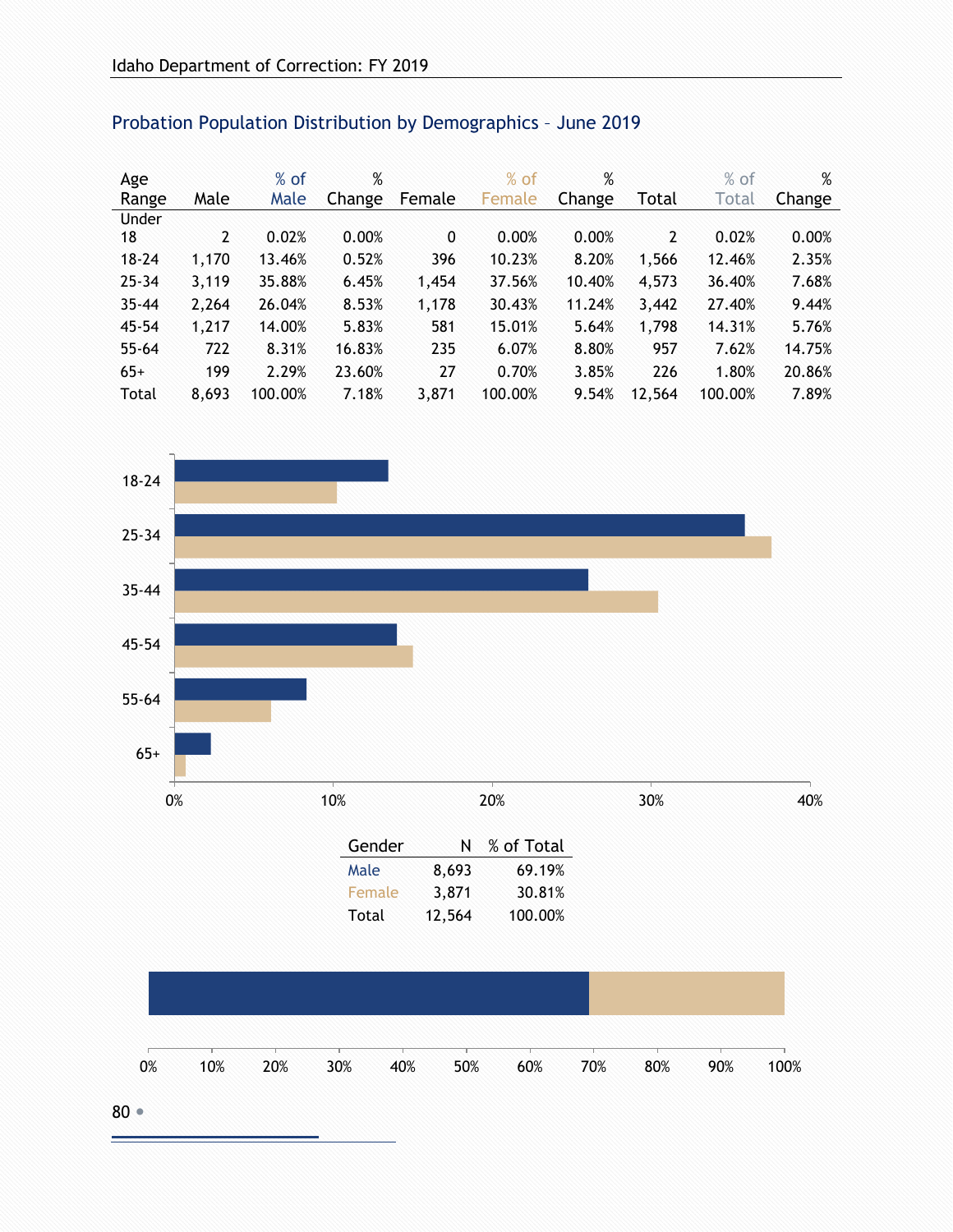## Probation Population Distribution by Demographics – June 2019

| Age Range | Male | % of Male | % Change | Female | % of Female | % Change | Total | % of Total | % Change |
|---|---|---|---|---|---|---|---|---|---|
| Under 18 | 2 | 0.02% | 0.00% | 0 | 0.00% | 0.00% | 2 | 0.02% | 0.00% |
| 18-24 | 1,170 | 13.46% | 0.52% | 396 | 10.23% | 8.20% | 1,566 | 12.46% | 2.35% |
| 25-34 | 3,119 | 35.88% | 6.45% | 1,454 | 37.56% | 10.40% | 4,573 | 36.40% | 7.68% |
| 35-44 | 2,264 | 26.04% | 8.53% | 1,178 | 30.43% | 11.24% | 3,442 | 27.40% | 9.44% |
| 45-54 | 1,217 | 14.00% | 5.83% | 581 | 15.01% | 5.64% | 1,798 | 14.31% | 5.76% |
| 55-64 | 722 | 8.31% | 16.83% | 235 | 6.07% | 8.80% | 957 | 7.62% | 14.75% |
| 65+ | 199 | 2.29% | 23.60% | 27 | 0.70% | 3.85% | 226 | 1.80% | 20.86% |
| Total | 8,693 | 100.00% | 7.18% | 3,871 | 100.00% | 9.54% | 12,564 | 100.00% | 7.89% |

| Gender | N | % of Total |
|---|---|---|
| Male | 8,693 | 69.19% |
| Female | 3,871 | 30.81% |
| Total | 12,564 | 100.00% |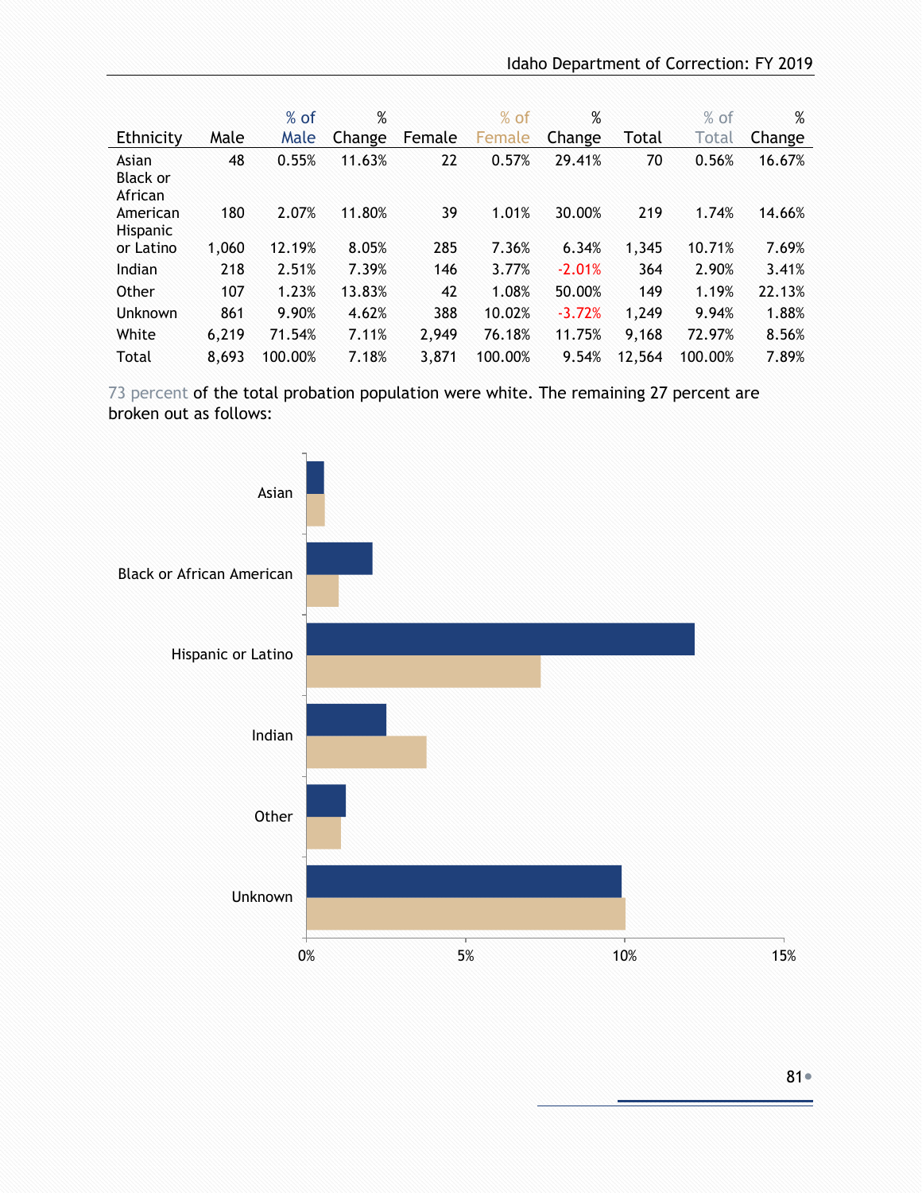| Ethnicity | Male | % of Male | % Change | Female | % of Female | % Change | Total | % of Total | % Change |
|---|---|---|---|---|---|---|---|---|---|
| Asian | 48 | 0.55% | 11.63% | 22 | 0.57% | 29.41% | 70 | 0.56% | 16.67% |
| Black or African American | 180 | 2.07% | 11.80% | 39 | 1.01% | 30.00% | 219 | 1.74% | 14.66% |
| Hispanic or Latino | 1,060 | 12.19% | 8.05% | 285 | 7.36% | 6.34% | 1,345 | 10.71% | 7.69% |
| Indian | 218 | 2.51% | 7.39% | 146 | 3.77% | -2.01% | 364 | 2.90% | 3.41% |
| Other | 107 | 1.23% | 13.83% | 42 | 1.08% | 50.00% | 149 | 1.19% | 22.13% |
| Unknown | 861 | 9.90% | 4.62% | 388 | 10.02% | -3.72% | 1,249 | 9.94% | 1.88% |
| White | 6,219 | 71.54% | 7.11% | 2,949 | 76.18% | 11.75% | 9,168 | 72.97% | 8.56% |
| Total | 8,693 | 100.00% | 7.18% | 3,871 | 100.00% | 9.54% | 12,564 | 100.00% | 7.89% |

73 percent of the total probation population were white. The remaining 27 percent are broken out as follows: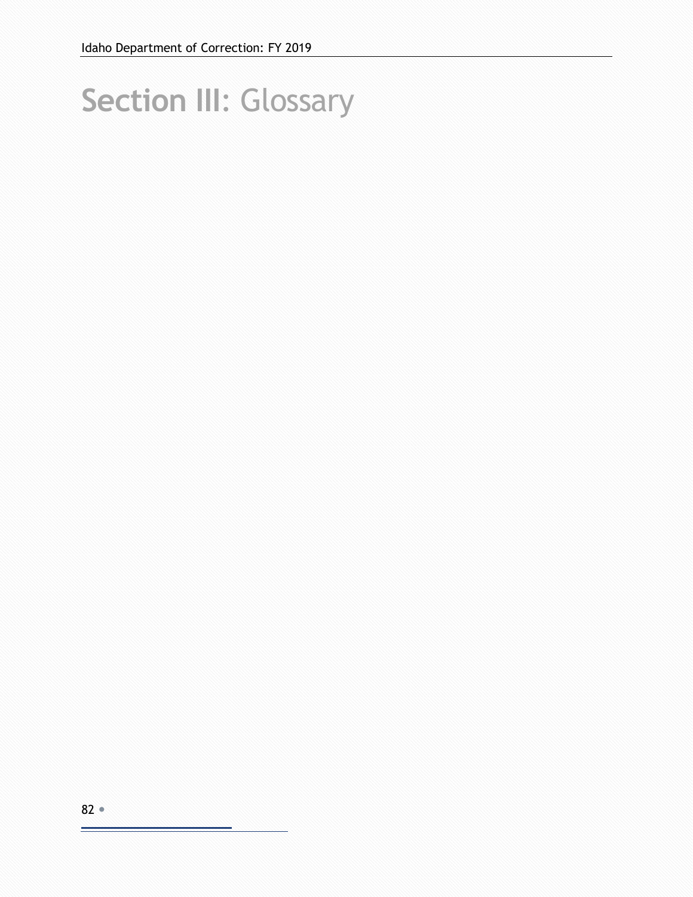# Section III: Glossary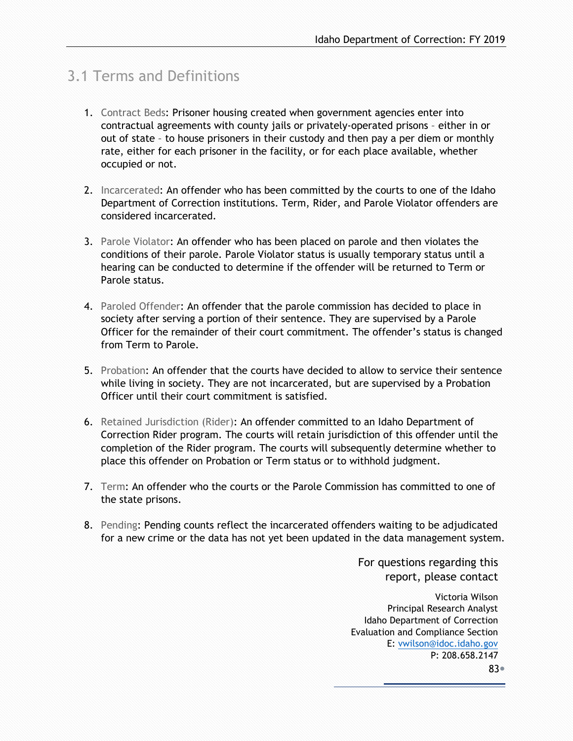## 3.1 Terms and Definitions

1. Contract Beds: Prisoner housing created when government agencies enter into contractual agreements with county jails or privately-operated prisons – either in or out of state – to house prisoners in their custody and then pay a per diem or monthly rate, either for each prisoner in the facility, or for each place available, whether occupied or not.

2. Incarcerated: An offender who has been committed by the courts to one of the Idaho Department of Correction institutions. Term, Rider, and Parole Violator offenders are considered incarcerated.

3. Parole Violator: An offender who has been placed on parole and then violates the conditions of their parole. Parole Violator status is usually temporary status until a hearing can be conducted to determine if the offender will be returned to Term or Parole status.

4. Paroled Offender: An offender that the parole commission has decided to place in society after serving a portion of their sentence. They are supervised by a Parole Officer for the remainder of their court commitment. The offender's status is changed from Term to Parole.

5. Probation: An offender that the courts have decided to allow to service their sentence while living in society. They are not incarcerated, but are supervised by a Probation Officer until their court commitment is satisfied.

6. Retained Jurisdiction (Rider): An offender committed to an Idaho Department of Correction Rider program. The courts will retain jurisdiction of this offender until the completion of the Rider program. The courts will subsequently determine whether to place this offender on Probation or Term status or to withhold judgment.

7. Term: An offender who the courts or the Parole Commission has committed to one of the state prisons.

8. Pending: Pending counts reflect the incarcerated offenders waiting to be adjudicated for a new crime or the data has not yet been updated in the data management system.

For questions regarding this report, please contact

Victoria Wilson
Principal Research Analyst
Idaho Department of Correction
Evaluation and Compliance Section
E: vwilson@idoc.idaho.gov
P: 208.658.2147